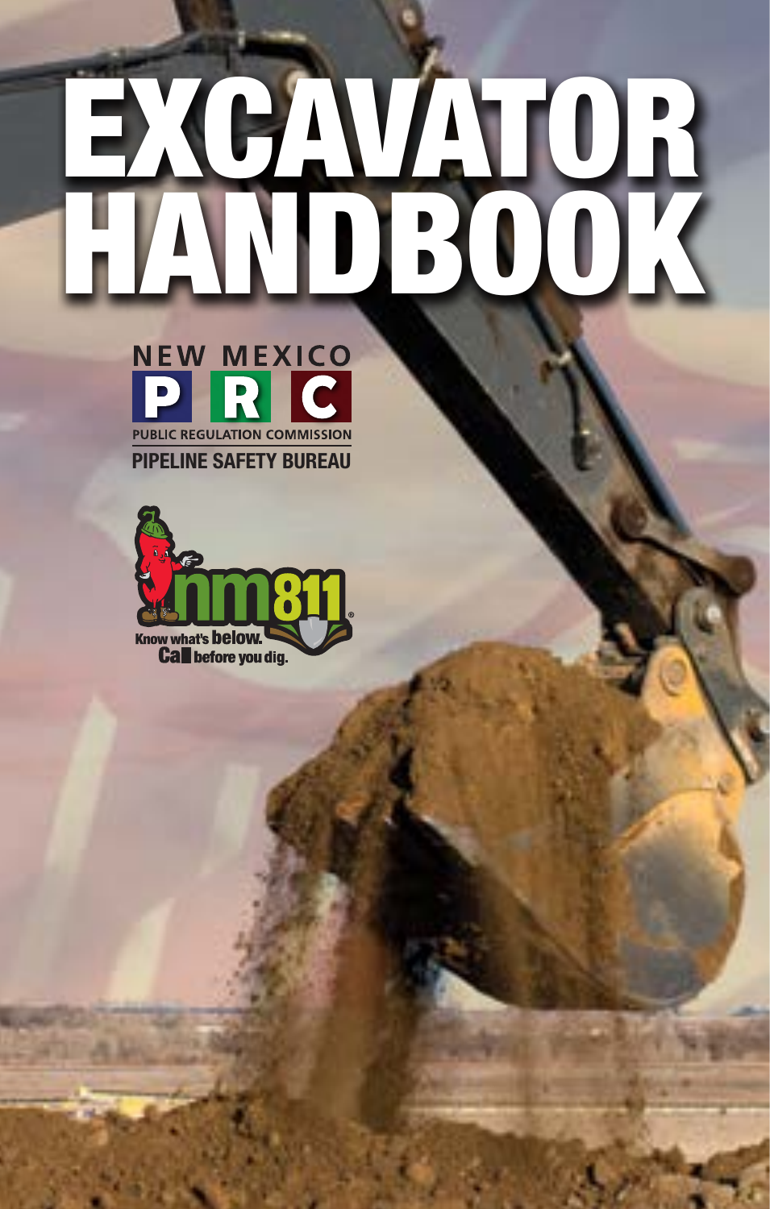# EXCAVATOR HANDBOOK

NEW MEXICO PRC

PUBLIC REGULATION COMMISSION

PIPELINE SAFETY BUREAU

nm811

Know what's below. Call before you dig.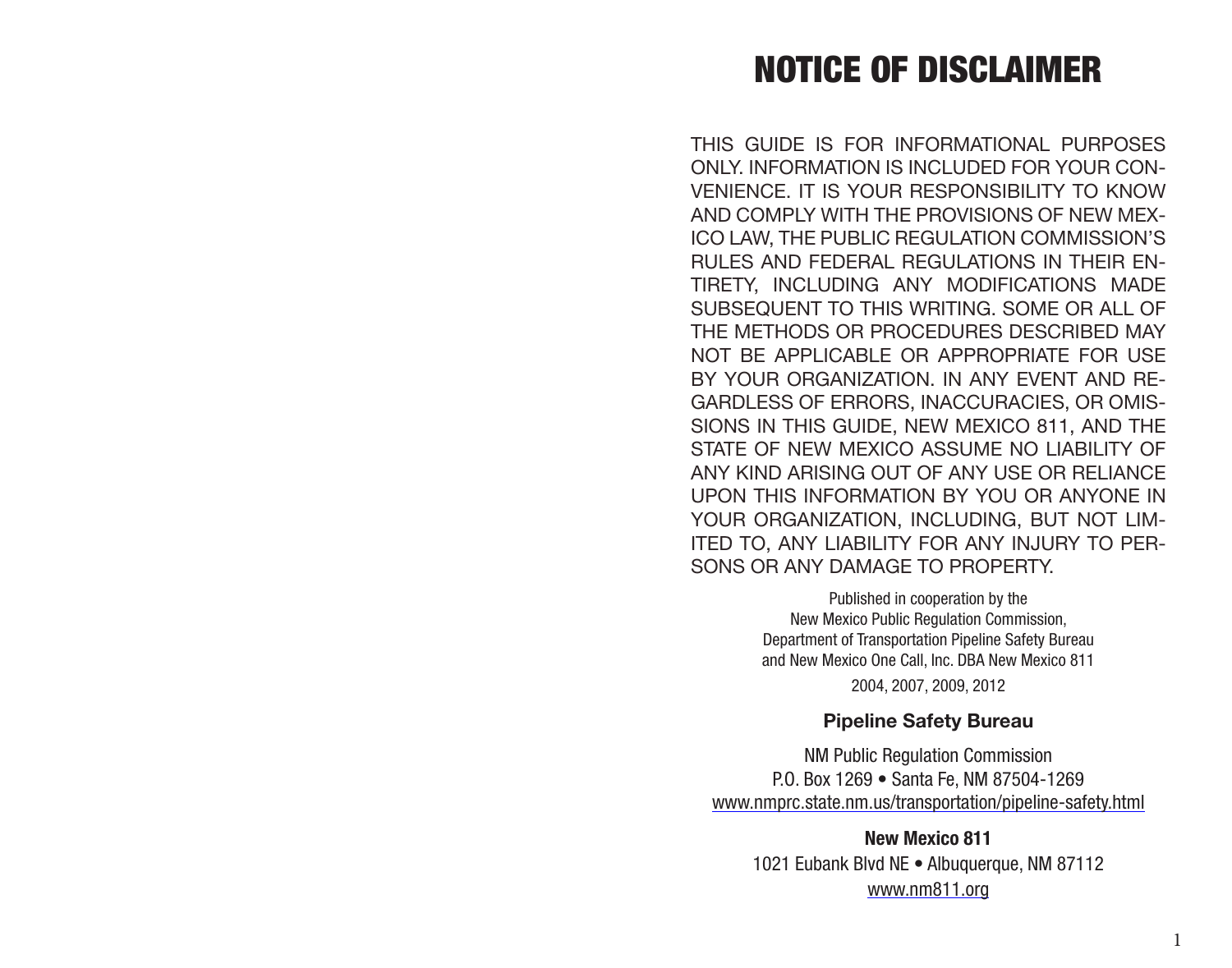# NOTICE OF DISCLAIMER

THIS GUIDE IS FOR INFORMATIONAL PURPOSES ONLY. INFORMATION IS INCLUDED FOR YOUR CONVENIENCE. IT IS YOUR RESPONSIBILITY TO KNOW AND COMPLY WITH THE PROVISIONS OF NEW MEXICO LAW, THE PUBLIC REGULATION COMMISSION'S RULES AND FEDERAL REGULATIONS IN THEIR ENTIRETY, INCLUDING ANY MODIFICATIONS MADE SUBSEQUENT TO THIS WRITING. SOME OR ALL OF THE METHODS OR PROCEDURES DESCRIBED MAY NOT BE APPLICABLE OR APPROPRIATE FOR USE BY YOUR ORGANIZATION. IN ANY EVENT AND REGARDLESS OF ERRORS, INACCURACIES, OR OMISSIONS IN THIS GUIDE, NEW MEXICO 811, AND THE STATE OF NEW MEXICO ASSUME NO LIABILITY OF ANY KIND ARISING OUT OF ANY USE OR RELIANCE UPON THIS INFORMATION BY YOU OR ANYONE IN YOUR ORGANIZATION, INCLUDING, BUT NOT LIMITED TO, ANY LIABILITY FOR ANY INJURY TO PERSONS OR ANY DAMAGE TO PROPERTY.

Published in cooperation by the
New Mexico Public Regulation Commission,
Department of Transportation Pipeline Safety Bureau
and New Mexico One Call, Inc. DBA New Mexico 811

2004, 2007, 2009, 2012

**Pipeline Safety Bureau**

NM Public Regulation Commission
P.O. Box 1269 • Santa Fe, NM 87504-1269
www.nmprc.state.nm.us/transportation/pipeline-safety.html

**New Mexico 811**

1021 Eubank Blvd NE • Albuquerque, NM 87112
www.nm811.org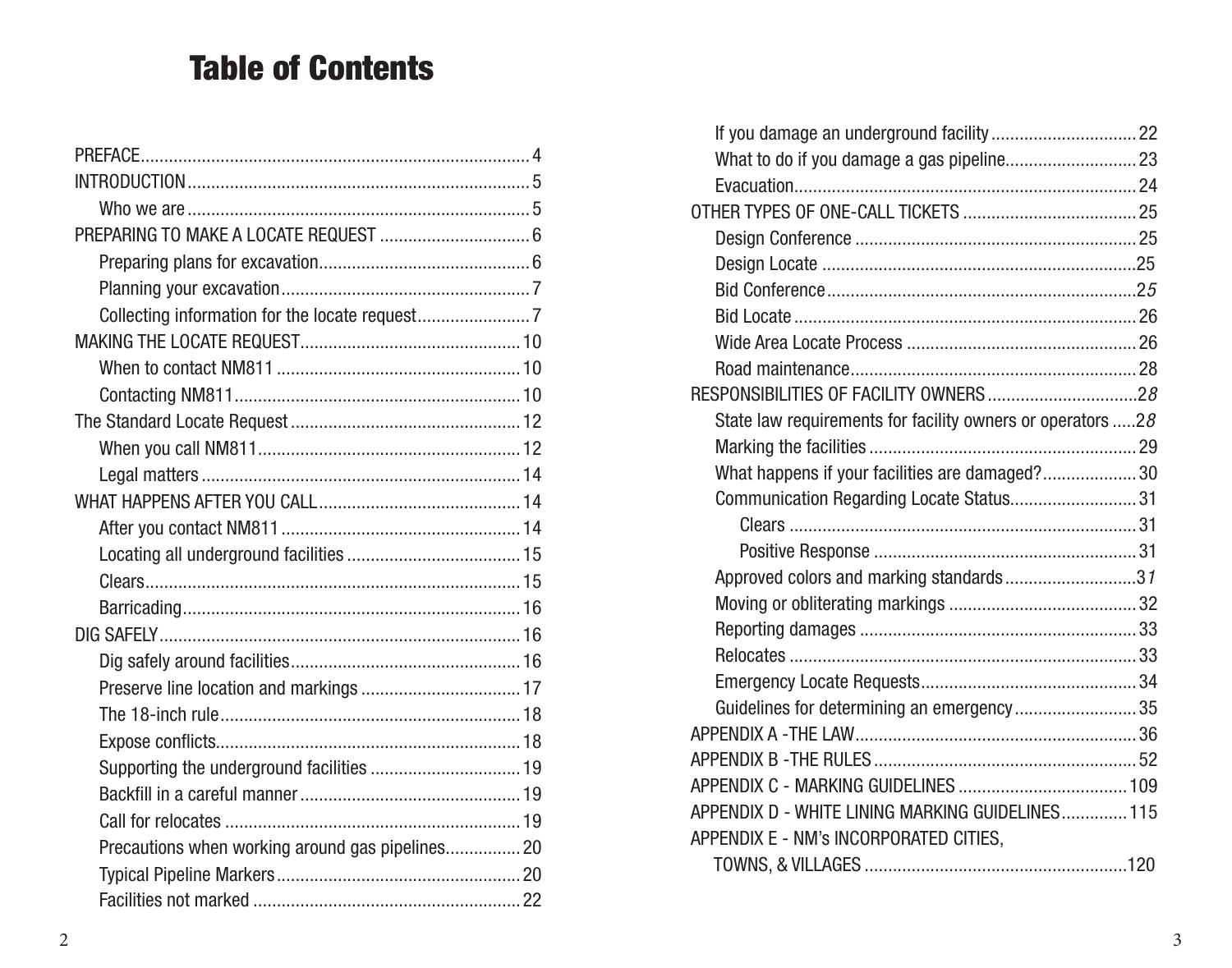# Table of Contents

- PREFACE .... 4
- INTRODUCTION .... 5
  - Who we are .... 5
- PREPARING TO MAKE A LOCATE REQUEST .... 6
  - Preparing plans for excavation .... 6
  - Planning your excavation .... 7
  - Collecting information for the locate request .... 7
- MAKING THE LOCATE REQUEST .... 10
  - When to contact NM811 .... 10
  - Contacting NM811 .... 10
- The Standard Locate Request .... 12
  - When you call NM811 .... 12
  - Legal matters .... 14
- WHAT HAPPENS AFTER YOU CALL .... 14
  - After you contact NM811 .... 14
  - Locating all underground facilities .... 15
  - Clears .... 15
  - Barricading .... 16
- DIG SAFELY .... 16
  - Dig safely around facilities .... 16
  - Preserve line location and markings .... 17
  - The 18-inch rule .... 18
  - Expose conflicts .... 18
  - Supporting the underground facilities .... 19
  - Backfill in a careful manner .... 19
  - Call for relocates .... 19
  - Precautions when working around gas pipelines .... 20
  - Typical Pipeline Markers .... 20
  - Facilities not marked .... 22
  - If you damage an underground facility .... 22
  - What to do if you damage a gas pipeline .... 23
  - Evacuation .... 24
- OTHER TYPES OF ONE-CALL TICKETS .... 25
  - Design Conference .... 25
  - Design Locate .... 25
  - Bid Conference .... 25
  - Bid Locate .... 26
  - Wide Area Locate Process .... 26
  - Road maintenance .... 28
- RESPONSIBILITIES OF FACILITY OWNERS .... 28
  - State law requirements for facility owners or operators .... 28
  - Marking the facilities .... 29
  - What happens if your facilities are damaged? .... 30
  - Communication Regarding Locate Status .... 31
    - Clears .... 31
    - Positive Response .... 31
  - Approved colors and marking standards .... 31
  - Moving or obliterating markings .... 32
  - Reporting damages .... 33
  - Relocates .... 33
  - Emergency Locate Requests .... 34
  - Guidelines for determining an emergency .... 35
- APPENDIX A -THE LAW .... 36
- APPENDIX B -THE RULES .... 52
- APPENDIX C - MARKING GUIDELINES .... 109
- APPENDIX D - WHITE LINING MARKING GUIDELINES .... 115
- APPENDIX E - NM's INCORPORATED CITIES, TOWNS, & VILLAGES .... 120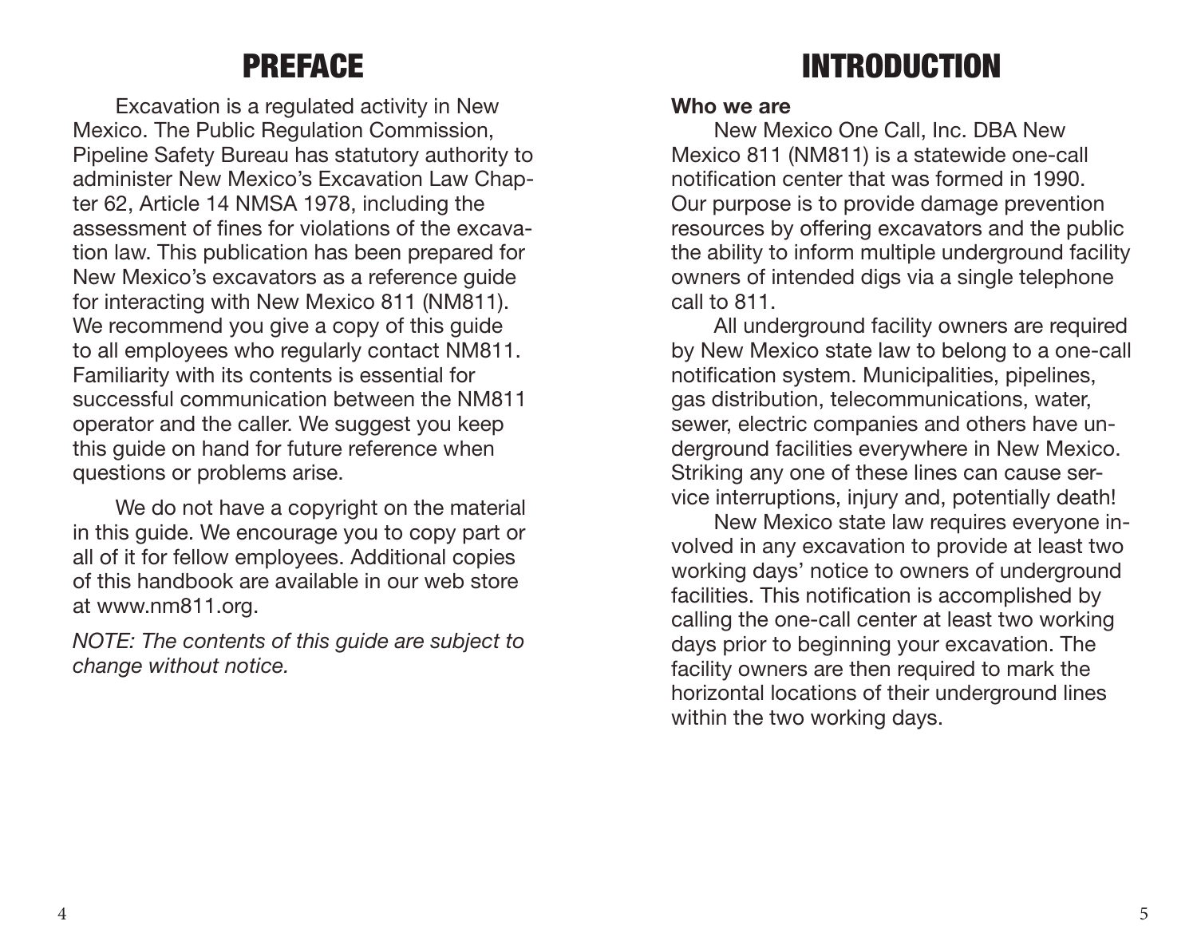# PREFACE

Excavation is a regulated activity in New Mexico. The Public Regulation Commission, Pipeline Safety Bureau has statutory authority to administer New Mexico's Excavation Law Chapter 62, Article 14 NMSA 1978, including the assessment of fines for violations of the excavation law. This publication has been prepared for New Mexico's excavators as a reference guide for interacting with New Mexico 811 (NM811). We recommend you give a copy of this guide to all employees who regularly contact NM811. Familiarity with its contents is essential for successful communication between the NM811 operator and the caller. We suggest you keep this guide on hand for future reference when questions or problems arise.

We do not have a copyright on the material in this guide. We encourage you to copy part or all of it for fellow employees. Additional copies of this handbook are available in our web store at www.nm811.org.

*NOTE: The contents of this guide are subject to change without notice.*

# INTRODUCTION

**Who we are**

New Mexico One Call, Inc. DBA New Mexico 811 (NM811) is a statewide one-call notification center that was formed in 1990. Our purpose is to provide damage prevention resources by offering excavators and the public the ability to inform multiple underground facility owners of intended digs via a single telephone call to 811.

All underground facility owners are required by New Mexico state law to belong to a one-call notification system. Municipalities, pipelines, gas distribution, telecommunications, water, sewer, electric companies and others have underground facilities everywhere in New Mexico. Striking any one of these lines can cause service interruptions, injury and, potentially death!

New Mexico state law requires everyone involved in any excavation to provide at least two working days' notice to owners of underground facilities. This notification is accomplished by calling the one-call center at least two working days prior to beginning your excavation. The facility owners are then required to mark the horizontal locations of their underground lines within the two working days.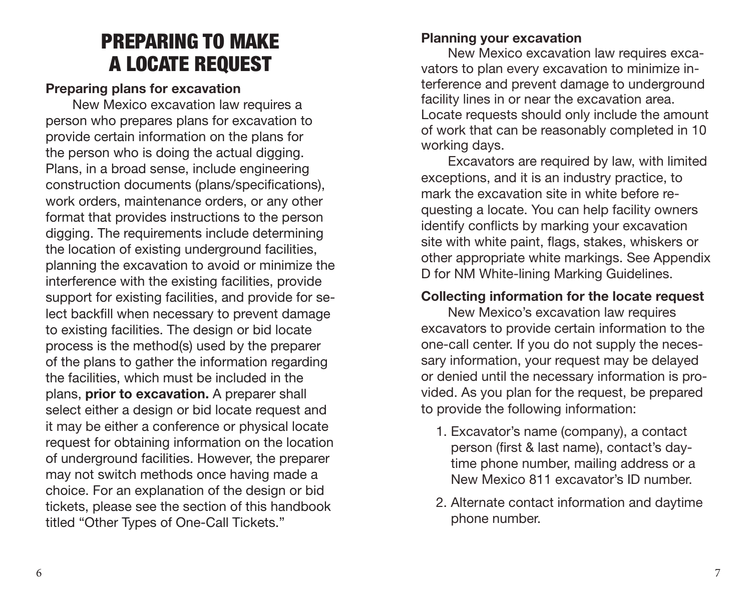# PREPARING TO MAKE A LOCATE REQUEST

### Preparing plans for excavation

New Mexico excavation law requires a person who prepares plans for excavation to provide certain information on the plans for the person who is doing the actual digging. Plans, in a broad sense, include engineering construction documents (plans/specifications), work orders, maintenance orders, or any other format that provides instructions to the person digging. The requirements include determining the location of existing underground facilities, planning the excavation to avoid or minimize the interference with the existing facilities, provide support for existing facilities, and provide for select backfill when necessary to prevent damage to existing facilities. The design or bid locate process is the method(s) used by the preparer of the plans to gather the information regarding the facilities, which must be included in the plans, **prior to excavation.** A preparer shall select either a design or bid locate request and it may be either a conference or physical locate request for obtaining information on the location of underground facilities. However, the preparer may not switch methods once having made a choice. For an explanation of the design or bid tickets, please see the section of this handbook titled "Other Types of One-Call Tickets."

### Planning your excavation

New Mexico excavation law requires excavators to plan every excavation to minimize interference and prevent damage to underground facility lines in or near the excavation area. Locate requests should only include the amount of work that can be reasonably completed in 10 working days.

Excavators are required by law, with limited exceptions, and it is an industry practice, to mark the excavation site in white before requesting a locate. You can help facility owners identify conflicts by marking your excavation site with white paint, flags, stakes, whiskers or other appropriate white markings. See Appendix D for NM White-lining Marking Guidelines.

### Collecting information for the locate request

New Mexico's excavation law requires excavators to provide certain information to the one-call center. If you do not supply the necessary information, your request may be delayed or denied until the necessary information is provided. As you plan for the request, be prepared to provide the following information:

1. Excavator's name (company), a contact person (first & last name), contact's daytime phone number, mailing address or a New Mexico 811 excavator's ID number.
2. Alternate contact information and daytime phone number.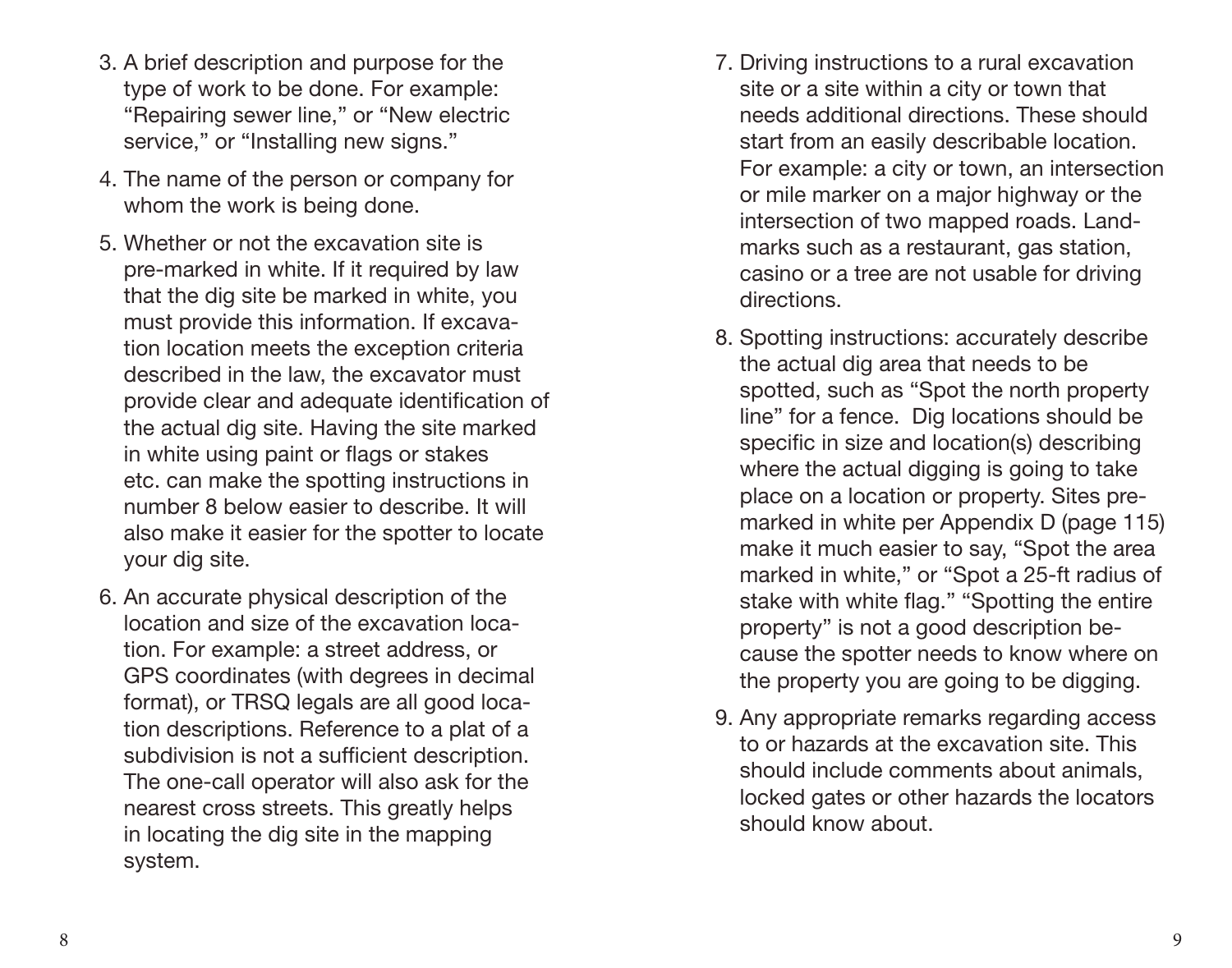3. A brief description and purpose for the type of work to be done. For example: "Repairing sewer line," or "New electric service," or "Installing new signs."

4. The name of the person or company for whom the work is being done.

5. Whether or not the excavation site is pre-marked in white. If it required by law that the dig site be marked in white, you must provide this information. If excavation location meets the exception criteria described in the law, the excavator must provide clear and adequate identification of the actual dig site. Having the site marked in white using paint or flags or stakes etc. can make the spotting instructions in number 8 below easier to describe. It will also make it easier for the spotter to locate your dig site.

6. An accurate physical description of the location and size of the excavation location. For example: a street address, or GPS coordinates (with degrees in decimal format), or TRSQ legals are all good location descriptions. Reference to a plat of a subdivision is not a sufficient description. The one-call operator will also ask for the nearest cross streets. This greatly helps in locating the dig site in the mapping system.

7. Driving instructions to a rural excavation site or a site within a city or town that needs additional directions. These should start from an easily describable location. For example: a city or town, an intersection or mile marker on a major highway or the intersection of two mapped roads. Landmarks such as a restaurant, gas station, casino or a tree are not usable for driving directions.

8. Spotting instructions: accurately describe the actual dig area that needs to be spotted, such as "Spot the north property line" for a fence. Dig locations should be specific in size and location(s) describing where the actual digging is going to take place on a location or property. Sites pre-marked in white per Appendix D (page 115) make it much easier to say, "Spot the area marked in white," or "Spot a 25-ft radius of stake with white flag." "Spotting the entire property" is not a good description because the spotter needs to know where on the property you are going to be digging.

9. Any appropriate remarks regarding access to or hazards at the excavation site. This should include comments about animals, locked gates or other hazards the locators should know about.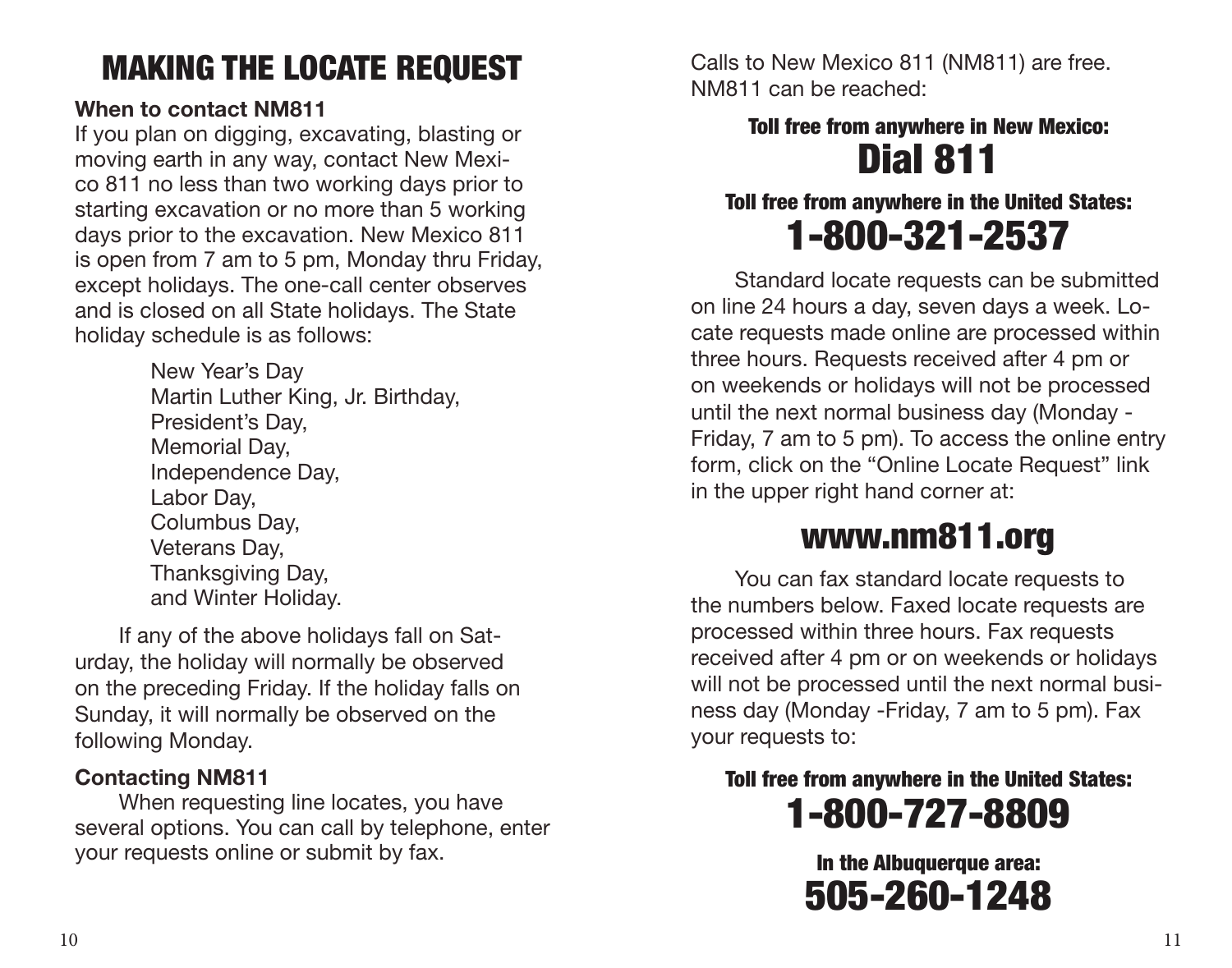# MAKING THE LOCATE REQUEST

**When to contact NM811**

If you plan on digging, excavating, blasting or moving earth in any way, contact New Mexico 811 no less than two working days prior to starting excavation or no more than 5 working days prior to the excavation. New Mexico 811 is open from 7 am to 5 pm, Monday thru Friday, except holidays. The one-call center observes and is closed on all State holidays. The State holiday schedule is as follows:

New Year's Day
Martin Luther King, Jr. Birthday,
President's Day,
Memorial Day,
Independence Day,
Labor Day,
Columbus Day,
Veterans Day,
Thanksgiving Day,
and Winter Holiday.

If any of the above holidays fall on Saturday, the holiday will normally be observed on the preceding Friday. If the holiday falls on Sunday, it will normally be observed on the following Monday.

**Contacting NM811**

When requesting line locates, you have several options. You can call by telephone, enter your requests online or submit by fax.

Calls to New Mexico 811 (NM811) are free. NM811 can be reached:

**Toll free from anywhere in New Mexico:**

## Dial 811

**Toll free from anywhere in the United States:**

## 1-800-321-2537

Standard locate requests can be submitted on line 24 hours a day, seven days a week. Locate requests made online are processed within three hours. Requests received after 4 pm or on weekends or holidays will not be processed until the next normal business day (Monday - Friday, 7 am to 5 pm). To access the online entry form, click on the "Online Locate Request" link in the upper right hand corner at:

## www.nm811.org

You can fax standard locate requests to the numbers below. Faxed locate requests are processed within three hours. Fax requests received after 4 pm or on weekends or holidays will not be processed until the next normal business day (Monday -Friday, 7 am to 5 pm). Fax your requests to:

**Toll free from anywhere in the United States:**

## 1-800-727-8809

**In the Albuquerque area:**

## 505-260-1248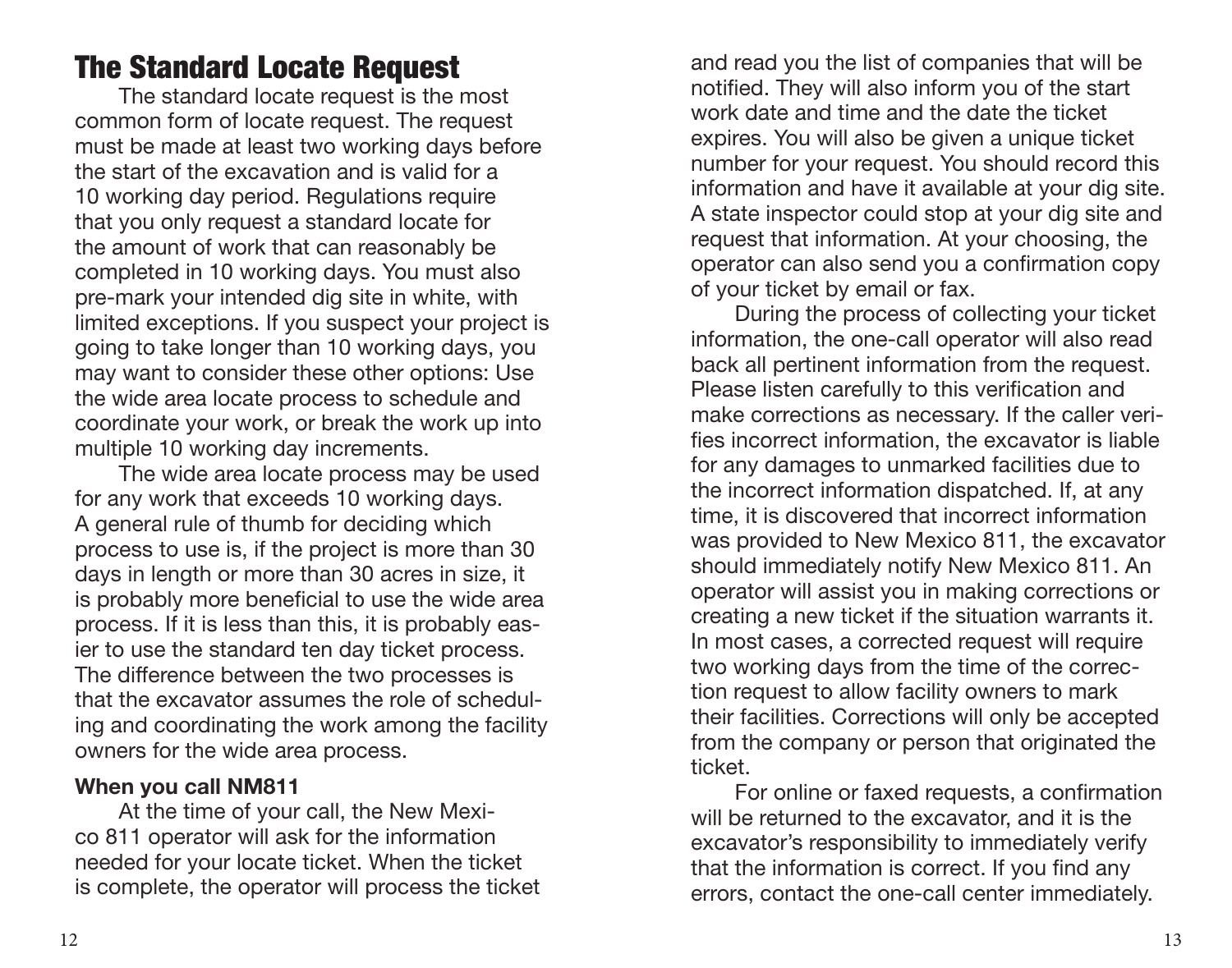## The Standard Locate Request

The standard locate request is the most common form of locate request. The request must be made at least two working days before the start of the excavation and is valid for a 10 working day period. Regulations require that you only request a standard locate for the amount of work that can reasonably be completed in 10 working days. You must also pre-mark your intended dig site in white, with limited exceptions. If you suspect your project is going to take longer than 10 working days, you may want to consider these other options: Use the wide area locate process to schedule and coordinate your work, or break the work up into multiple 10 working day increments.

The wide area locate process may be used for any work that exceeds 10 working days. A general rule of thumb for deciding which process to use is, if the project is more than 30 days in length or more than 30 acres in size, it is probably more beneficial to use the wide area process. If it is less than this, it is probably easier to use the standard ten day ticket process. The difference between the two processes is that the excavator assumes the role of scheduling and coordinating the work among the facility owners for the wide area process.

**When you call NM811**

At the time of your call, the New Mexico 811 operator will ask for the information needed for your locate ticket. When the ticket is complete, the operator will process the ticket and read you the list of companies that will be notified. They will also inform you of the start work date and time and the date the ticket expires. You will also be given a unique ticket number for your request. You should record this information and have it available at your dig site. A state inspector could stop at your dig site and request that information. At your choosing, the operator can also send you a confirmation copy of your ticket by email or fax.

During the process of collecting your ticket information, the one-call operator will also read back all pertinent information from the request. Please listen carefully to this verification and make corrections as necessary. If the caller verifies incorrect information, the excavator is liable for any damages to unmarked facilities due to the incorrect information dispatched. If, at any time, it is discovered that incorrect information was provided to New Mexico 811, the excavator should immediately notify New Mexico 811. An operator will assist you in making corrections or creating a new ticket if the situation warrants it. In most cases, a corrected request will require two working days from the time of the correction request to allow facility owners to mark their facilities. Corrections will only be accepted from the company or person that originated the ticket.

For online or faxed requests, a confirmation will be returned to the excavator, and it is the excavator's responsibility to immediately verify that the information is correct. If you find any errors, contact the one-call center immediately.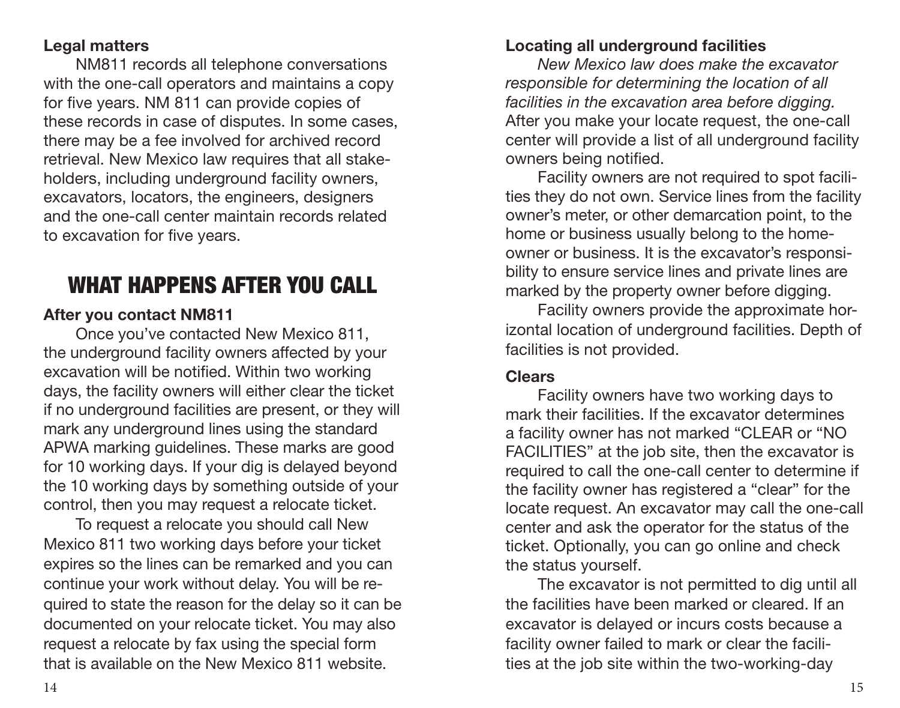**Legal matters**

NM811 records all telephone conversations with the one-call operators and maintains a copy for five years. NM 811 can provide copies of these records in case of disputes. In some cases, there may be a fee involved for archived record retrieval. New Mexico law requires that all stakeholders, including underground facility owners, excavators, locators, the engineers, designers and the one-call center maintain records related to excavation for five years.

# WHAT HAPPENS AFTER YOU CALL

**After you contact NM811**

Once you've contacted New Mexico 811, the underground facility owners affected by your excavation will be notified. Within two working days, the facility owners will either clear the ticket if no underground facilities are present, or they will mark any underground lines using the standard APWA marking guidelines. These marks are good for 10 working days. If your dig is delayed beyond the 10 working days by something outside of your control, then you may request a relocate ticket.

To request a relocate you should call New Mexico 811 two working days before your ticket expires so the lines can be remarked and you can continue your work without delay. You will be required to state the reason for the delay so it can be documented on your relocate ticket. You may also request a relocate by fax using the special form that is available on the New Mexico 811 website.

**Locating all underground facilities**

*New Mexico law does make the excavator responsible for determining the location of all facilities in the excavation area before digging.* After you make your locate request, the one-call center will provide a list of all underground facility owners being notified.

Facility owners are not required to spot facilities they do not own. Service lines from the facility owner's meter, or other demarcation point, to the home or business usually belong to the homeowner or business. It is the excavator's responsibility to ensure service lines and private lines are marked by the property owner before digging.

Facility owners provide the approximate horizontal location of underground facilities. Depth of facilities is not provided.

**Clears**

Facility owners have two working days to mark their facilities. If the excavator determines a facility owner has not marked "CLEAR or "NO FACILITIES" at the job site, then the excavator is required to call the one-call center to determine if the facility owner has registered a "clear" for the locate request. An excavator may call the one-call center and ask the operator for the status of the ticket. Optionally, you can go online and check the status yourself.

The excavator is not permitted to dig until all the facilities have been marked or cleared. If an excavator is delayed or incurs costs because a facility owner failed to mark or clear the facilities at the job site within the two-working-day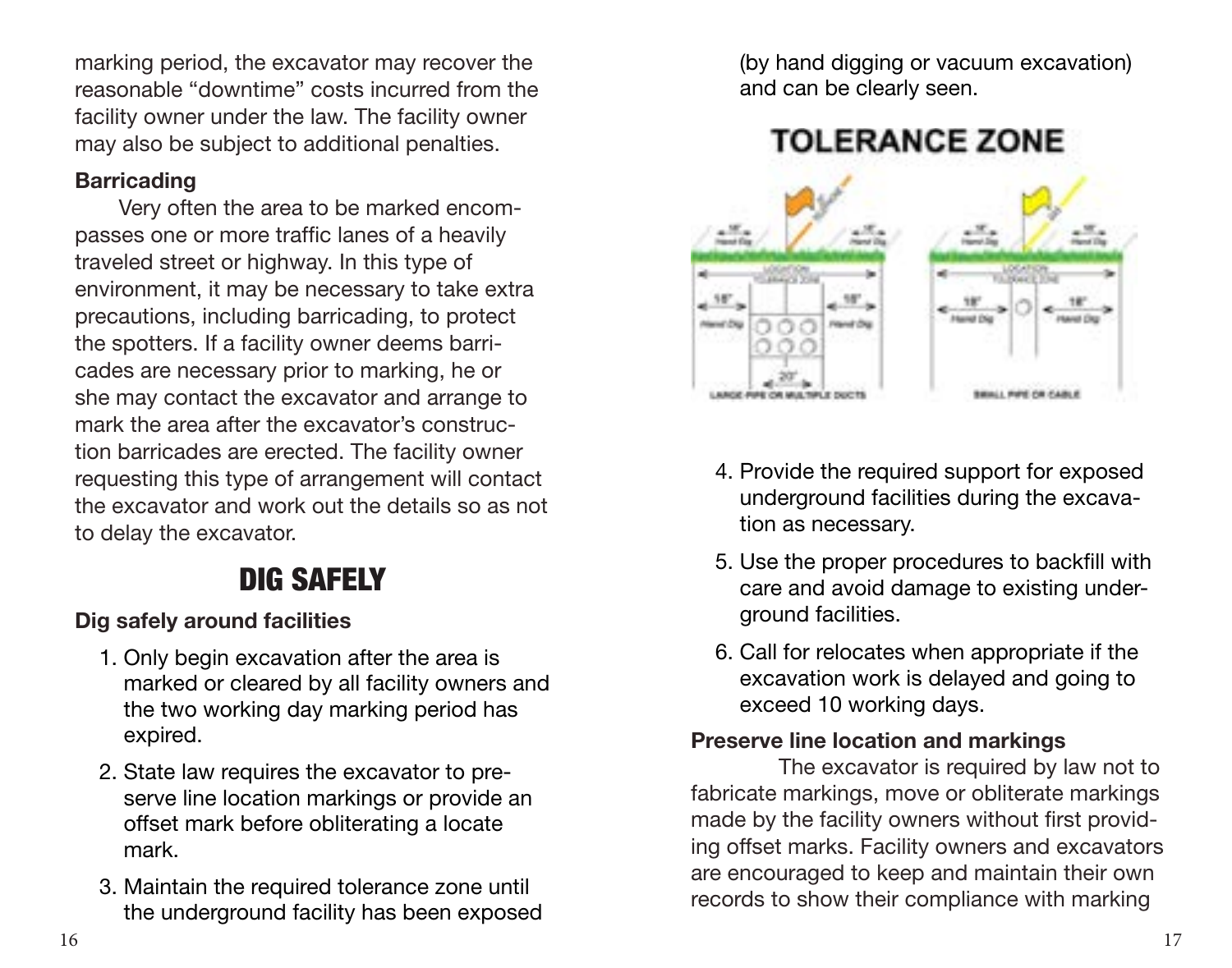marking period, the excavator may recover the reasonable "downtime" costs incurred from the facility owner under the law. The facility owner may also be subject to additional penalties.

**Barricading**

Very often the area to be marked encompasses one or more traffic lanes of a heavily traveled street or highway. In this type of environment, it may be necessary to take extra precautions, including barricading, to protect the spotters. If a facility owner deems barricades are necessary prior to marking, he or she may contact the excavator and arrange to mark the area after the excavator's construction barricades are erected. The facility owner requesting this type of arrangement will contact the excavator and work out the details so as not to delay the excavator.

# DIG SAFELY

**Dig safely around facilities**

1. Only begin excavation after the area is marked or cleared by all facility owners and the two working day marking period has expired.
2. State law requires the excavator to preserve line location markings or provide an offset mark before obliterating a locate mark.
3. Maintain the required tolerance zone until the underground facility has been exposed (by hand digging or vacuum excavation) and can be clearly seen.

**TOLERANCE ZONE**

4. Provide the required support for exposed underground facilities during the excavation as necessary.
5. Use the proper procedures to backfill with care and avoid damage to existing underground facilities.
6. Call for relocates when appropriate if the excavation work is delayed and going to exceed 10 working days.

**Preserve line location and markings**

The excavator is required by law not to fabricate markings, move or obliterate markings made by the facility owners without first providing offset marks. Facility owners and excavators are encouraged to keep and maintain their own records to show their compliance with marking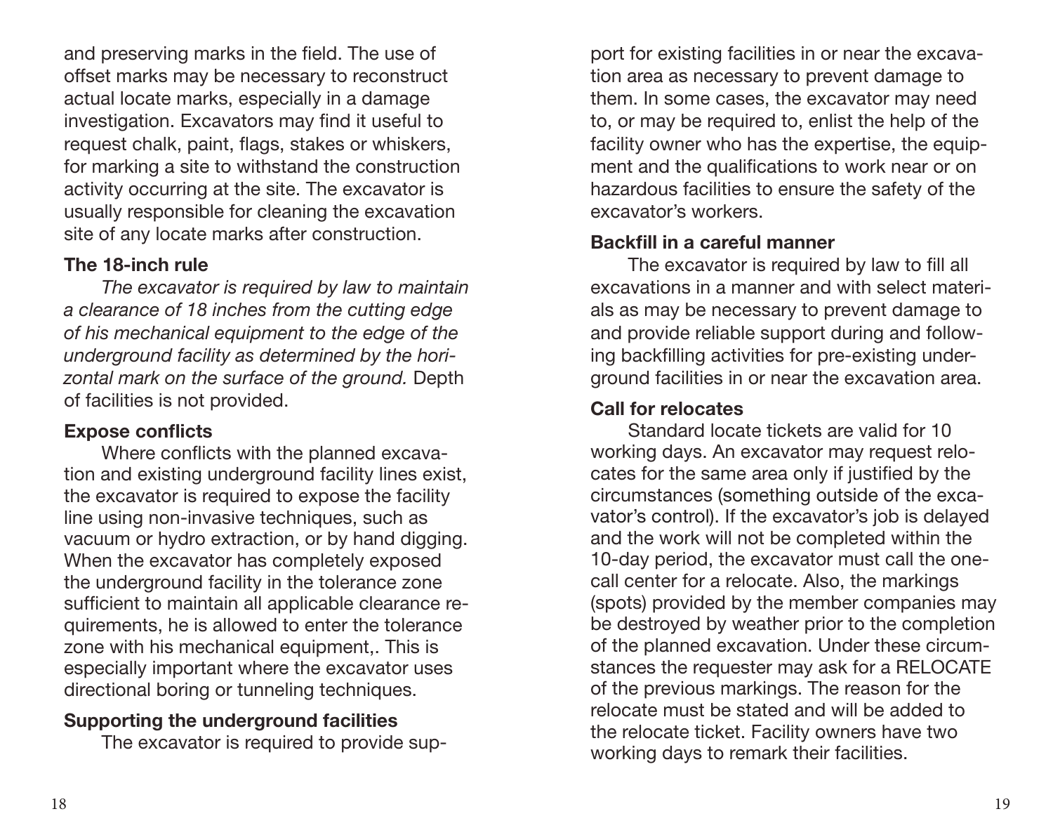and preserving marks in the field. The use of offset marks may be necessary to reconstruct actual locate marks, especially in a damage investigation. Excavators may find it useful to request chalk, paint, flags, stakes or whiskers, for marking a site to withstand the construction activity occurring at the site. The excavator is usually responsible for cleaning the excavation site of any locate marks after construction.

**The 18-inch rule**

*The excavator is required by law to maintain a clearance of 18 inches from the cutting edge of his mechanical equipment to the edge of the underground facility as determined by the horizontal mark on the surface of the ground.* Depth of facilities is not provided.

**Expose conflicts**

Where conflicts with the planned excavation and existing underground facility lines exist, the excavator is required to expose the facility line using non-invasive techniques, such as vacuum or hydro extraction, or by hand digging. When the excavator has completely exposed the underground facility in the tolerance zone sufficient to maintain all applicable clearance requirements, he is allowed to enter the tolerance zone with his mechanical equipment,. This is especially important where the excavator uses directional boring or tunneling techniques.

**Supporting the underground facilities**

The excavator is required to provide support for existing facilities in or near the excavation area as necessary to prevent damage to them. In some cases, the excavator may need to, or may be required to, enlist the help of the facility owner who has the expertise, the equipment and the qualifications to work near or on hazardous facilities to ensure the safety of the excavator's workers.

**Backfill in a careful manner**

The excavator is required by law to fill all excavations in a manner and with select materials as may be necessary to prevent damage to and provide reliable support during and following backfilling activities for pre-existing underground facilities in or near the excavation area.

**Call for relocates**

Standard locate tickets are valid for 10 working days. An excavator may request relocates for the same area only if justified by the circumstances (something outside of the excavator's control). If the excavator's job is delayed and the work will not be completed within the 10-day period, the excavator must call the one-call center for a relocate. Also, the markings (spots) provided by the member companies may be destroyed by weather prior to the completion of the planned excavation. Under these circumstances the requester may ask for a RELOCATE of the previous markings. The reason for the relocate must be stated and will be added to the relocate ticket. Facility owners have two working days to remark their facilities.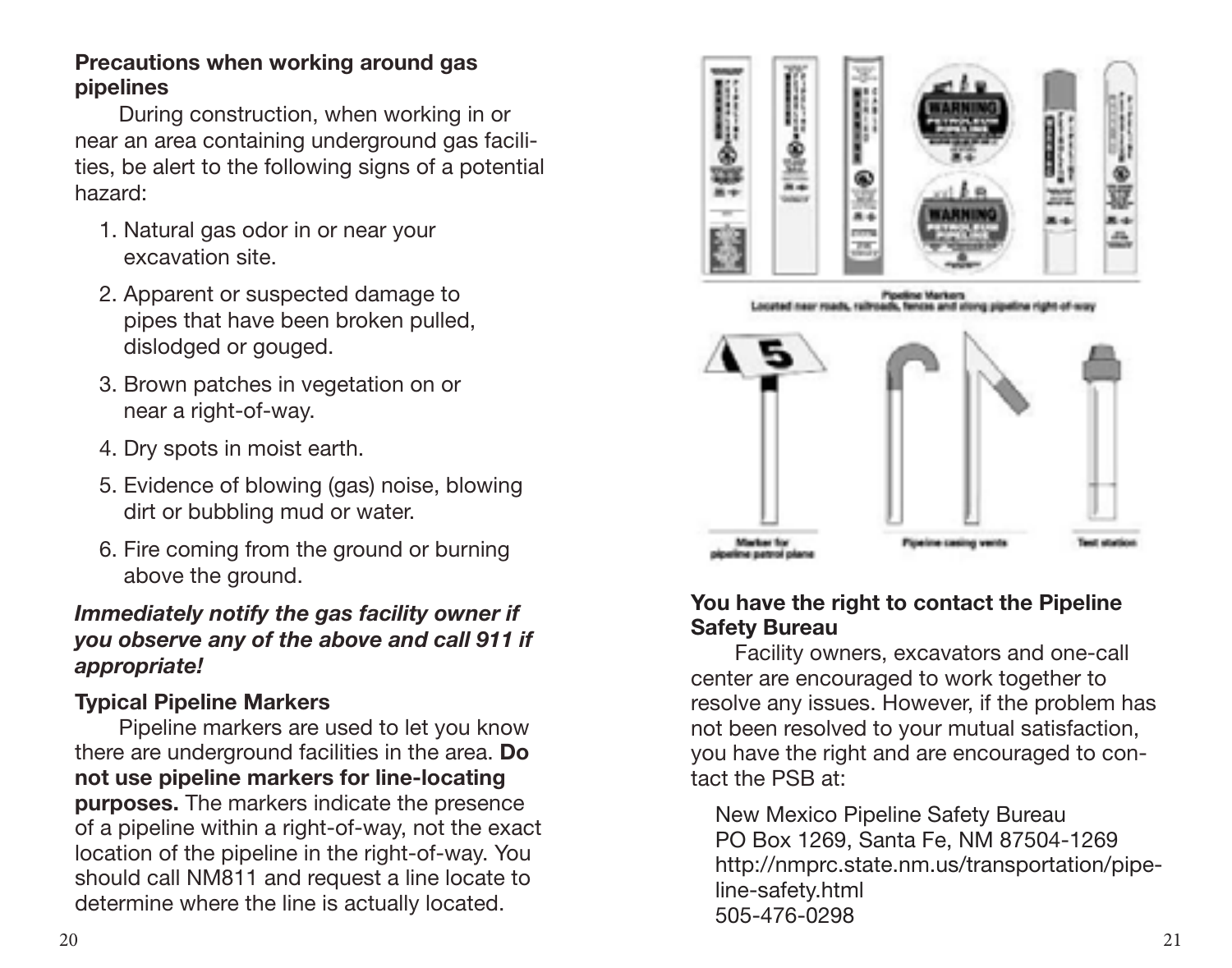### Precautions when working around gas pipelines

During construction, when working in or near an area containing underground gas facilities, be alert to the following signs of a potential hazard:

1. Natural gas odor in or near your excavation site.
2. Apparent or suspected damage to pipes that have been broken pulled, dislodged or gouged.
3. Brown patches in vegetation on or near a right-of-way.
4. Dry spots in moist earth.
5. Evidence of blowing (gas) noise, blowing dirt or bubbling mud or water.
6. Fire coming from the ground or burning above the ground.

***Immediately notify the gas facility owner if you observe any of the above and call 911 if appropriate!***

### Typical Pipeline Markers

Pipeline markers are used to let you know there are underground facilities in the area. **Do not use pipeline markers for line-locating purposes.** The markers indicate the presence of a pipeline within a right-of-way, not the exact location of the pipeline in the right-of-way. You should call NM811 and request a line locate to determine where the line is actually located.

Pipeline Markers
Located near roads, railroads, fences and along pipeline right-of-way

Marker for pipeline patrol plane

Pipeline casing vents

Test station

### You have the right to contact the Pipeline Safety Bureau

Facility owners, excavators and one-call center are encouraged to work together to resolve any issues. However, if the problem has not been resolved to your mutual satisfaction, you have the right and are encouraged to contact the PSB at:

New Mexico Pipeline Safety Bureau
PO Box 1269, Santa Fe, NM 87504-1269
http://nmprc.state.nm.us/transportation/pipeline-safety.html
505-476-0298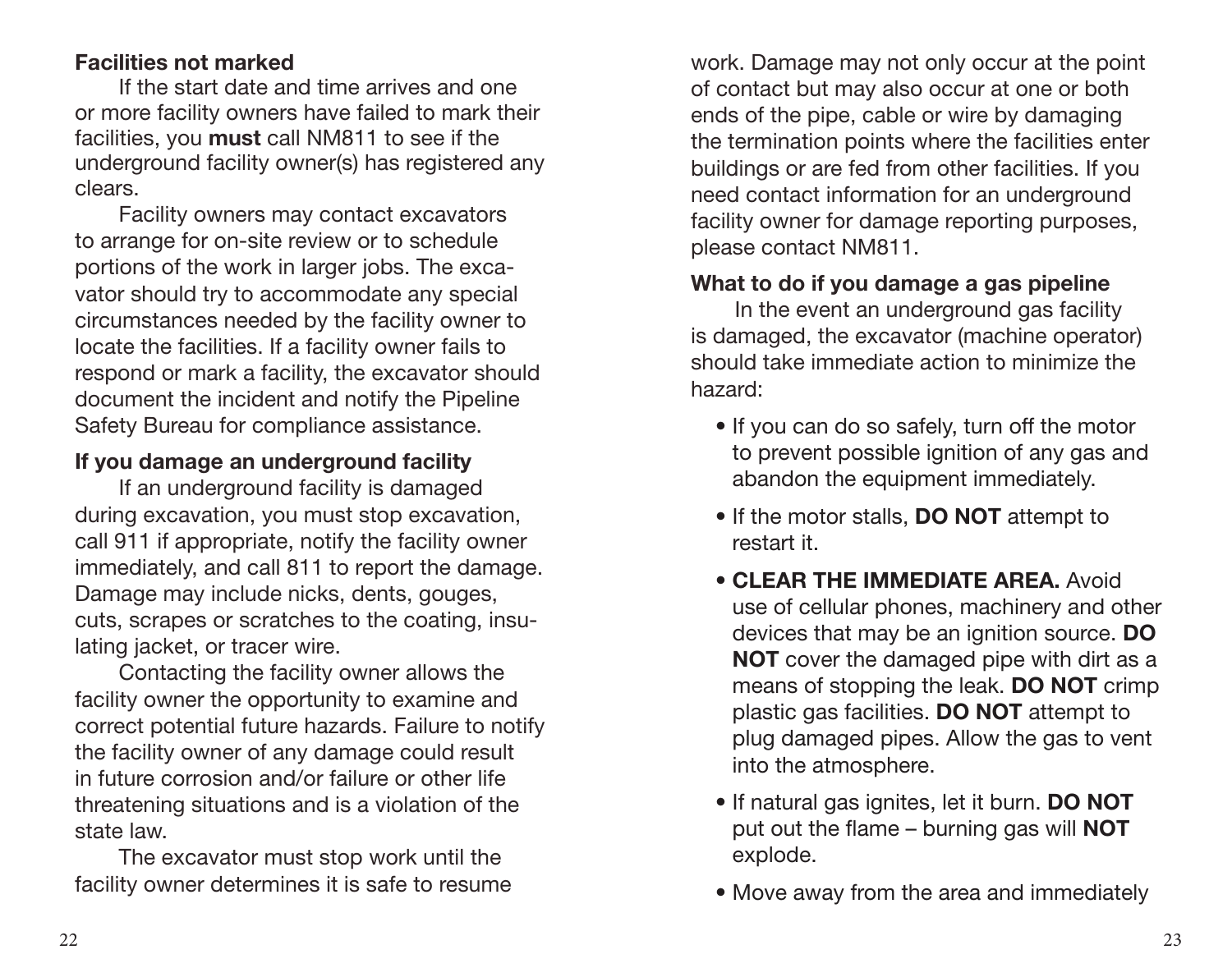### Facilities not marked

If the start date and time arrives and one or more facility owners have failed to mark their facilities, you **must** call NM811 to see if the underground facility owner(s) has registered any clears.

Facility owners may contact excavators to arrange for on-site review or to schedule portions of the work in larger jobs. The excavator should try to accommodate any special circumstances needed by the facility owner to locate the facilities. If a facility owner fails to respond or mark a facility, the excavator should document the incident and notify the Pipeline Safety Bureau for compliance assistance.

### If you damage an underground facility

If an underground facility is damaged during excavation, you must stop excavation, call 911 if appropriate, notify the facility owner immediately, and call 811 to report the damage. Damage may include nicks, dents, gouges, cuts, scrapes or scratches to the coating, insulating jacket, or tracer wire.

Contacting the facility owner allows the facility owner the opportunity to examine and correct potential future hazards. Failure to notify the facility owner of any damage could result in future corrosion and/or failure or other life threatening situations and is a violation of the state law.

The excavator must stop work until the facility owner determines it is safe to resume work. Damage may not only occur at the point of contact but may also occur at one or both ends of the pipe, cable or wire by damaging the termination points where the facilities enter buildings or are fed from other facilities. If you need contact information for an underground facility owner for damage reporting purposes, please contact NM811.

### What to do if you damage a gas pipeline

In the event an underground gas facility is damaged, the excavator (machine operator) should take immediate action to minimize the hazard:

- If you can do so safely, turn off the motor to prevent possible ignition of any gas and abandon the equipment immediately.
- If the motor stalls, **DO NOT** attempt to restart it.
- **CLEAR THE IMMEDIATE AREA.** Avoid use of cellular phones, machinery and other devices that may be an ignition source. **DO NOT** cover the damaged pipe with dirt as a means of stopping the leak. **DO NOT** crimp plastic gas facilities. **DO NOT** attempt to plug damaged pipes. Allow the gas to vent into the atmosphere.
- If natural gas ignites, let it burn. **DO NOT** put out the flame – burning gas will **NOT** explode.
- Move away from the area and immediately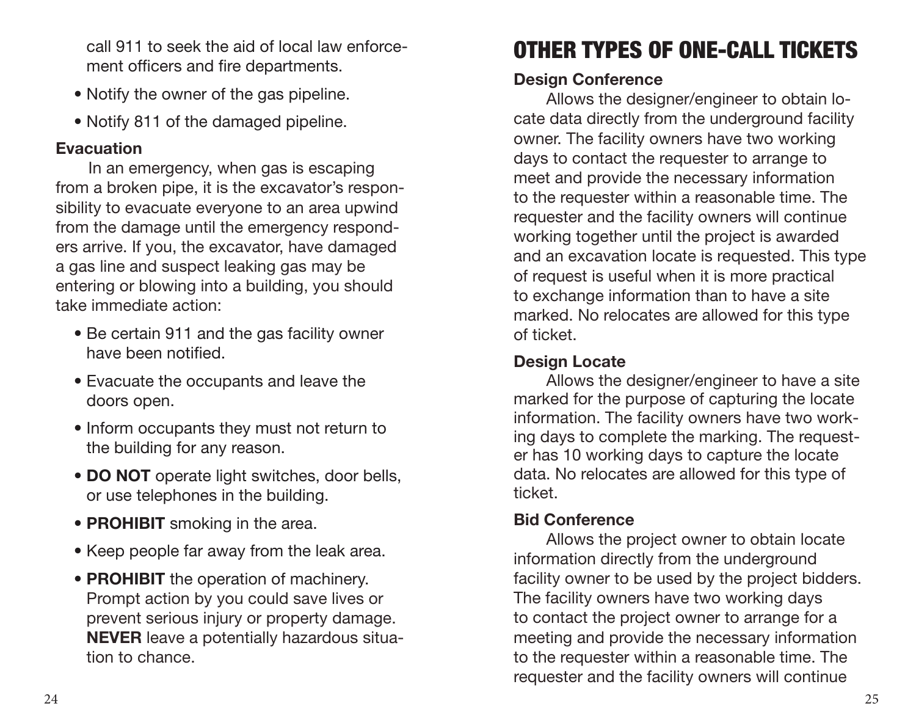call 911 to seek the aid of local law enforcement officers and fire departments.

- Notify the owner of the gas pipeline.
- Notify 811 of the damaged pipeline.

**Evacuation**

In an emergency, when gas is escaping from a broken pipe, it is the excavator's responsibility to evacuate everyone to an area upwind from the damage until the emergency responders arrive. If you, the excavator, have damaged a gas line and suspect leaking gas may be entering or blowing into a building, you should take immediate action:

- Be certain 911 and the gas facility owner have been notified.
- Evacuate the occupants and leave the doors open.
- Inform occupants they must not return to the building for any reason.
- **DO NOT** operate light switches, door bells, or use telephones in the building.
- **PROHIBIT** smoking in the area.
- Keep people far away from the leak area.
- **PROHIBIT** the operation of machinery. Prompt action by you could save lives or prevent serious injury or property damage. **NEVER** leave a potentially hazardous situation to chance.

# OTHER TYPES OF ONE-CALL TICKETS

**Design Conference**

Allows the designer/engineer to obtain locate data directly from the underground facility owner. The facility owners have two working days to contact the requester to arrange to meet and provide the necessary information to the requester within a reasonable time. The requester and the facility owners will continue working together until the project is awarded and an excavation locate is requested. This type of request is useful when it is more practical to exchange information than to have a site marked. No relocates are allowed for this type of ticket.

**Design Locate**

Allows the designer/engineer to have a site marked for the purpose of capturing the locate information. The facility owners have two working days to complete the marking. The requester has 10 working days to capture the locate data. No relocates are allowed for this type of ticket.

**Bid Conference**

Allows the project owner to obtain locate information directly from the underground facility owner to be used by the project bidders. The facility owners have two working days to contact the project owner to arrange for a meeting and provide the necessary information to the requester within a reasonable time. The requester and the facility owners will continue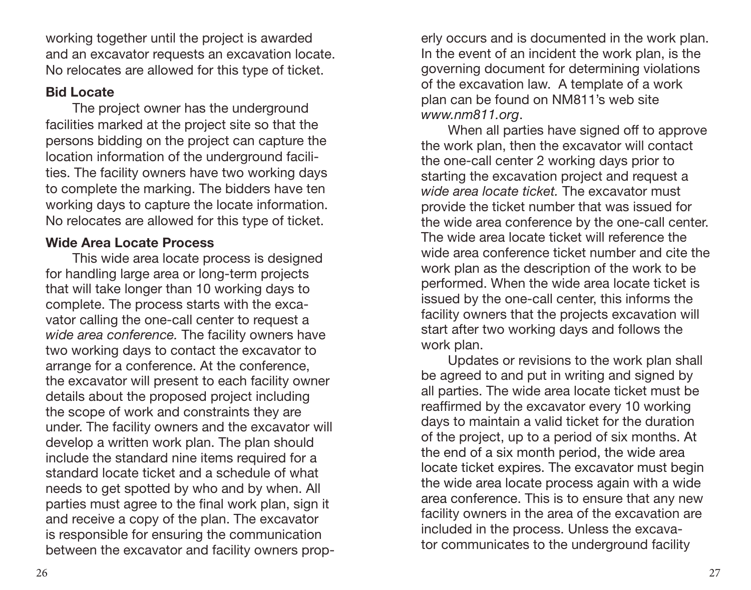working together until the project is awarded and an excavator requests an excavation locate. No relocates are allowed for this type of ticket.

### Bid Locate

The project owner has the underground facilities marked at the project site so that the persons bidding on the project can capture the location information of the underground facilities. The facility owners have two working days to complete the marking. The bidders have ten working days to capture the locate information. No relocates are allowed for this type of ticket.

### Wide Area Locate Process

This wide area locate process is designed for handling large area or long-term projects that will take longer than 10 working days to complete. The process starts with the excavator calling the one-call center to request a *wide area conference.* The facility owners have two working days to contact the excavator to arrange for a conference. At the conference, the excavator will present to each facility owner details about the proposed project including the scope of work and constraints they are under. The facility owners and the excavator will develop a written work plan. The plan should include the standard nine items required for a standard locate ticket and a schedule of what needs to get spotted by who and by when. All parties must agree to the final work plan, sign it and receive a copy of the plan. The excavator is responsible for ensuring the communication between the excavator and facility owners properly occurs and is documented in the work plan. In the event of an incident the work plan, is the governing document for determining violations of the excavation law. A template of a work plan can be found on NM811's web site *www.nm811.org*.

When all parties have signed off to approve the work plan, then the excavator will contact the one-call center 2 working days prior to starting the excavation project and request a *wide area locate ticket.* The excavator must provide the ticket number that was issued for the wide area conference by the one-call center. The wide area locate ticket will reference the wide area conference ticket number and cite the work plan as the description of the work to be performed. When the wide area locate ticket is issued by the one-call center, this informs the facility owners that the projects excavation will start after two working days and follows the work plan.

Updates or revisions to the work plan shall be agreed to and put in writing and signed by all parties. The wide area locate ticket must be reaffirmed by the excavator every 10 working days to maintain a valid ticket for the duration of the project, up to a period of six months. At the end of a six month period, the wide area locate ticket expires. The excavator must begin the wide area locate process again with a wide area conference. This is to ensure that any new facility owners in the area of the excavation are included in the process. Unless the excavator communicates to the underground facility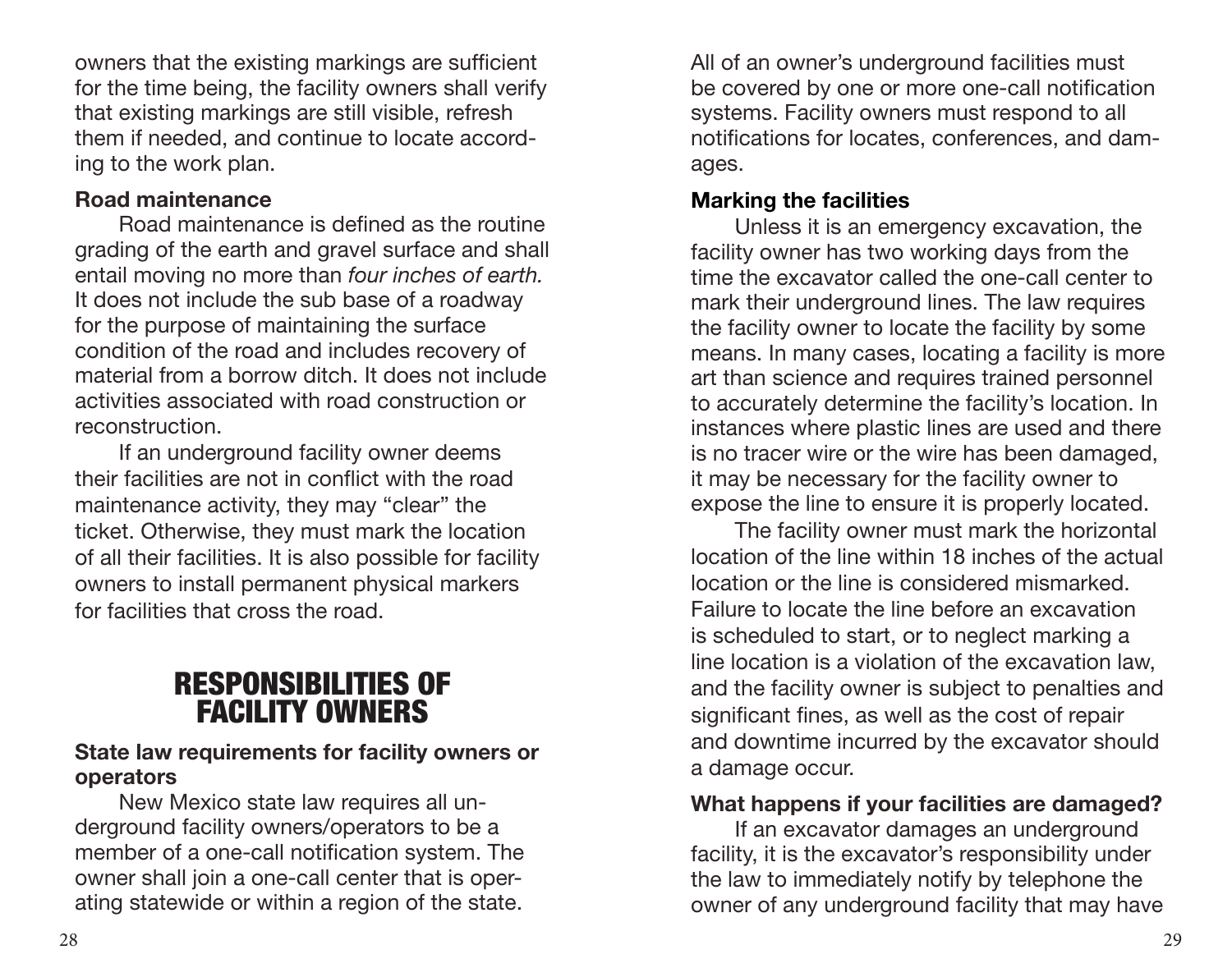owners that the existing markings are sufficient for the time being, the facility owners shall verify that existing markings are still visible, refresh them if needed, and continue to locate according to the work plan.

**Road maintenance**

Road maintenance is defined as the routine grading of the earth and gravel surface and shall entail moving no more than *four inches of earth.* It does not include the sub base of a roadway for the purpose of maintaining the surface condition of the road and includes recovery of material from a borrow ditch. It does not include activities associated with road construction or reconstruction.

If an underground facility owner deems their facilities are not in conflict with the road maintenance activity, they may "clear" the ticket. Otherwise, they must mark the location of all their facilities. It is also possible for facility owners to install permanent physical markers for facilities that cross the road.

## RESPONSIBILITIES OF FACILITY OWNERS

**State law requirements for facility owners or operators**

New Mexico state law requires all underground facility owners/operators to be a member of a one-call notification system. The owner shall join a one-call center that is operating statewide or within a region of the state. All of an owner's underground facilities must be covered by one or more one-call notification systems. Facility owners must respond to all notifications for locates, conferences, and damages.

**Marking the facilities**

Unless it is an emergency excavation, the facility owner has two working days from the time the excavator called the one-call center to mark their underground lines. The law requires the facility owner to locate the facility by some means. In many cases, locating a facility is more art than science and requires trained personnel to accurately determine the facility's location. In instances where plastic lines are used and there is no tracer wire or the wire has been damaged, it may be necessary for the facility owner to expose the line to ensure it is properly located.

The facility owner must mark the horizontal location of the line within 18 inches of the actual location or the line is considered mismarked. Failure to locate the line before an excavation is scheduled to start, or to neglect marking a line location is a violation of the excavation law, and the facility owner is subject to penalties and significant fines, as well as the cost of repair and downtime incurred by the excavator should a damage occur.

**What happens if your facilities are damaged?**

If an excavator damages an underground facility, it is the excavator's responsibility under the law to immediately notify by telephone the owner of any underground facility that may have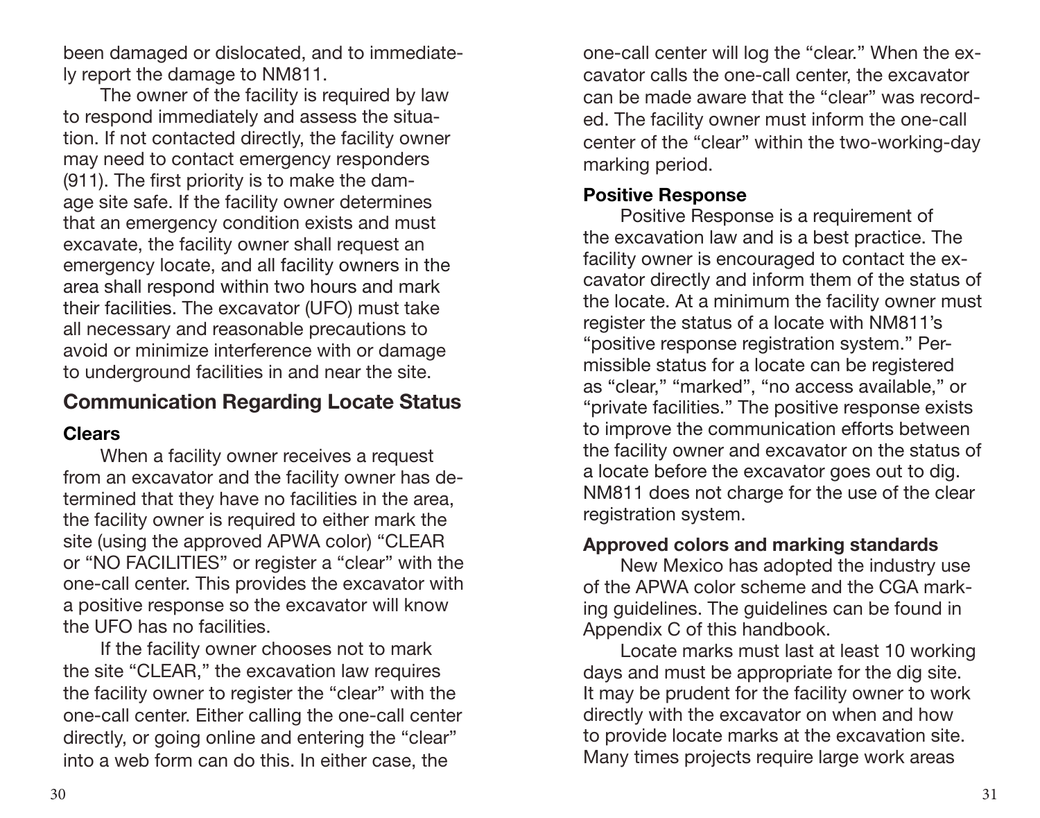been damaged or dislocated, and to immediately report the damage to NM811.

The owner of the facility is required by law to respond immediately and assess the situation. If not contacted directly, the facility owner may need to contact emergency responders (911). The first priority is to make the damage site safe. If the facility owner determines that an emergency condition exists and must excavate, the facility owner shall request an emergency locate, and all facility owners in the area shall respond within two hours and mark their facilities. The excavator (UFO) must take all necessary and reasonable precautions to avoid or minimize interference with or damage to underground facilities in and near the site.

## Communication Regarding Locate Status

### Clears

When a facility owner receives a request from an excavator and the facility owner has determined that they have no facilities in the area, the facility owner is required to either mark the site (using the approved APWA color) "CLEAR or "NO FACILITIES" or register a "clear" with the one-call center. This provides the excavator with a positive response so the excavator will know the UFO has no facilities.

If the facility owner chooses not to mark the site "CLEAR," the excavation law requires the facility owner to register the "clear" with the one-call center. Either calling the one-call center directly, or going online and entering the "clear" into a web form can do this. In either case, the one-call center will log the "clear." When the excavator calls the one-call center, the excavator can be made aware that the "clear" was recorded. The facility owner must inform the one-call center of the "clear" within the two-working-day marking period.

### Positive Response

Positive Response is a requirement of the excavation law and is a best practice. The facility owner is encouraged to contact the excavator directly and inform them of the status of the locate. At a minimum the facility owner must register the status of a locate with NM811's "positive response registration system." Permissible status for a locate can be registered as "clear," "marked", "no access available," or "private facilities." The positive response exists to improve the communication efforts between the facility owner and excavator on the status of a locate before the excavator goes out to dig. NM811 does not charge for the use of the clear registration system.

### Approved colors and marking standards

New Mexico has adopted the industry use of the APWA color scheme and the CGA marking guidelines. The guidelines can be found in Appendix C of this handbook.

Locate marks must last at least 10 working days and must be appropriate for the dig site. It may be prudent for the facility owner to work directly with the excavator on when and how to provide locate marks at the excavation site. Many times projects require large work areas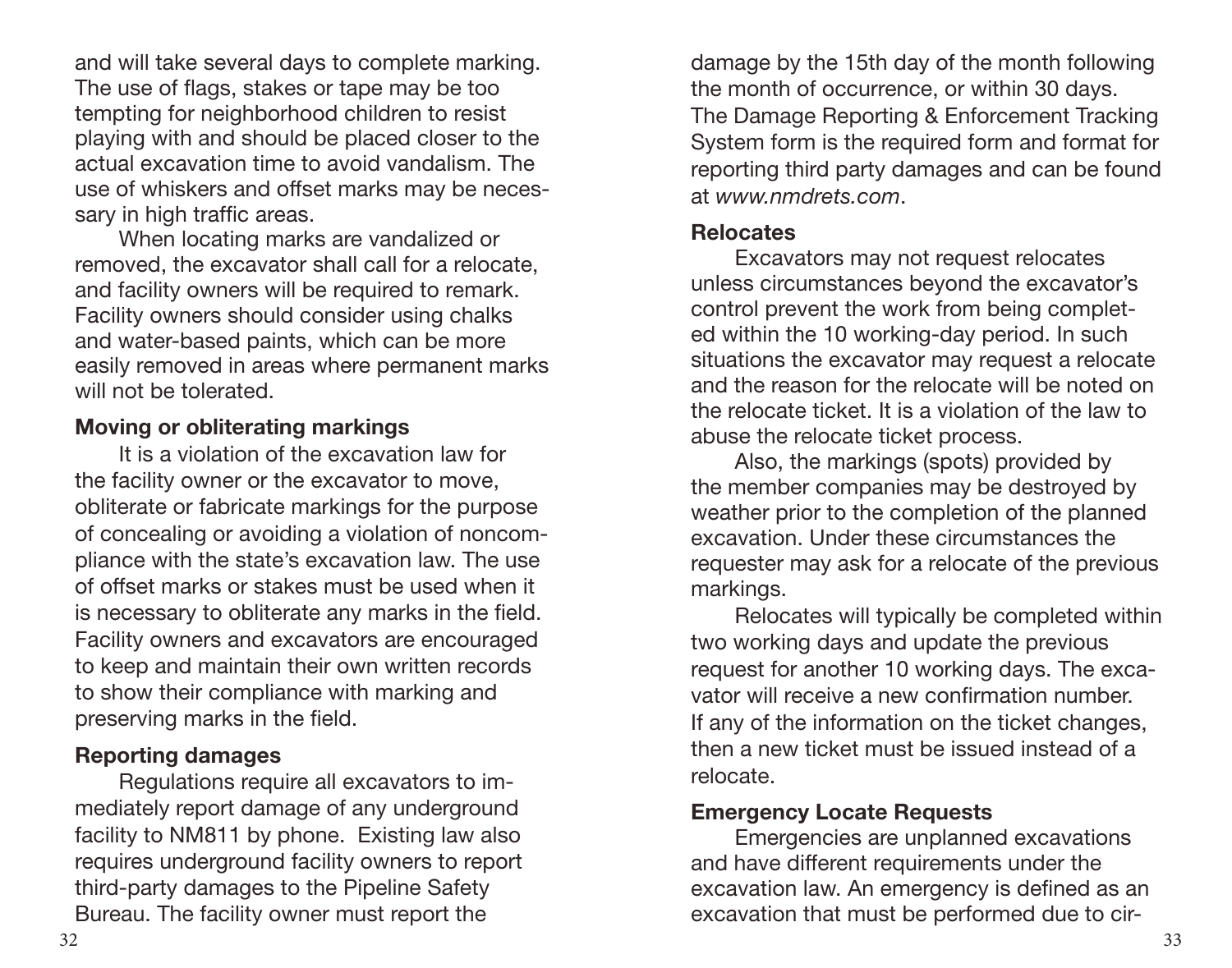and will take several days to complete marking. The use of flags, stakes or tape may be too tempting for neighborhood children to resist playing with and should be placed closer to the actual excavation time to avoid vandalism. The use of whiskers and offset marks may be necessary in high traffic areas.

When locating marks are vandalized or removed, the excavator shall call for a relocate, and facility owners will be required to remark. Facility owners should consider using chalks and water-based paints, which can be more easily removed in areas where permanent marks will not be tolerated.

**Moving or obliterating markings**

It is a violation of the excavation law for the facility owner or the excavator to move, obliterate or fabricate markings for the purpose of concealing or avoiding a violation of noncompliance with the state's excavation law. The use of offset marks or stakes must be used when it is necessary to obliterate any marks in the field. Facility owners and excavators are encouraged to keep and maintain their own written records to show their compliance with marking and preserving marks in the field.

**Reporting damages**

Regulations require all excavators to immediately report damage of any underground facility to NM811 by phone. Existing law also requires underground facility owners to report third-party damages to the Pipeline Safety Bureau. The facility owner must report the damage by the 15th day of the month following the month of occurrence, or within 30 days. The Damage Reporting & Enforcement Tracking System form is the required form and format for reporting third party damages and can be found at *www.nmdrets.com*.

**Relocates**

Excavators may not request relocates unless circumstances beyond the excavator's control prevent the work from being completed within the 10 working-day period. In such situations the excavator may request a relocate and the reason for the relocate will be noted on the relocate ticket. It is a violation of the law to abuse the relocate ticket process.

Also, the markings (spots) provided by the member companies may be destroyed by weather prior to the completion of the planned excavation. Under these circumstances the requester may ask for a relocate of the previous markings.

Relocates will typically be completed within two working days and update the previous request for another 10 working days. The excavator will receive a new confirmation number. If any of the information on the ticket changes, then a new ticket must be issued instead of a relocate.

**Emergency Locate Requests**

Emergencies are unplanned excavations and have different requirements under the excavation law. An emergency is defined as an excavation that must be performed due to cir-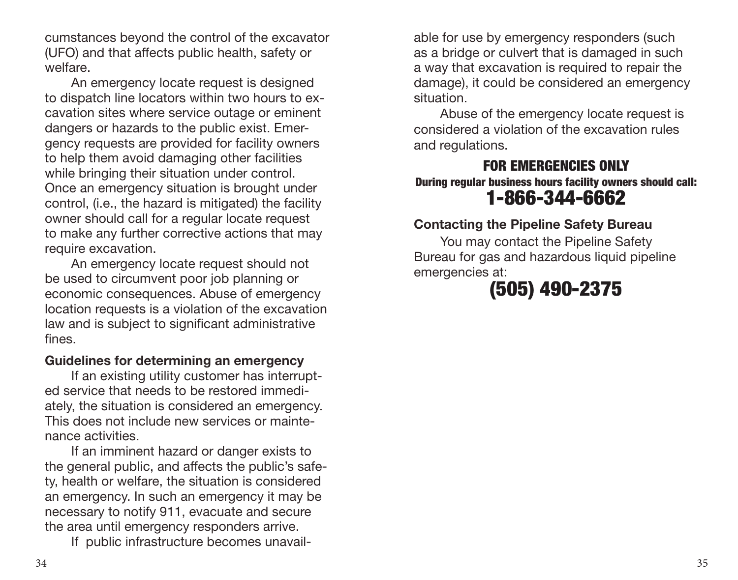cumstances beyond the control of the excavator (UFO) and that affects public health, safety or welfare.

An emergency locate request is designed to dispatch line locators within two hours to excavation sites where service outage or eminent dangers or hazards to the public exist. Emergency requests are provided for facility owners to help them avoid damaging other facilities while bringing their situation under control. Once an emergency situation is brought under control, (i.e., the hazard is mitigated) the facility owner should call for a regular locate request to make any further corrective actions that may require excavation.

An emergency locate request should not be used to circumvent poor job planning or economic consequences. Abuse of emergency location requests is a violation of the excavation law and is subject to significant administrative fines.

**Guidelines for determining an emergency**

If an existing utility customer has interrupted service that needs to be restored immediately, the situation is considered an emergency. This does not include new services or maintenance activities.

If an imminent hazard or danger exists to the general public, and affects the public's safety, health or welfare, the situation is considered an emergency. In such an emergency it may be necessary to notify 911, evacuate and secure the area until emergency responders arrive.

If public infrastructure becomes unavailable for use by emergency responders (such as a bridge or culvert that is damaged in such a way that excavation is required to repair the damage), it could be considered an emergency situation.

Abuse of the emergency locate request is considered a violation of the excavation rules and regulations.

**FOR EMERGENCIES ONLY**

**During regular business hours facility owners should call:**

**1-866-344-6662**

**Contacting the Pipeline Safety Bureau**

You may contact the Pipeline Safety Bureau for gas and hazardous liquid pipeline emergencies at:

**(505) 490-2375**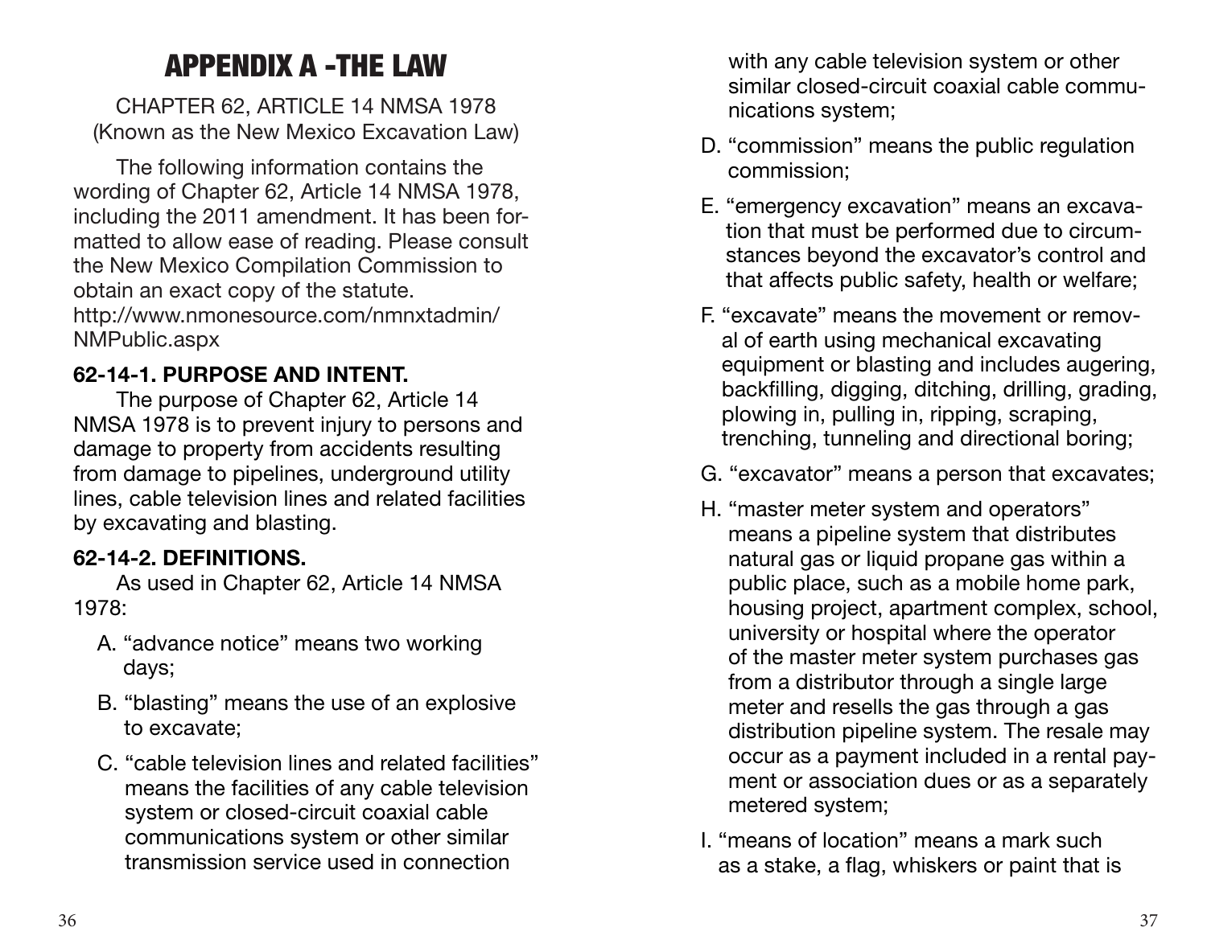# APPENDIX A -THE LAW

CHAPTER 62, ARTICLE 14 NMSA 1978
(Known as the New Mexico Excavation Law)

The following information contains the wording of Chapter 62, Article 14 NMSA 1978, including the 2011 amendment. It has been formatted to allow ease of reading. Please consult the New Mexico Compilation Commission to obtain an exact copy of the statute. http://www.nmonesource.com/nmnxtadmin/NMPublic.aspx

### 62-14-1. PURPOSE AND INTENT.

The purpose of Chapter 62, Article 14 NMSA 1978 is to prevent injury to persons and damage to property from accidents resulting from damage to pipelines, underground utility lines, cable television lines and related facilities by excavating and blasting.

### 62-14-2. DEFINITIONS.

As used in Chapter 62, Article 14 NMSA 1978:

A. "advance notice" means two working days;

B. "blasting" means the use of an explosive to excavate;

C. "cable television lines and related facilities" means the facilities of any cable television system or closed-circuit coaxial cable communications system or other similar transmission service used in connection with any cable television system or other similar closed-circuit coaxial cable communications system;

D. "commission" means the public regulation commission;

E. "emergency excavation" means an excavation that must be performed due to circumstances beyond the excavator's control and that affects public safety, health or welfare;

F. "excavate" means the movement or removal of earth using mechanical excavating equipment or blasting and includes augering, backfilling, digging, ditching, drilling, grading, plowing in, pulling in, ripping, scraping, trenching, tunneling and directional boring;

G. "excavator" means a person that excavates;

H. "master meter system and operators" means a pipeline system that distributes natural gas or liquid propane gas within a public place, such as a mobile home park, housing project, apartment complex, school, university or hospital where the operator of the master meter system purchases gas from a distributor through a single large meter and resells the gas through a gas distribution pipeline system. The resale may occur as a payment included in a rental payment or association dues or as a separately metered system;

I. "means of location" means a mark such as a stake, a flag, whiskers or paint that is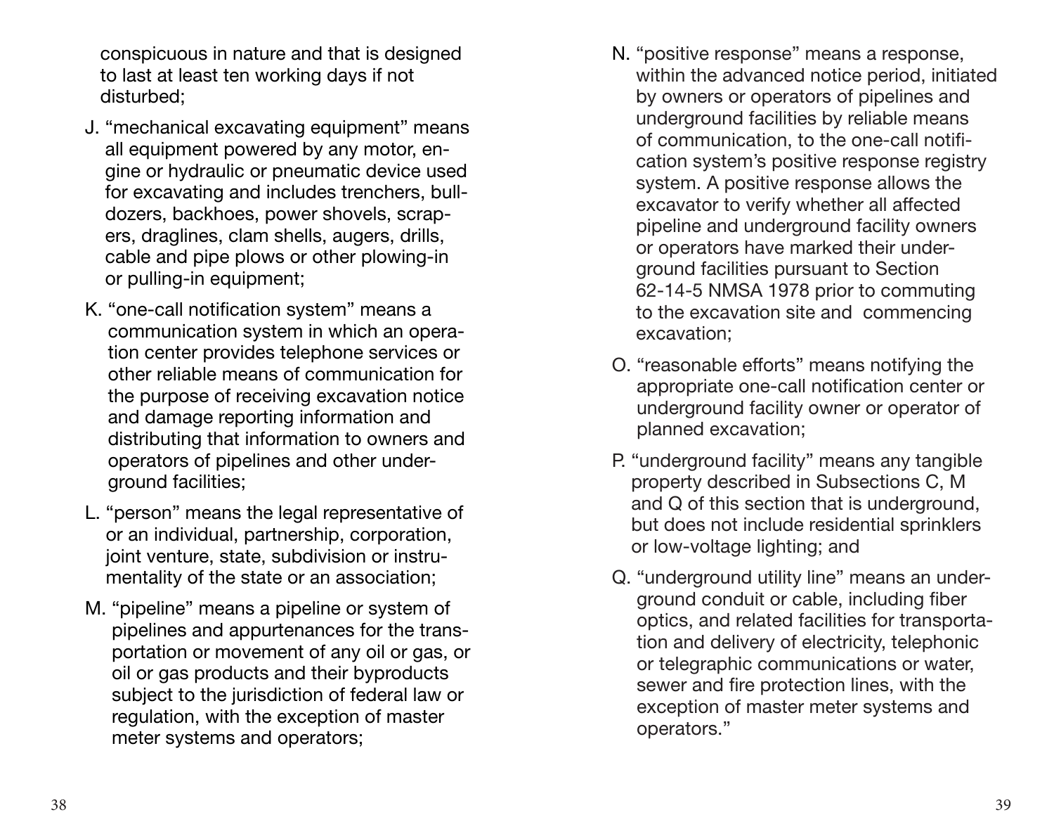conspicuous in nature and that is designed to last at least ten working days if not disturbed;

J. "mechanical excavating equipment" means all equipment powered by any motor, engine or hydraulic or pneumatic device used for excavating and includes trenchers, bulldozers, backhoes, power shovels, scrapers, draglines, clam shells, augers, drills, cable and pipe plows or other plowing-in or pulling-in equipment;

K. "one-call notification system" means a communication system in which an operation center provides telephone services or other reliable means of communication for the purpose of receiving excavation notice and damage reporting information and distributing that information to owners and operators of pipelines and other underground facilities;

L. "person" means the legal representative of or an individual, partnership, corporation, joint venture, state, subdivision or instrumentality of the state or an association;

M. "pipeline" means a pipeline or system of pipelines and appurtenances for the transportation or movement of any oil or gas, or oil or gas products and their byproducts subject to the jurisdiction of federal law or regulation, with the exception of master meter systems and operators;

N. "positive response" means a response, within the advanced notice period, initiated by owners or operators of pipelines and underground facilities by reliable means of communication, to the one-call notification system's positive response registry system. A positive response allows the excavator to verify whether all affected pipeline and underground facility owners or operators have marked their underground facilities pursuant to Section 62-14-5 NMSA 1978 prior to commuting to the excavation site and commencing excavation;

O. "reasonable efforts" means notifying the appropriate one-call notification center or underground facility owner or operator of planned excavation;

P. "underground facility" means any tangible property described in Subsections C, M and Q of this section that is underground, but does not include residential sprinklers or low-voltage lighting; and

Q. "underground utility line" means an underground conduit or cable, including fiber optics, and related facilities for transportation and delivery of electricity, telephonic or telegraphic communications or water, sewer and fire protection lines, with the exception of master meter systems and operators."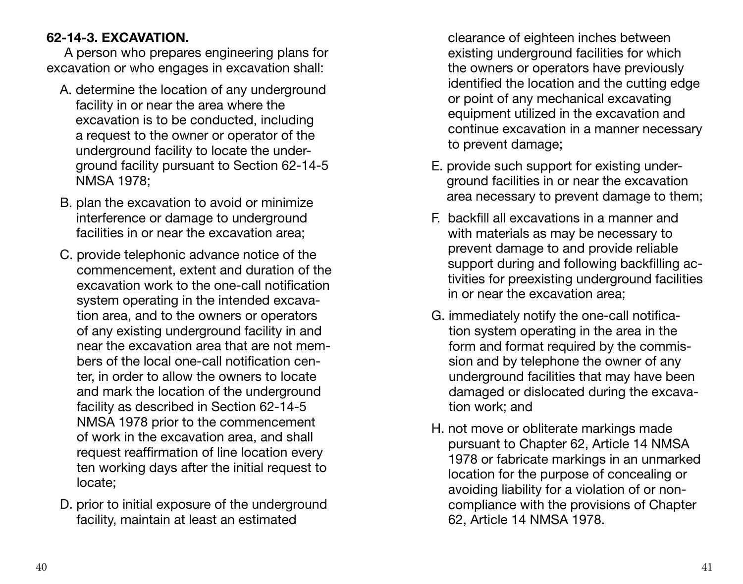**62-14-3. EXCAVATION.**

A person who prepares engineering plans for excavation or who engages in excavation shall:

A. determine the location of any underground facility in or near the area where the excavation is to be conducted, including a request to the owner or operator of the underground facility to locate the underground facility pursuant to Section 62-14-5 NMSA 1978;

B. plan the excavation to avoid or minimize interference or damage to underground facilities in or near the excavation area;

C. provide telephonic advance notice of the commencement, extent and duration of the excavation work to the one-call notification system operating in the intended excavation area, and to the owners or operators of any existing underground facility in and near the excavation area that are not members of the local one-call notification center, in order to allow the owners to locate and mark the location of the underground facility as described in Section 62-14-5 NMSA 1978 prior to the commencement of work in the excavation area, and shall request reaffirmation of line location every ten working days after the initial request to locate;

D. prior to initial exposure of the underground facility, maintain at least an estimated clearance of eighteen inches between existing underground facilities for which the owners or operators have previously identified the location and the cutting edge or point of any mechanical excavating equipment utilized in the excavation and continue excavation in a manner necessary to prevent damage;

E. provide such support for existing underground facilities in or near the excavation area necessary to prevent damage to them;

F. backfill all excavations in a manner and with materials as may be necessary to prevent damage to and provide reliable support during and following backfilling activities for preexisting underground facilities in or near the excavation area;

G. immediately notify the one-call notification system operating in the area in the form and format required by the commission and by telephone the owner of any underground facilities that may have been damaged or dislocated during the excavation work; and

H. not move or obliterate markings made pursuant to Chapter 62, Article 14 NMSA 1978 or fabricate markings in an unmarked location for the purpose of concealing or avoiding liability for a violation of or noncompliance with the provisions of Chapter 62, Article 14 NMSA 1978.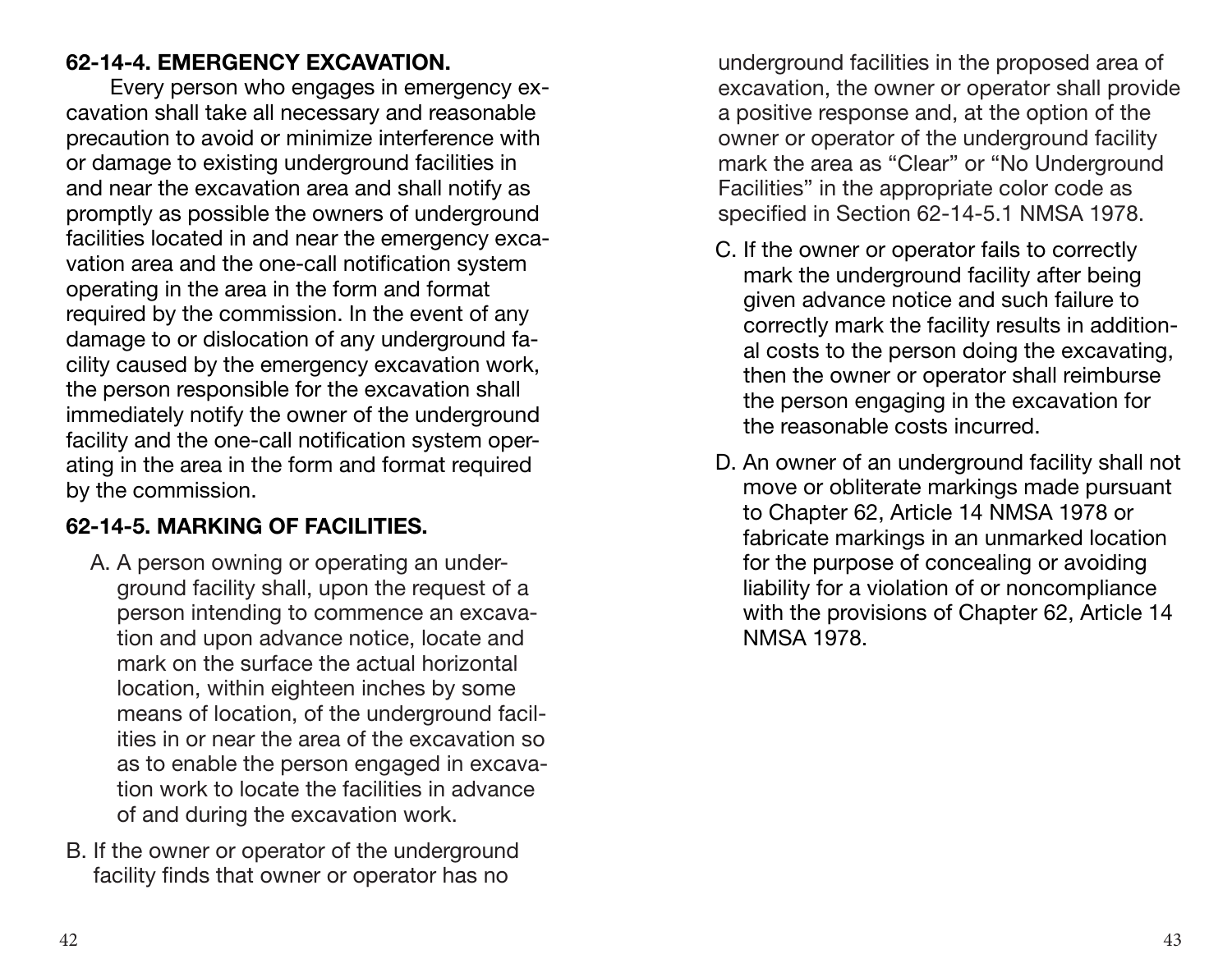### 62-14-4. EMERGENCY EXCAVATION.

Every person who engages in emergency excavation shall take all necessary and reasonable precaution to avoid or minimize interference with or damage to existing underground facilities in and near the excavation area and shall notify as promptly as possible the owners of underground facilities located in and near the emergency excavation area and the one-call notification system operating in the area in the form and format required by the commission. In the event of any damage to or dislocation of any underground facility caused by the emergency excavation work, the person responsible for the excavation shall immediately notify the owner of the underground facility and the one-call notification system operating in the area in the form and format required by the commission.

### 62-14-5. MARKING OF FACILITIES.

A. A person owning or operating an underground facility shall, upon the request of a person intending to commence an excavation and upon advance notice, locate and mark on the surface the actual horizontal location, within eighteen inches by some means of location, of the underground facilities in or near the area of the excavation so as to enable the person engaged in excavation work to locate the facilities in advance of and during the excavation work.

B. If the owner or operator of the underground facility finds that owner or operator has no underground facilities in the proposed area of excavation, the owner or operator shall provide a positive response and, at the option of the owner or operator of the underground facility mark the area as "Clear" or "No Underground Facilities" in the appropriate color code as specified in Section 62-14-5.1 NMSA 1978.

C. If the owner or operator fails to correctly mark the underground facility after being given advance notice and such failure to correctly mark the facility results in additional costs to the person doing the excavating, then the owner or operator shall reimburse the person engaging in the excavation for the reasonable costs incurred.

D. An owner of an underground facility shall not move or obliterate markings made pursuant to Chapter 62, Article 14 NMSA 1978 or fabricate markings in an unmarked location for the purpose of concealing or avoiding liability for a violation of or noncompliance with the provisions of Chapter 62, Article 14 NMSA 1978.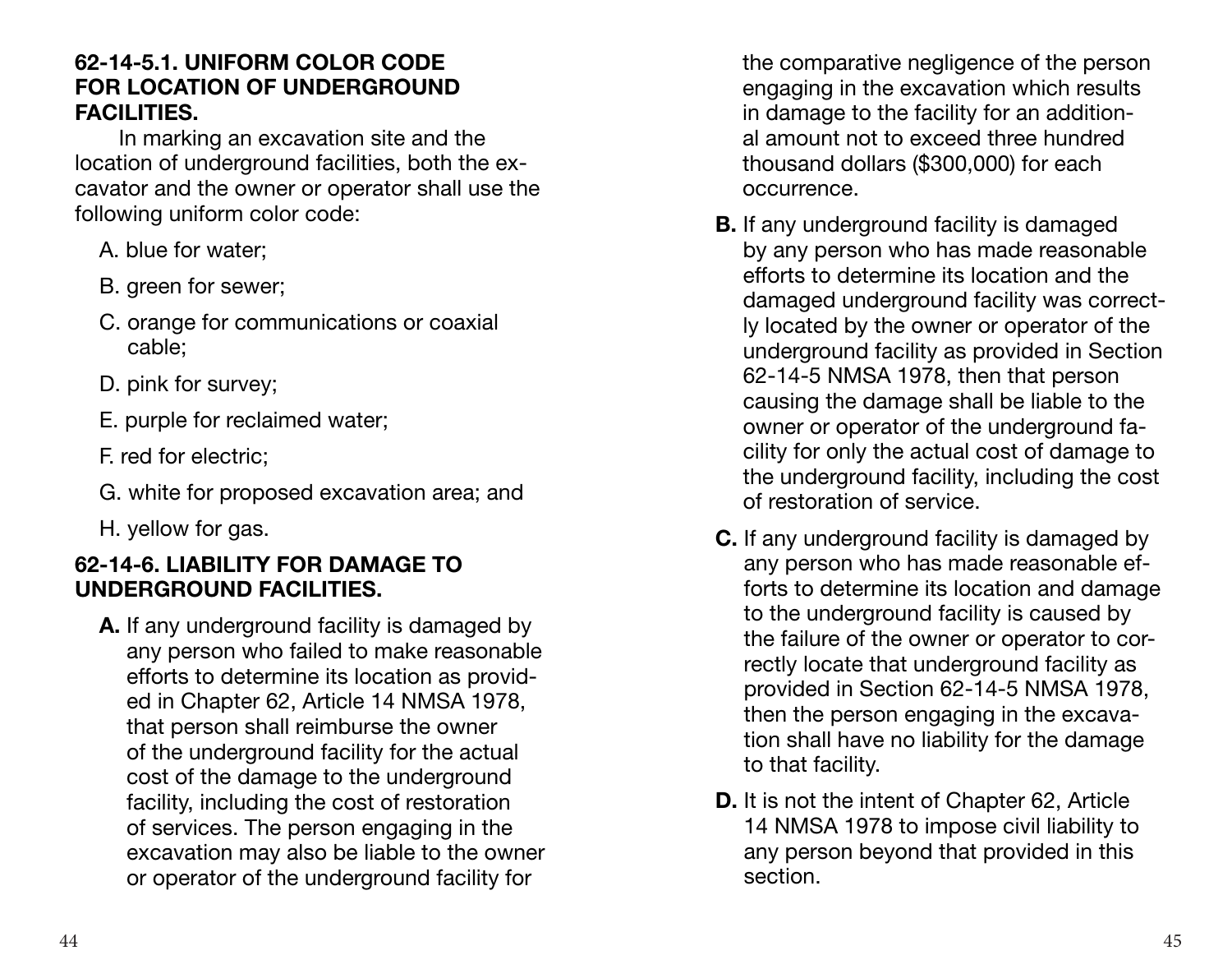### 62-14-5.1. UNIFORM COLOR CODE FOR LOCATION OF UNDERGROUND FACILITIES.

In marking an excavation site and the location of underground facilities, both the excavator and the owner or operator shall use the following uniform color code:

A. blue for water;

B. green for sewer;

C. orange for communications or coaxial cable;

D. pink for survey;

E. purple for reclaimed water;

F. red for electric;

G. white for proposed excavation area; and

H. yellow for gas.

### 62-14-6. LIABILITY FOR DAMAGE TO UNDERGROUND FACILITIES.

**A.** If any underground facility is damaged by any person who failed to make reasonable efforts to determine its location as provided in Chapter 62, Article 14 NMSA 1978, that person shall reimburse the owner of the underground facility for the actual cost of the damage to the underground facility, including the cost of restoration of services. The person engaging in the excavation may also be liable to the owner or operator of the underground facility for the comparative negligence of the person engaging in the excavation which results in damage to the facility for an additional amount not to exceed three hundred thousand dollars ($300,000) for each occurrence.

**B.** If any underground facility is damaged by any person who has made reasonable efforts to determine its location and the damaged underground facility was correctly located by the owner or operator of the underground facility as provided in Section 62-14-5 NMSA 1978, then that person causing the damage shall be liable to the owner or operator of the underground facility for only the actual cost of damage to the underground facility, including the cost of restoration of service.

**C.** If any underground facility is damaged by any person who has made reasonable efforts to determine its location and damage to the underground facility is caused by the failure of the owner or operator to correctly locate that underground facility as provided in Section 62-14-5 NMSA 1978, then the person engaging in the excavation shall have no liability for the damage to that facility.

**D.** It is not the intent of Chapter 62, Article 14 NMSA 1978 to impose civil liability to any person beyond that provided in this section.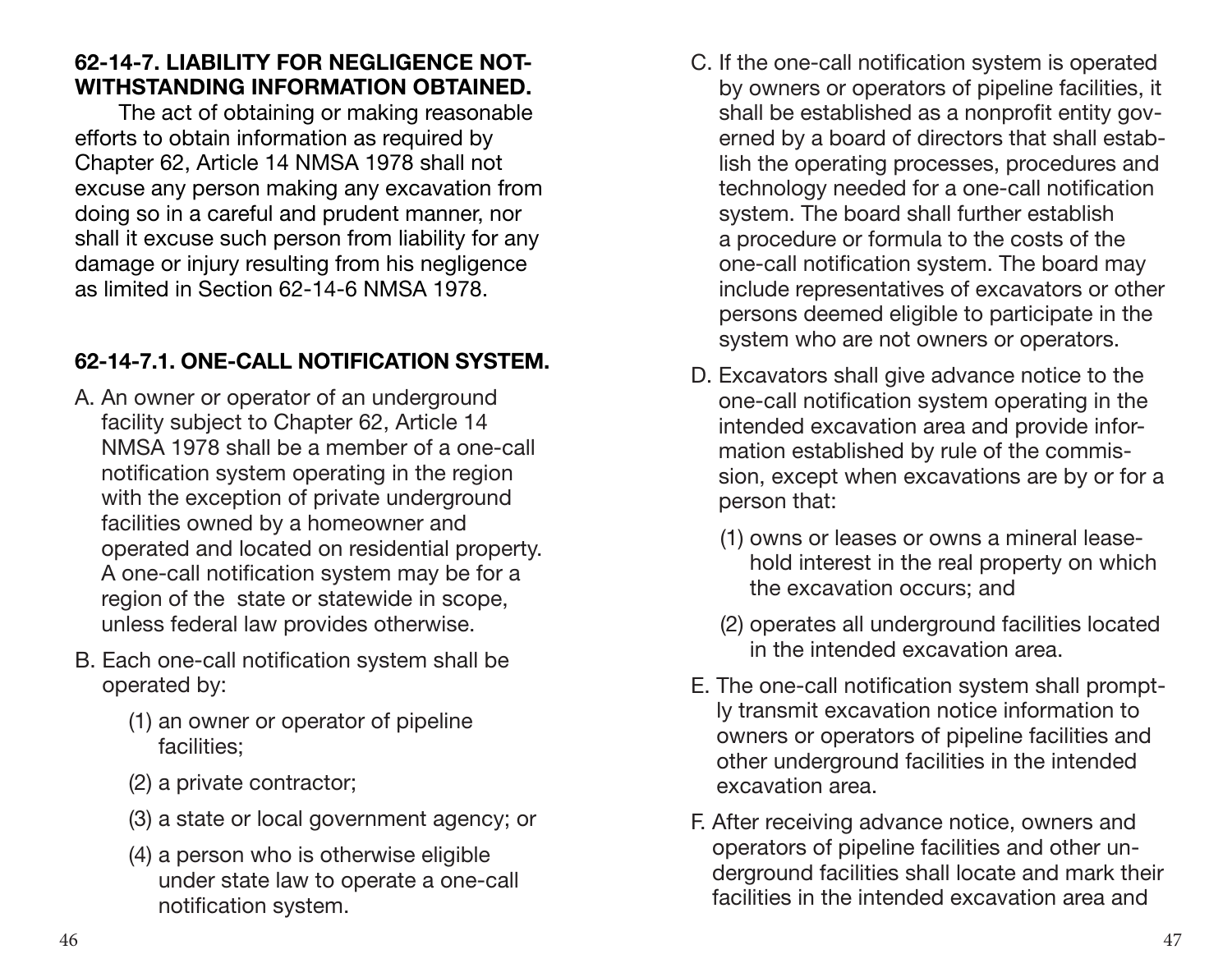**62-14-7. LIABILITY FOR NEGLIGENCE NOTWITHSTANDING INFORMATION OBTAINED.**

The act of obtaining or making reasonable efforts to obtain information as required by Chapter 62, Article 14 NMSA 1978 shall not excuse any person making any excavation from doing so in a careful and prudent manner, nor shall it excuse such person from liability for any damage or injury resulting from his negligence as limited in Section 62-14-6 NMSA 1978.

**62-14-7.1. ONE-CALL NOTIFICATION SYSTEM.**

A. An owner or operator of an underground facility subject to Chapter 62, Article 14 NMSA 1978 shall be a member of a one-call notification system operating in the region with the exception of private underground facilities owned by a homeowner and operated and located on residential property. A one-call notification system may be for a region of the state or statewide in scope, unless federal law provides otherwise.

B. Each one-call notification system shall be operated by:

(1) an owner or operator of pipeline facilities;

(2) a private contractor;

(3) a state or local government agency; or

(4) a person who is otherwise eligible under state law to operate a one-call notification system.

C. If the one-call notification system is operated by owners or operators of pipeline facilities, it shall be established as a nonprofit entity governed by a board of directors that shall establish the operating processes, procedures and technology needed for a one-call notification system. The board shall further establish a procedure or formula to the costs of the one-call notification system. The board may include representatives of excavators or other persons deemed eligible to participate in the system who are not owners or operators.

D. Excavators shall give advance notice to the one-call notification system operating in the intended excavation area and provide information established by rule of the commission, except when excavations are by or for a person that:

(1) owns or leases or owns a mineral leasehold interest in the real property on which the excavation occurs; and

(2) operates all underground facilities located in the intended excavation area.

E. The one-call notification system shall promptly transmit excavation notice information to owners or operators of pipeline facilities and other underground facilities in the intended excavation area.

F. After receiving advance notice, owners and operators of pipeline facilities and other underground facilities shall locate and mark their facilities in the intended excavation area and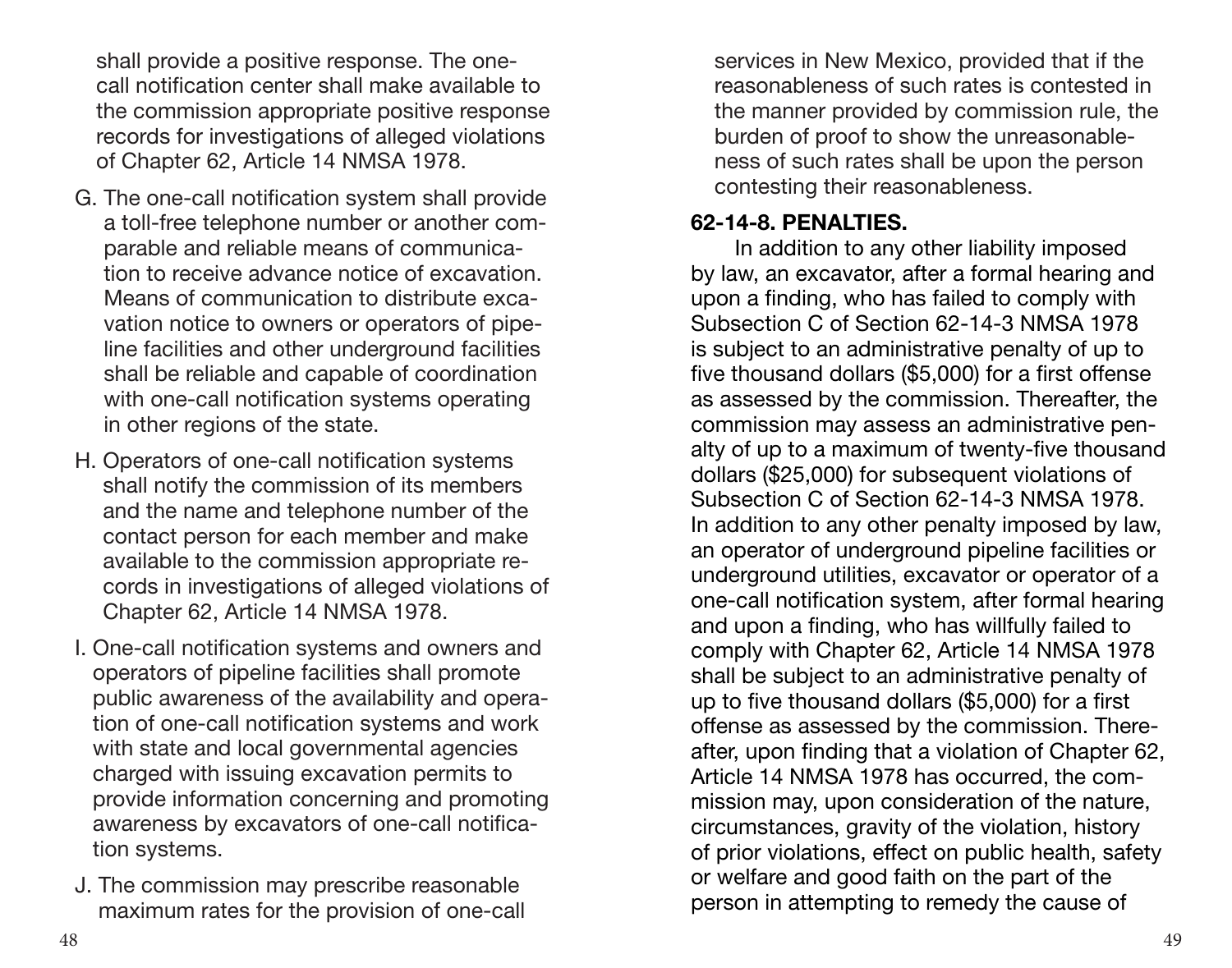shall provide a positive response. The one-call notification center shall make available to the commission appropriate positive response records for investigations of alleged violations of Chapter 62, Article 14 NMSA 1978.

G. The one-call notification system shall provide a toll-free telephone number or another comparable and reliable means of communication to receive advance notice of excavation. Means of communication to distribute excavation notice to owners or operators of pipeline facilities and other underground facilities shall be reliable and capable of coordination with one-call notification systems operating in other regions of the state.

H. Operators of one-call notification systems shall notify the commission of its members and the name and telephone number of the contact person for each member and make available to the commission appropriate records in investigations of alleged violations of Chapter 62, Article 14 NMSA 1978.

I. One-call notification systems and owners and operators of pipeline facilities shall promote public awareness of the availability and operation of one-call notification systems and work with state and local governmental agencies charged with issuing excavation permits to provide information concerning and promoting awareness by excavators of one-call notification systems.

J. The commission may prescribe reasonable maximum rates for the provision of one-call services in New Mexico, provided that if the reasonableness of such rates is contested in the manner provided by commission rule, the burden of proof to show the unreasonableness of such rates shall be upon the person contesting their reasonableness.

**62-14-8. PENALTIES.**

In addition to any other liability imposed by law, an excavator, after a formal hearing and upon a finding, who has failed to comply with Subsection C of Section 62-14-3 NMSA 1978 is subject to an administrative penalty of up to five thousand dollars ($5,000) for a first offense as assessed by the commission. Thereafter, the commission may assess an administrative penalty of up to a maximum of twenty-five thousand dollars ($25,000) for subsequent violations of Subsection C of Section 62-14-3 NMSA 1978. In addition to any other penalty imposed by law, an operator of underground pipeline facilities or underground utilities, excavator or operator of a one-call notification system, after formal hearing and upon a finding, who has willfully failed to comply with Chapter 62, Article 14 NMSA 1978 shall be subject to an administrative penalty of up to five thousand dollars ($5,000) for a first offense as assessed by the commission. Thereafter, upon finding that a violation of Chapter 62, Article 14 NMSA 1978 has occurred, the commission may, upon consideration of the nature, circumstances, gravity of the violation, history of prior violations, effect on public health, safety or welfare and good faith on the part of the person in attempting to remedy the cause of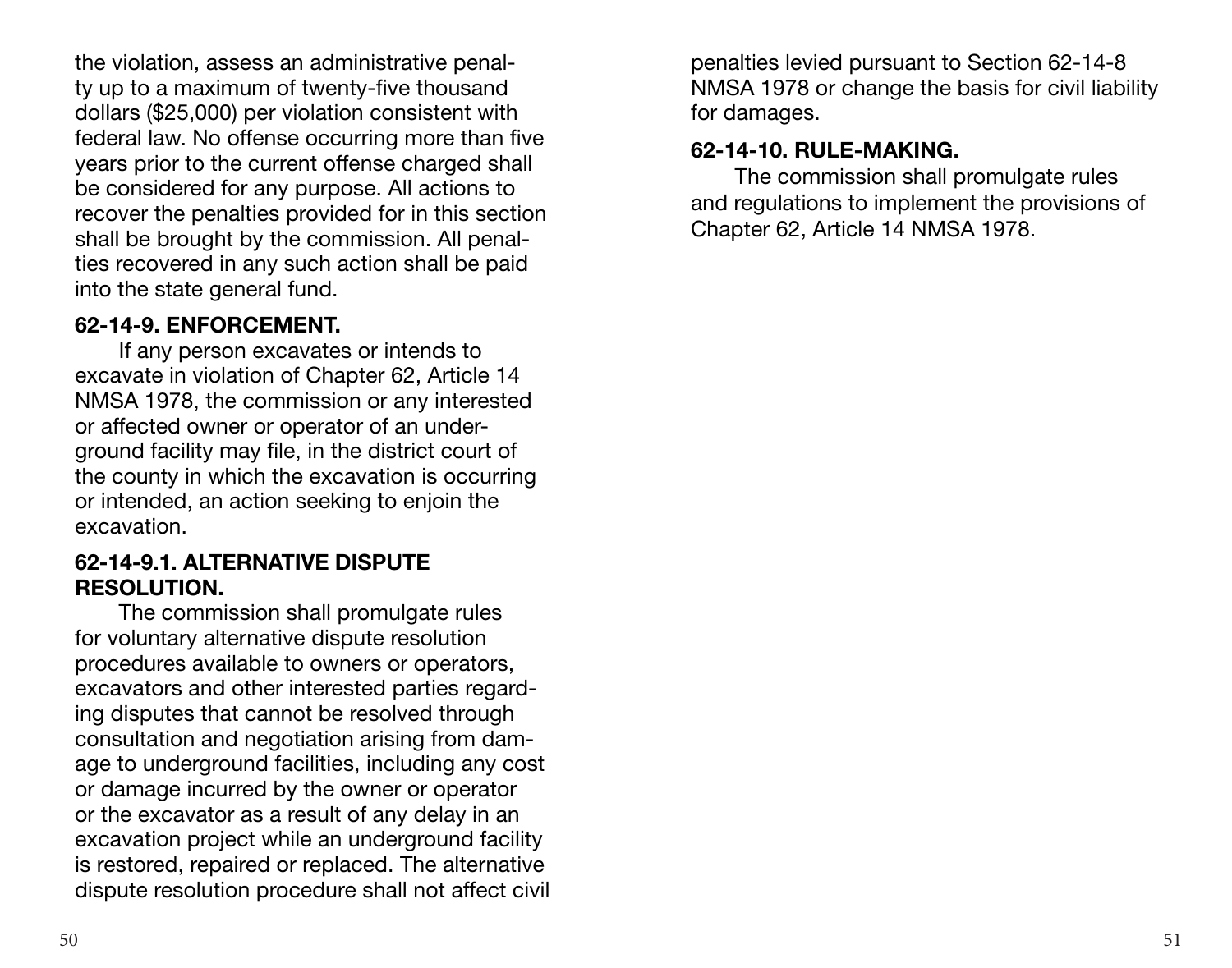the violation, assess an administrative penalty up to a maximum of twenty-five thousand dollars ($25,000) per violation consistent with federal law. No offense occurring more than five years prior to the current offense charged shall be considered for any purpose. All actions to recover the penalties provided for in this section shall be brought by the commission. All penalties recovered in any such action shall be paid into the state general fund.

**62-14-9. ENFORCEMENT.**

If any person excavates or intends to excavate in violation of Chapter 62, Article 14 NMSA 1978, the commission or any interested or affected owner or operator of an underground facility may file, in the district court of the county in which the excavation is occurring or intended, an action seeking to enjoin the excavation.

**62-14-9.1. ALTERNATIVE DISPUTE RESOLUTION.**

The commission shall promulgate rules for voluntary alternative dispute resolution procedures available to owners or operators, excavators and other interested parties regarding disputes that cannot be resolved through consultation and negotiation arising from damage to underground facilities, including any cost or damage incurred by the owner or operator or the excavator as a result of any delay in an excavation project while an underground facility is restored, repaired or replaced. The alternative dispute resolution procedure shall not affect civil penalties levied pursuant to Section 62-14-8 NMSA 1978 or change the basis for civil liability for damages.

**62-14-10. RULE-MAKING.**

The commission shall promulgate rules and regulations to implement the provisions of Chapter 62, Article 14 NMSA 1978.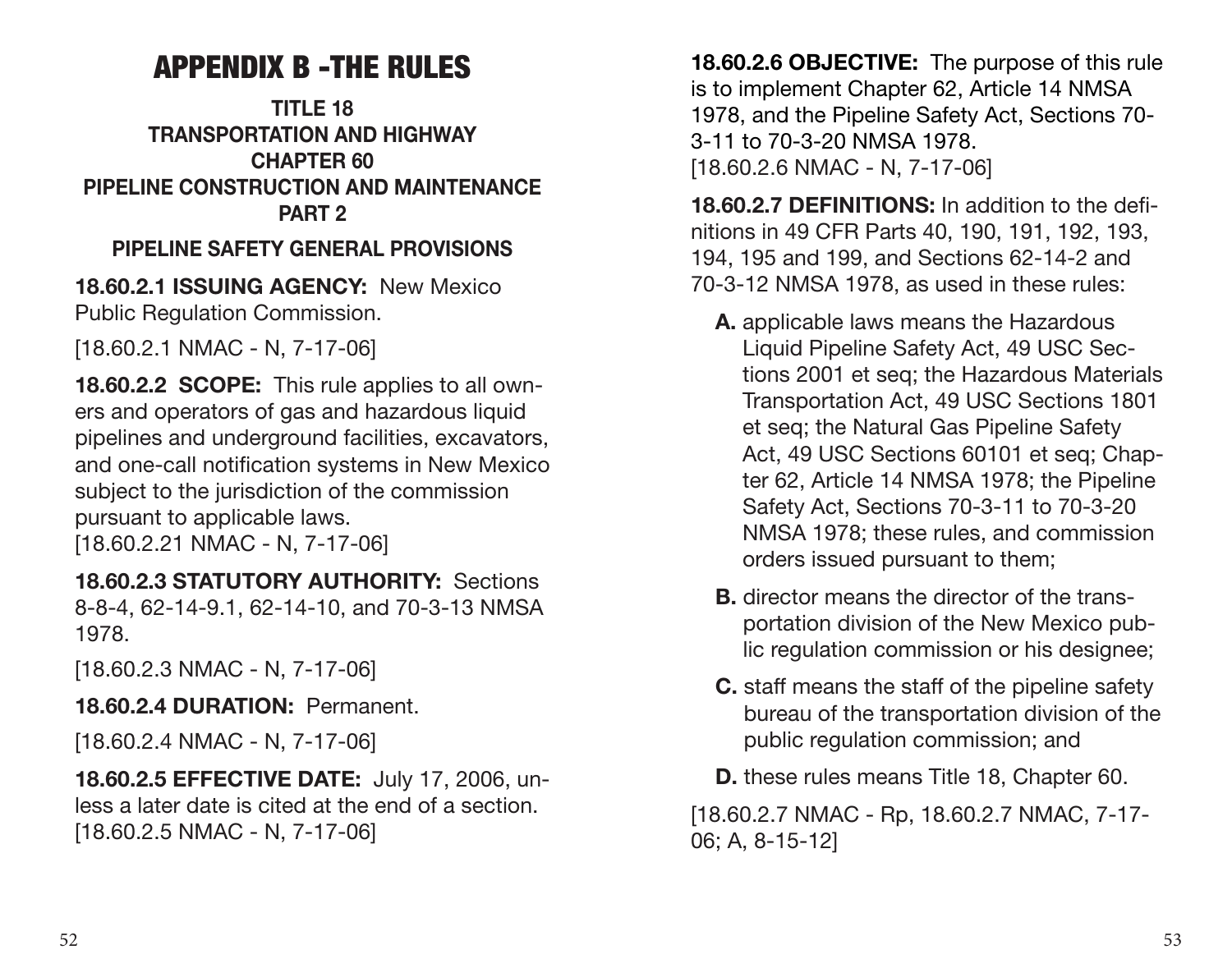# APPENDIX B -THE RULES

### TITLE 18
### TRANSPORTATION AND HIGHWAY
### CHAPTER 60
### PIPELINE CONSTRUCTION AND MAINTENANCE
### PART 2

### PIPELINE SAFETY GENERAL PROVISIONS

**18.60.2.1 ISSUING AGENCY:** New Mexico Public Regulation Commission.

[18.60.2.1 NMAC - N, 7-17-06]

**18.60.2.2 SCOPE:** This rule applies to all owners and operators of gas and hazardous liquid pipelines and underground facilities, excavators, and one-call notification systems in New Mexico subject to the jurisdiction of the commission pursuant to applicable laws.
[18.60.2.21 NMAC - N, 7-17-06]

**18.60.2.3 STATUTORY AUTHORITY:** Sections 8-8-4, 62-14-9.1, 62-14-10, and 70-3-13 NMSA 1978.

[18.60.2.3 NMAC - N, 7-17-06]

**18.60.2.4 DURATION:** Permanent.

[18.60.2.4 NMAC - N, 7-17-06]

**18.60.2.5 EFFECTIVE DATE:** July 17, 2006, unless a later date is cited at the end of a section.
[18.60.2.5 NMAC - N, 7-17-06]

**18.60.2.6 OBJECTIVE:** The purpose of this rule is to implement Chapter 62, Article 14 NMSA 1978, and the Pipeline Safety Act, Sections 70-3-11 to 70-3-20 NMSA 1978.
[18.60.2.6 NMAC - N, 7-17-06]

**18.60.2.7 DEFINITIONS:** In addition to the definitions in 49 CFR Parts 40, 190, 191, 192, 193, 194, 195 and 199, and Sections 62-14-2 and 70-3-12 NMSA 1978, as used in these rules:

**A.** applicable laws means the Hazardous Liquid Pipeline Safety Act, 49 USC Sections 2001 et seq; the Hazardous Materials Transportation Act, 49 USC Sections 1801 et seq; the Natural Gas Pipeline Safety Act, 49 USC Sections 60101 et seq; Chapter 62, Article 14 NMSA 1978; the Pipeline Safety Act, Sections 70-3-11 to 70-3-20 NMSA 1978; these rules, and commission orders issued pursuant to them;

**B.** director means the director of the transportation division of the New Mexico public regulation commission or his designee;

**C.** staff means the staff of the pipeline safety bureau of the transportation division of the public regulation commission; and

**D.** these rules means Title 18, Chapter 60.

[18.60.2.7 NMAC - Rp, 18.60.2.7 NMAC, 7-17-06; A, 8-15-12]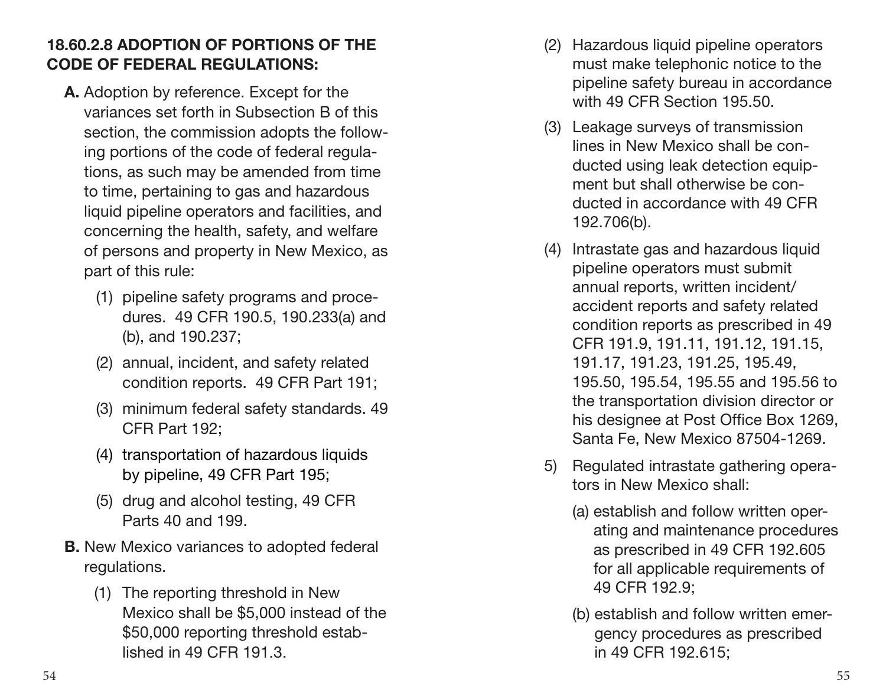### 18.60.2.8 ADOPTION OF PORTIONS OF THE CODE OF FEDERAL REGULATIONS:

**A.** Adoption by reference. Except for the variances set forth in Subsection B of this section, the commission adopts the following portions of the code of federal regulations, as such may be amended from time to time, pertaining to gas and hazardous liquid pipeline operators and facilities, and concerning the health, safety, and welfare of persons and property in New Mexico, as part of this rule:

(1) pipeline safety programs and procedures. 49 CFR 190.5, 190.233(a) and (b), and 190.237;

(2) annual, incident, and safety related condition reports. 49 CFR Part 191;

(3) minimum federal safety standards. 49 CFR Part 192;

(4) transportation of hazardous liquids by pipeline, 49 CFR Part 195;

(5) drug and alcohol testing, 49 CFR Parts 40 and 199.

**B.** New Mexico variances to adopted federal regulations.

(1) The reporting threshold in New Mexico shall be $5,000 instead of the $50,000 reporting threshold established in 49 CFR 191.3.

(2) Hazardous liquid pipeline operators must make telephonic notice to the pipeline safety bureau in accordance with 49 CFR Section 195.50.

(3) Leakage surveys of transmission lines in New Mexico shall be conducted using leak detection equipment but shall otherwise be conducted in accordance with 49 CFR 192.706(b).

(4) Intrastate gas and hazardous liquid pipeline operators must submit annual reports, written incident/accident reports and safety related condition reports as prescribed in 49 CFR 191.9, 191.11, 191.12, 191.15, 191.17, 191.23, 191.25, 195.49, 195.50, 195.54, 195.55 and 195.56 to the transportation division director or his designee at Post Office Box 1269, Santa Fe, New Mexico 87504-1269.

5) Regulated intrastate gathering operators in New Mexico shall:

(a) establish and follow written operating and maintenance procedures as prescribed in 49 CFR 192.605 for all applicable requirements of 49 CFR 192.9;

(b) establish and follow written emergency procedures as prescribed in 49 CFR 192.615;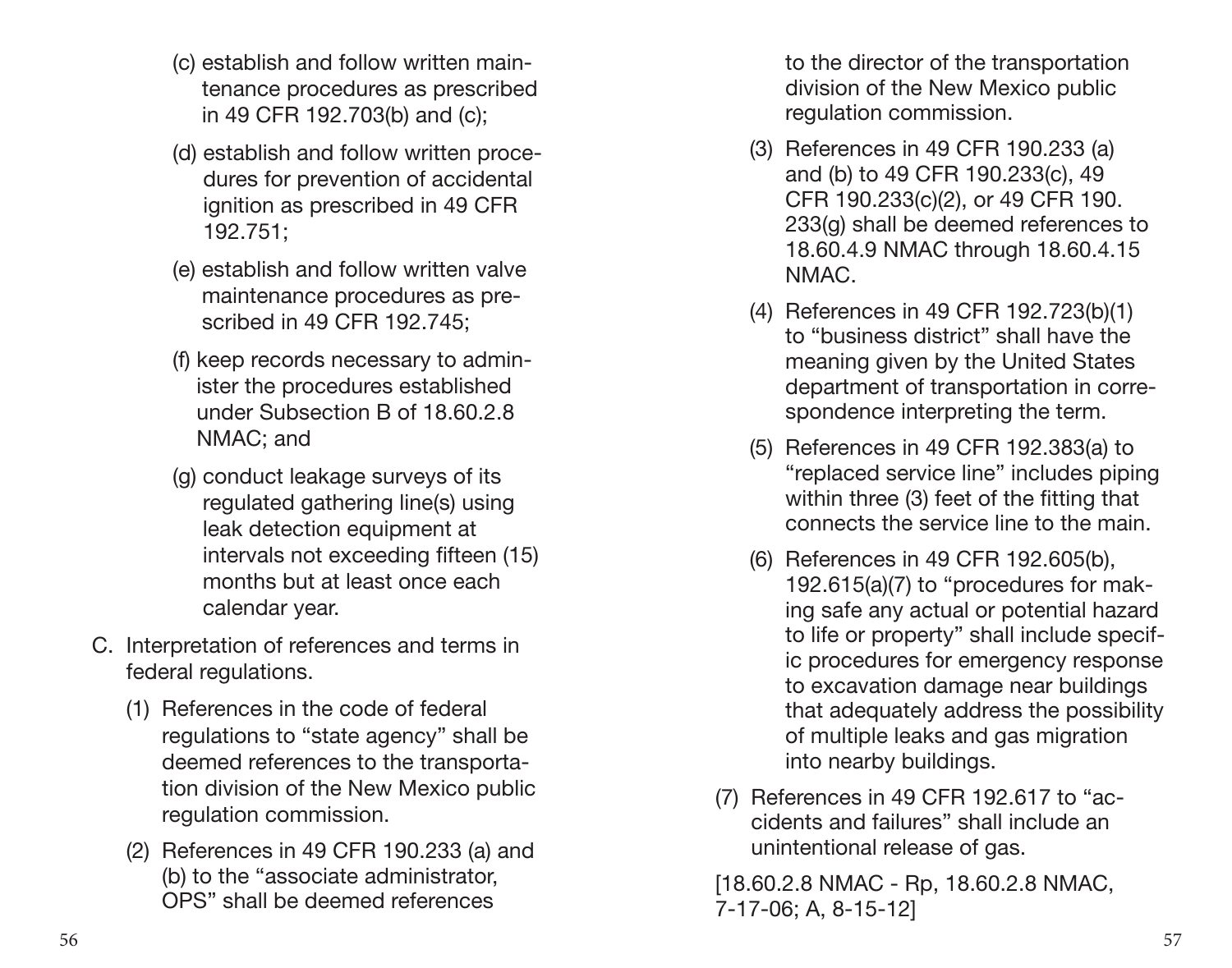(c) establish and follow written maintenance procedures as prescribed in 49 CFR 192.703(b) and (c);

(d) establish and follow written procedures for prevention of accidental ignition as prescribed in 49 CFR 192.751;

(e) establish and follow written valve maintenance procedures as prescribed in 49 CFR 192.745;

(f) keep records necessary to administer the procedures established under Subsection B of 18.60.2.8 NMAC; and

(g) conduct leakage surveys of its regulated gathering line(s) using leak detection equipment at intervals not exceeding fifteen (15) months but at least once each calendar year.

C. Interpretation of references and terms in federal regulations.

(1) References in the code of federal regulations to "state agency" shall be deemed references to the transportation division of the New Mexico public regulation commission.

(2) References in 49 CFR 190.233 (a) and (b) to the "associate administrator, OPS" shall be deemed references to the director of the transportation division of the New Mexico public regulation commission.

(3) References in 49 CFR 190.233 (a) and (b) to 49 CFR 190.233(c), 49 CFR 190.233(c)(2), or 49 CFR 190.233(g) shall be deemed references to 18.60.4.9 NMAC through 18.60.4.15 NMAC.

(4) References in 49 CFR 192.723(b)(1) to "business district" shall have the meaning given by the United States department of transportation in correspondence interpreting the term.

(5) References in 49 CFR 192.383(a) to "replaced service line" includes piping within three (3) feet of the fitting that connects the service line to the main.

(6) References in 49 CFR 192.605(b), 192.615(a)(7) to "procedures for making safe any actual or potential hazard to life or property" shall include specific procedures for emergency response to excavation damage near buildings that adequately address the possibility of multiple leaks and gas migration into nearby buildings.

(7) References in 49 CFR 192.617 to "accidents and failures" shall include an unintentional release of gas.

[18.60.2.8 NMAC - Rp, 18.60.2.8 NMAC, 7-17-06; A, 8-15-12]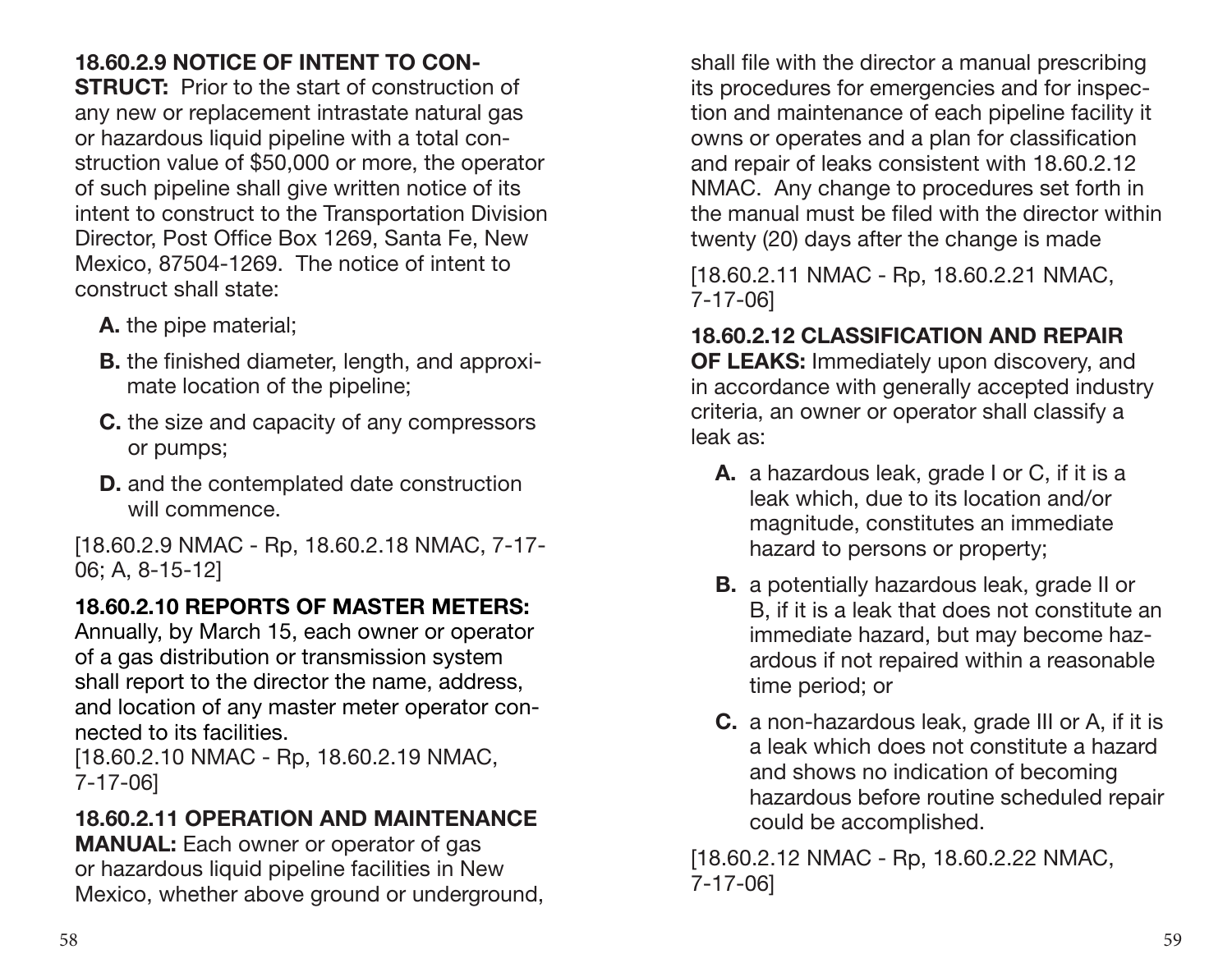**18.60.2.9 NOTICE OF INTENT TO CONSTRUCT:** Prior to the start of construction of any new or replacement intrastate natural gas or hazardous liquid pipeline with a total construction value of $50,000 or more, the operator of such pipeline shall give written notice of its intent to construct to the Transportation Division Director, Post Office Box 1269, Santa Fe, New Mexico, 87504-1269. The notice of intent to construct shall state:

**A.** the pipe material;

**B.** the finished diameter, length, and approximate location of the pipeline;

**C.** the size and capacity of any compressors or pumps;

**D.** and the contemplated date construction will commence.

[18.60.2.9 NMAC - Rp, 18.60.2.18 NMAC, 7-17-06; A, 8-15-12]

**18.60.2.10 REPORTS OF MASTER METERS:** Annually, by March 15, each owner or operator of a gas distribution or transmission system shall report to the director the name, address, and location of any master meter operator connected to its facilities.
[18.60.2.10 NMAC - Rp, 18.60.2.19 NMAC, 7-17-06]

**18.60.2.11 OPERATION AND MAINTENANCE MANUAL:** Each owner or operator of gas or hazardous liquid pipeline facilities in New Mexico, whether above ground or underground, shall file with the director a manual prescribing its procedures for emergencies and for inspection and maintenance of each pipeline facility it owns or operates and a plan for classification and repair of leaks consistent with 18.60.2.12 NMAC. Any change to procedures set forth in the manual must be filed with the director within twenty (20) days after the change is made

[18.60.2.11 NMAC - Rp, 18.60.2.21 NMAC, 7-17-06]

**18.60.2.12 CLASSIFICATION AND REPAIR OF LEAKS:** Immediately upon discovery, and in accordance with generally accepted industry criteria, an owner or operator shall classify a leak as:

**A.** a hazardous leak, grade I or C, if it is a leak which, due to its location and/or magnitude, constitutes an immediate hazard to persons or property;

**B.** a potentially hazardous leak, grade II or B, if it is a leak that does not constitute an immediate hazard, but may become hazardous if not repaired within a reasonable time period; or

**C.** a non-hazardous leak, grade III or A, if it is a leak which does not constitute a hazard and shows no indication of becoming hazardous before routine scheduled repair could be accomplished.

[18.60.2.12 NMAC - Rp, 18.60.2.22 NMAC, 7-17-06]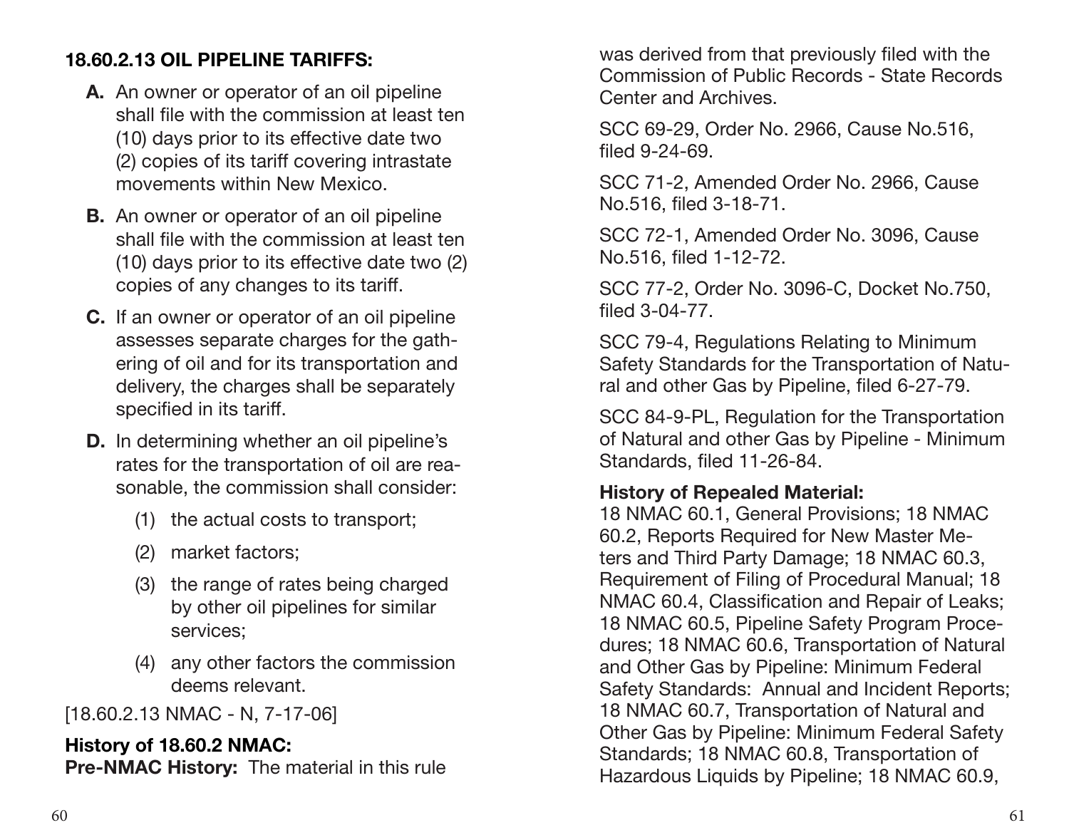**18.60.2.13 OIL PIPELINE TARIFFS:**

**A.** An owner or operator of an oil pipeline shall file with the commission at least ten (10) days prior to its effective date two (2) copies of its tariff covering intrastate movements within New Mexico.

**B.** An owner or operator of an oil pipeline shall file with the commission at least ten (10) days prior to its effective date two (2) copies of any changes to its tariff.

**C.** If an owner or operator of an oil pipeline assesses separate charges for the gathering of oil and for its transportation and delivery, the charges shall be separately specified in its tariff.

**D.** In determining whether an oil pipeline's rates for the transportation of oil are reasonable, the commission shall consider:

(1) the actual costs to transport;

(2) market factors;

(3) the range of rates being charged by other oil pipelines for similar services;

(4) any other factors the commission deems relevant.

[18.60.2.13 NMAC - N, 7-17-06]

**History of 18.60.2 NMAC:**
**Pre-NMAC History:** The material in this rule was derived from that previously filed with the Commission of Public Records - State Records Center and Archives.

SCC 69-29, Order No. 2966, Cause No.516, filed 9-24-69.

SCC 71-2, Amended Order No. 2966, Cause No.516, filed 3-18-71.

SCC 72-1, Amended Order No. 3096, Cause No.516, filed 1-12-72.

SCC 77-2, Order No. 3096-C, Docket No.750, filed 3-04-77.

SCC 79-4, Regulations Relating to Minimum Safety Standards for the Transportation of Natural and other Gas by Pipeline, filed 6-27-79.

SCC 84-9-PL, Regulation for the Transportation of Natural and other Gas by Pipeline - Minimum Standards, filed 11-26-84.

**History of Repealed Material:**
18 NMAC 60.1, General Provisions; 18 NMAC 60.2, Reports Required for New Master Meters and Third Party Damage; 18 NMAC 60.3, Requirement of Filing of Procedural Manual; 18 NMAC 60.4, Classification and Repair of Leaks; 18 NMAC 60.5, Pipeline Safety Program Procedures; 18 NMAC 60.6, Transportation of Natural and Other Gas by Pipeline: Minimum Federal Safety Standards: Annual and Incident Reports; 18 NMAC 60.7, Transportation of Natural and Other Gas by Pipeline: Minimum Federal Safety Standards; 18 NMAC 60.8, Transportation of Hazardous Liquids by Pipeline; 18 NMAC 60.9,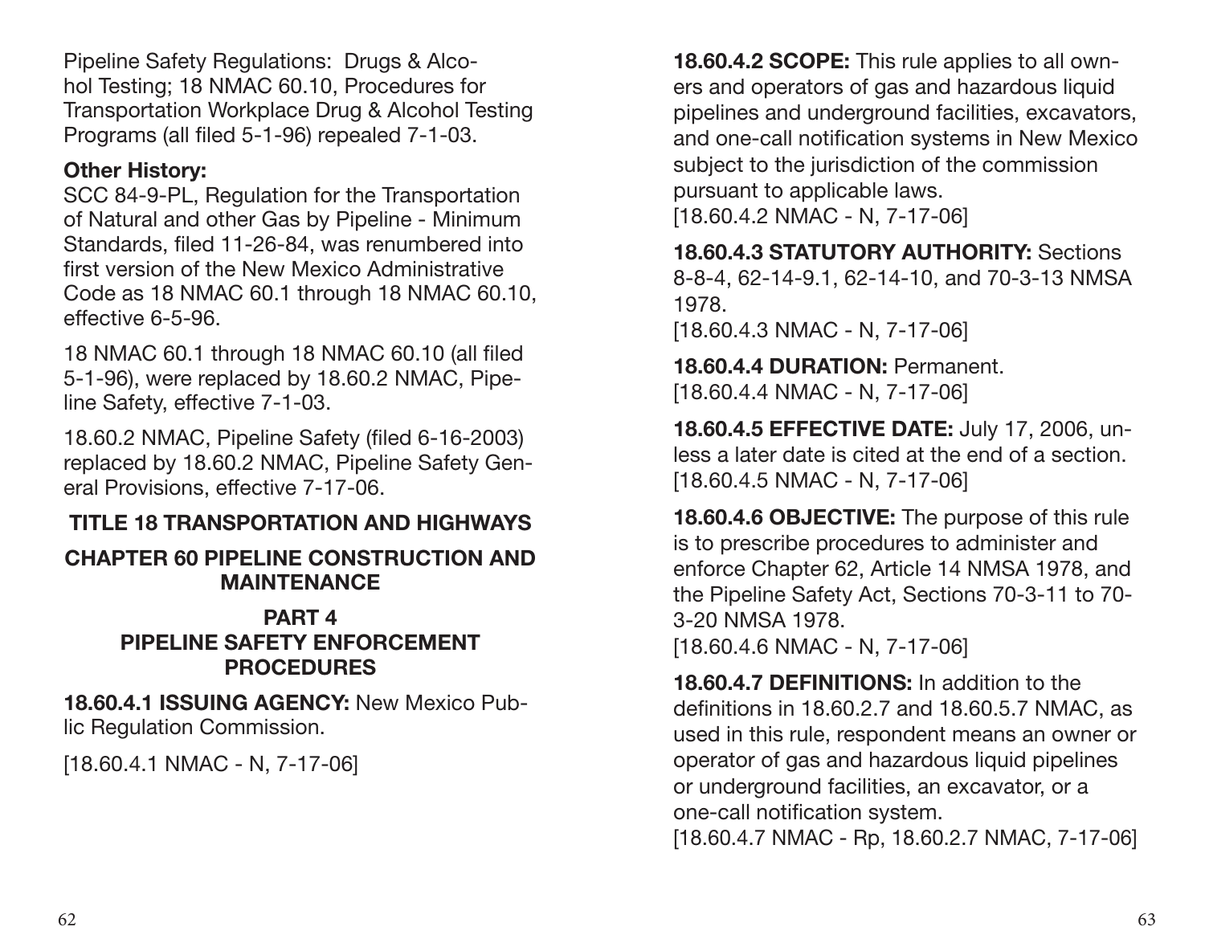Pipeline Safety Regulations: Drugs & Alcohol Testing; 18 NMAC 60.10, Procedures for Transportation Workplace Drug & Alcohol Testing Programs (all filed 5-1-96) repealed 7-1-03.

**Other History:**

SCC 84-9-PL, Regulation for the Transportation of Natural and other Gas by Pipeline - Minimum Standards, filed 11-26-84, was renumbered into first version of the New Mexico Administrative Code as 18 NMAC 60.1 through 18 NMAC 60.10, effective 6-5-96.

18 NMAC 60.1 through 18 NMAC 60.10 (all filed 5-1-96), were replaced by 18.60.2 NMAC, Pipeline Safety, effective 7-1-03.

18.60.2 NMAC, Pipeline Safety (filed 6-16-2003) replaced by 18.60.2 NMAC, Pipeline Safety General Provisions, effective 7-17-06.

## TITLE 18 TRANSPORTATION AND HIGHWAYS

## CHAPTER 60 PIPELINE CONSTRUCTION AND MAINTENANCE

## PART 4 PIPELINE SAFETY ENFORCEMENT PROCEDURES

**18.60.4.1 ISSUING AGENCY:** New Mexico Public Regulation Commission.

[18.60.4.1 NMAC - N, 7-17-06]

**18.60.4.2 SCOPE:** This rule applies to all owners and operators of gas and hazardous liquid pipelines and underground facilities, excavators, and one-call notification systems in New Mexico subject to the jurisdiction of the commission pursuant to applicable laws.
[18.60.4.2 NMAC - N, 7-17-06]

**18.60.4.3 STATUTORY AUTHORITY:** Sections 8-8-4, 62-14-9.1, 62-14-10, and 70-3-13 NMSA 1978.
[18.60.4.3 NMAC - N, 7-17-06]

**18.60.4.4 DURATION:** Permanent.
[18.60.4.4 NMAC - N, 7-17-06]

**18.60.4.5 EFFECTIVE DATE:** July 17, 2006, unless a later date is cited at the end of a section.
[18.60.4.5 NMAC - N, 7-17-06]

**18.60.4.6 OBJECTIVE:** The purpose of this rule is to prescribe procedures to administer and enforce Chapter 62, Article 14 NMSA 1978, and the Pipeline Safety Act, Sections 70-3-11 to 70-3-20 NMSA 1978.
[18.60.4.6 NMAC - N, 7-17-06]

**18.60.4.7 DEFINITIONS:** In addition to the definitions in 18.60.2.7 and 18.60.5.7 NMAC, as used in this rule, respondent means an owner or operator of gas and hazardous liquid pipelines or underground facilities, an excavator, or a one-call notification system.
[18.60.4.7 NMAC - Rp, 18.60.2.7 NMAC, 7-17-06]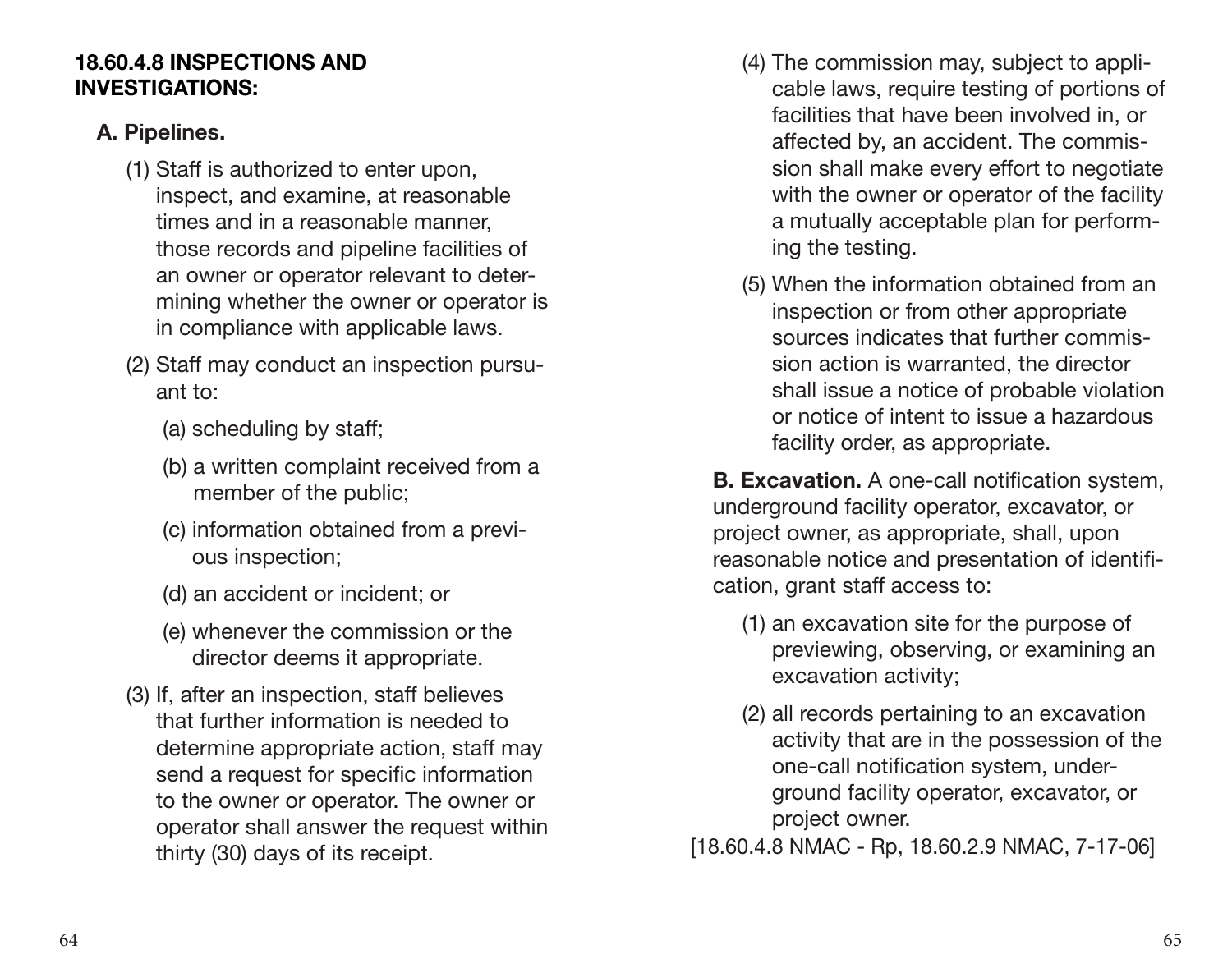### 18.60.4.8 INSPECTIONS AND INVESTIGATIONS:

**A. Pipelines.**

(1) Staff is authorized to enter upon, inspect, and examine, at reasonable times and in a reasonable manner, those records and pipeline facilities of an owner or operator relevant to determining whether the owner or operator is in compliance with applicable laws.

(2) Staff may conduct an inspection pursuant to:

(a) scheduling by staff;

(b) a written complaint received from a member of the public;

(c) information obtained from a previous inspection;

(d) an accident or incident; or

(e) whenever the commission or the director deems it appropriate.

(3) If, after an inspection, staff believes that further information is needed to determine appropriate action, staff may send a request for specific information to the owner or operator. The owner or operator shall answer the request within thirty (30) days of its receipt.

(4) The commission may, subject to applicable laws, require testing of portions of facilities that have been involved in, or affected by, an accident. The commission shall make every effort to negotiate with the owner or operator of the facility a mutually acceptable plan for performing the testing.

(5) When the information obtained from an inspection or from other appropriate sources indicates that further commission action is warranted, the director shall issue a notice of probable violation or notice of intent to issue a hazardous facility order, as appropriate.

**B. Excavation.** A one-call notification system, underground facility operator, excavator, or project owner, as appropriate, shall, upon reasonable notice and presentation of identification, grant staff access to:

(1) an excavation site for the purpose of previewing, observing, or examining an excavation activity;

(2) all records pertaining to an excavation activity that are in the possession of the one-call notification system, underground facility operator, excavator, or project owner.

[18.60.4.8 NMAC - Rp, 18.60.2.9 NMAC, 7-17-06]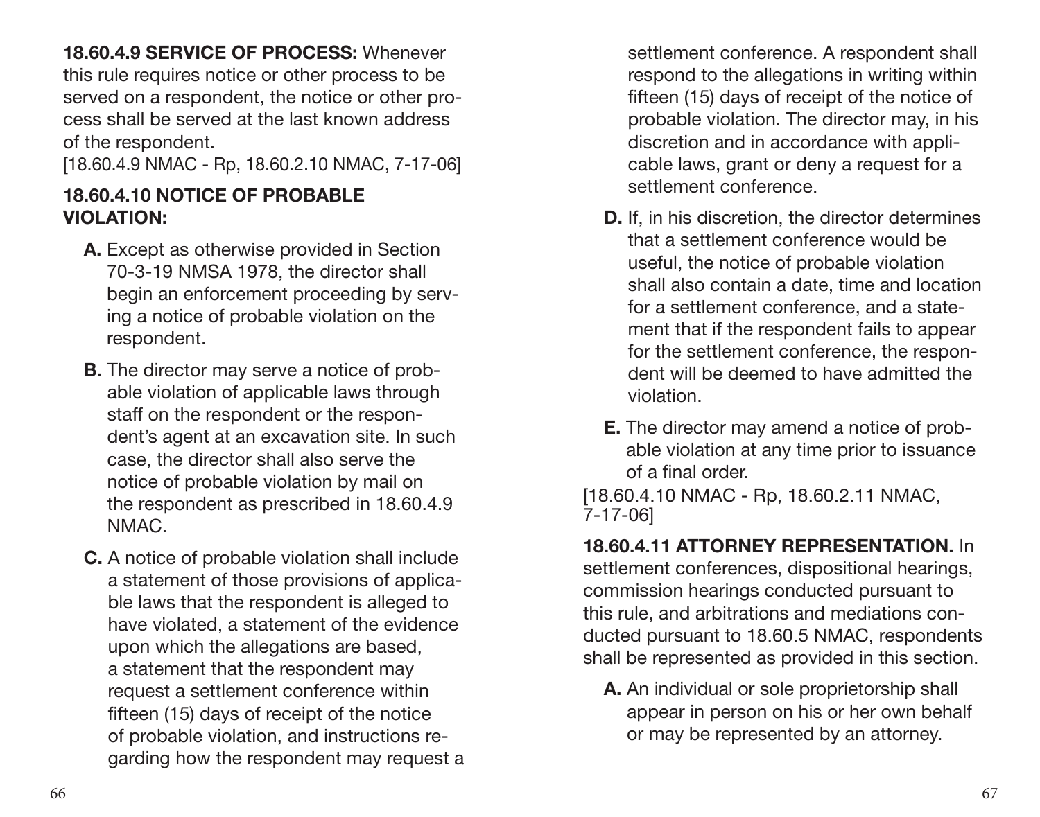**18.60.4.9 SERVICE OF PROCESS:** Whenever this rule requires notice or other process to be served on a respondent, the notice or other process shall be served at the last known address of the respondent.
[18.60.4.9 NMAC - Rp, 18.60.2.10 NMAC, 7-17-06]

**18.60.4.10 NOTICE OF PROBABLE VIOLATION:**

**A.** Except as otherwise provided in Section 70-3-19 NMSA 1978, the director shall begin an enforcement proceeding by serving a notice of probable violation on the respondent.

**B.** The director may serve a notice of probable violation of applicable laws through staff on the respondent or the respondent's agent at an excavation site. In such case, the director shall also serve the notice of probable violation by mail on the respondent as prescribed in 18.60.4.9 NMAC.

**C.** A notice of probable violation shall include a statement of those provisions of applicable laws that the respondent is alleged to have violated, a statement of the evidence upon which the allegations are based, a statement that the respondent may request a settlement conference within fifteen (15) days of receipt of the notice of probable violation, and instructions regarding how the respondent may request a settlement conference. A respondent shall respond to the allegations in writing within fifteen (15) days of receipt of the notice of probable violation. The director may, in his discretion and in accordance with applicable laws, grant or deny a request for a settlement conference.

**D.** If, in his discretion, the director determines that a settlement conference would be useful, the notice of probable violation shall also contain a date, time and location for a settlement conference, and a statement that if the respondent fails to appear for the settlement conference, the respondent will be deemed to have admitted the violation.

**E.** The director may amend a notice of probable violation at any time prior to issuance of a final order.

[18.60.4.10 NMAC - Rp, 18.60.2.11 NMAC, 7-17-06]

**18.60.4.11 ATTORNEY REPRESENTATION.** In settlement conferences, dispositional hearings, commission hearings conducted pursuant to this rule, and arbitrations and mediations conducted pursuant to 18.60.5 NMAC, respondents shall be represented as provided in this section.

**A.** An individual or sole proprietorship shall appear in person on his or her own behalf or may be represented by an attorney.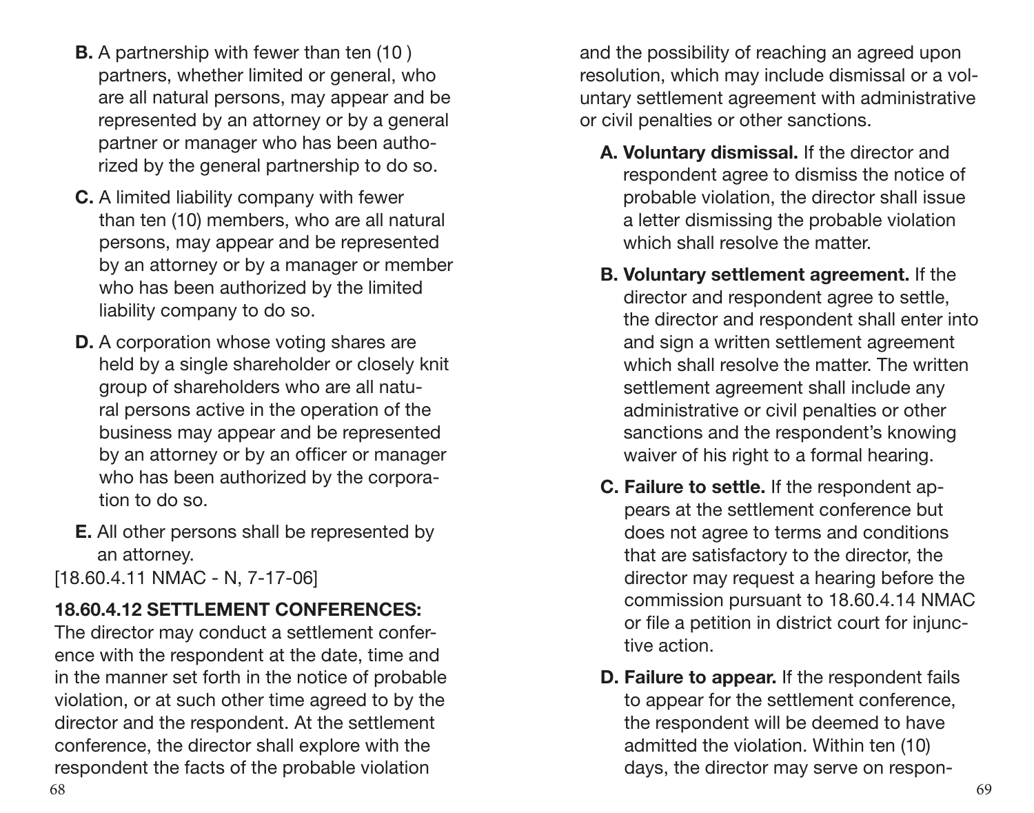**B.** A partnership with fewer than ten (10 ) partners, whether limited or general, who are all natural persons, may appear and be represented by an attorney or by a general partner or manager who has been authorized by the general partnership to do so.

**C.** A limited liability company with fewer than ten (10) members, who are all natural persons, may appear and be represented by an attorney or by a manager or member who has been authorized by the limited liability company to do so.

**D.** A corporation whose voting shares are held by a single shareholder or closely knit group of shareholders who are all natural persons active in the operation of the business may appear and be represented by an attorney or by an officer or manager who has been authorized by the corporation to do so.

**E.** All other persons shall be represented by an attorney.

[18.60.4.11 NMAC - N, 7-17-06]

**18.60.4.12 SETTLEMENT CONFERENCES:**

The director may conduct a settlement conference with the respondent at the date, time and in the manner set forth in the notice of probable violation, or at such other time agreed to by the director and the respondent. At the settlement conference, the director shall explore with the respondent the facts of the probable violation and the possibility of reaching an agreed upon resolution, which may include dismissal or a voluntary settlement agreement with administrative or civil penalties or other sanctions.

**A. Voluntary dismissal.** If the director and respondent agree to dismiss the notice of probable violation, the director shall issue a letter dismissing the probable violation which shall resolve the matter.

**B. Voluntary settlement agreement.** If the director and respondent agree to settle, the director and respondent shall enter into and sign a written settlement agreement which shall resolve the matter. The written settlement agreement shall include any administrative or civil penalties or other sanctions and the respondent's knowing waiver of his right to a formal hearing.

**C. Failure to settle.** If the respondent appears at the settlement conference but does not agree to terms and conditions that are satisfactory to the director, the director may request a hearing before the commission pursuant to 18.60.4.14 NMAC or file a petition in district court for injunctive action.

**D. Failure to appear.** If the respondent fails to appear for the settlement conference, the respondent will be deemed to have admitted the violation. Within ten (10) days, the director may serve on respon-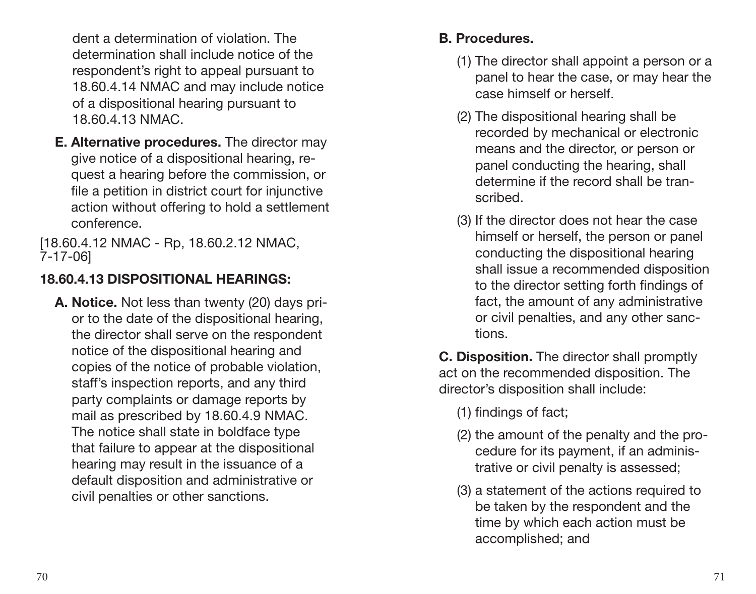dent a determination of violation. The determination shall include notice of the respondent's right to appeal pursuant to 18.60.4.14 NMAC and may include notice of a dispositional hearing pursuant to 18.60.4.13 NMAC.

**E. Alternative procedures.** The director may give notice of a dispositional hearing, request a hearing before the commission, or file a petition in district court for injunctive action without offering to hold a settlement conference.

[18.60.4.12 NMAC - Rp, 18.60.2.12 NMAC, 7-17-06]

### 18.60.4.13 DISPOSITIONAL HEARINGS:

**A. Notice.** Not less than twenty (20) days prior to the date of the dispositional hearing, the director shall serve on the respondent notice of the dispositional hearing and copies of the notice of probable violation, staff's inspection reports, and any third party complaints or damage reports by mail as prescribed by 18.60.4.9 NMAC. The notice shall state in boldface type that failure to appear at the dispositional hearing may result in the issuance of a default disposition and administrative or civil penalties or other sanctions.

**B. Procedures.**

(1) The director shall appoint a person or a panel to hear the case, or may hear the case himself or herself.

(2) The dispositional hearing shall be recorded by mechanical or electronic means and the director, or person or panel conducting the hearing, shall determine if the record shall be transcribed.

(3) If the director does not hear the case himself or herself, the person or panel conducting the dispositional hearing shall issue a recommended disposition to the director setting forth findings of fact, the amount of any administrative or civil penalties, and any other sanctions.

**C. Disposition.** The director shall promptly act on the recommended disposition. The director's disposition shall include:

(1) findings of fact;

(2) the amount of the penalty and the procedure for its payment, if an administrative or civil penalty is assessed;

(3) a statement of the actions required to be taken by the respondent and the time by which each action must be accomplished; and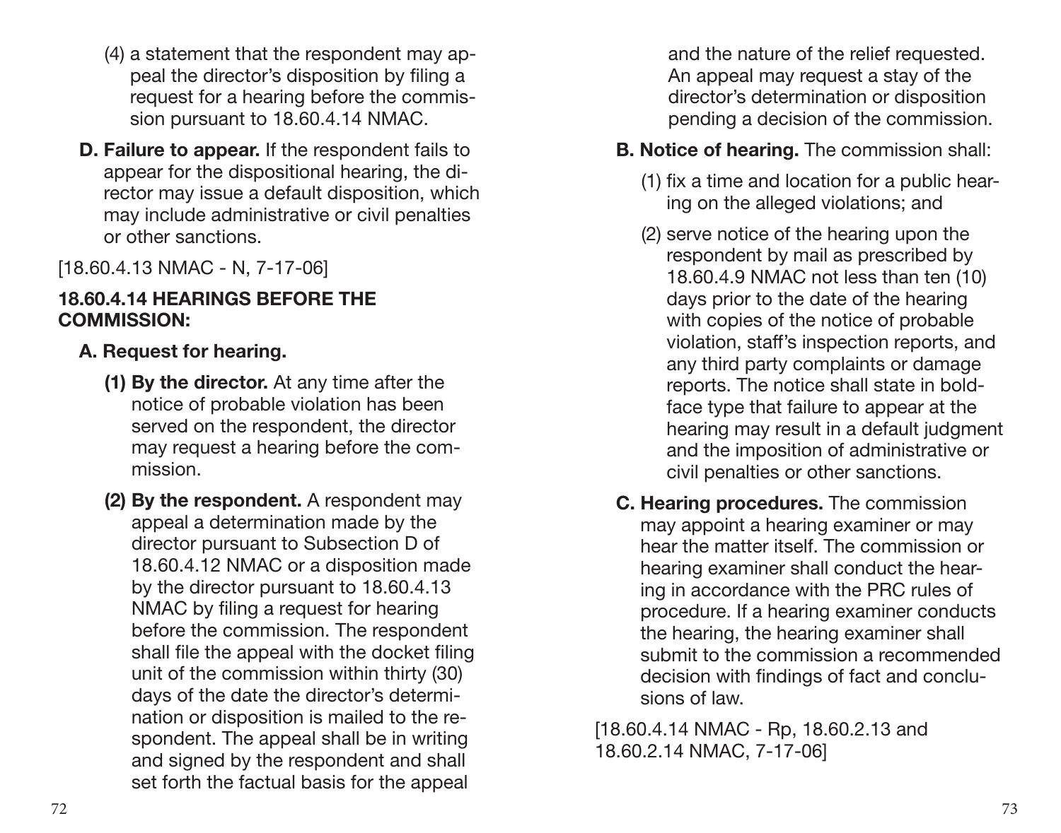(4) a statement that the respondent may appeal the director's disposition by filing a request for a hearing before the commission pursuant to 18.60.4.14 NMAC.

**D. Failure to appear.** If the respondent fails to appear for the dispositional hearing, the director may issue a default disposition, which may include administrative or civil penalties or other sanctions.

[18.60.4.13 NMAC - N, 7-17-06]

**18.60.4.14 HEARINGS BEFORE THE COMMISSION:**

**A. Request for hearing.**

**(1) By the director.** At any time after the notice of probable violation has been served on the respondent, the director may request a hearing before the commission.

**(2) By the respondent.** A respondent may appeal a determination made by the director pursuant to Subsection D of 18.60.4.12 NMAC or a disposition made by the director pursuant to 18.60.4.13 NMAC by filing a request for hearing before the commission. The respondent shall file the appeal with the docket filing unit of the commission within thirty (30) days of the date the director's determination or disposition is mailed to the respondent. The appeal shall be in writing and signed by the respondent and shall set forth the factual basis for the appeal and the nature of the relief requested. An appeal may request a stay of the director's determination or disposition pending a decision of the commission.

**B. Notice of hearing.** The commission shall:

(1) fix a time and location for a public hearing on the alleged violations; and

(2) serve notice of the hearing upon the respondent by mail as prescribed by 18.60.4.9 NMAC not less than ten (10) days prior to the date of the hearing with copies of the notice of probable violation, staff's inspection reports, and any third party complaints or damage reports. The notice shall state in boldface type that failure to appear at the hearing may result in a default judgment and the imposition of administrative or civil penalties or other sanctions.

**C. Hearing procedures.** The commission may appoint a hearing examiner or may hear the matter itself. The commission or hearing examiner shall conduct the hearing in accordance with the PRC rules of procedure. If a hearing examiner conducts the hearing, the hearing examiner shall submit to the commission a recommended decision with findings of fact and conclusions of law.

[18.60.4.14 NMAC - Rp, 18.60.2.13 and 18.60.2.14 NMAC, 7-17-06]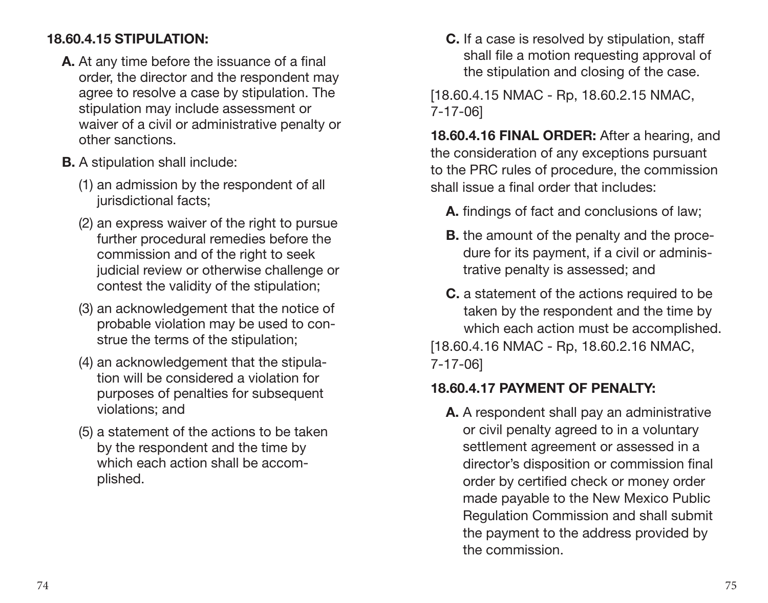**18.60.4.15 STIPULATION:**

**A.** At any time before the issuance of a final order, the director and the respondent may agree to resolve a case by stipulation. The stipulation may include assessment or waiver of a civil or administrative penalty or other sanctions.

**B.** A stipulation shall include:

(1) an admission by the respondent of all jurisdictional facts;

(2) an express waiver of the right to pursue further procedural remedies before the commission and of the right to seek judicial review or otherwise challenge or contest the validity of the stipulation;

(3) an acknowledgement that the notice of probable violation may be used to construe the terms of the stipulation;

(4) an acknowledgement that the stipulation will be considered a violation for purposes of penalties for subsequent violations; and

(5) a statement of the actions to be taken by the respondent and the time by which each action shall be accomplished.

**C.** If a case is resolved by stipulation, staff shall file a motion requesting approval of the stipulation and closing of the case.

[18.60.4.15 NMAC - Rp, 18.60.2.15 NMAC, 7-17-06]

**18.60.4.16 FINAL ORDER:** After a hearing, and the consideration of any exceptions pursuant to the PRC rules of procedure, the commission shall issue a final order that includes:

**A.** findings of fact and conclusions of law;

**B.** the amount of the penalty and the procedure for its payment, if a civil or administrative penalty is assessed; and

**C.** a statement of the actions required to be taken by the respondent and the time by which each action must be accomplished.

[18.60.4.16 NMAC - Rp, 18.60.2.16 NMAC, 7-17-06]

**18.60.4.17 PAYMENT OF PENALTY:**

**A.** A respondent shall pay an administrative or civil penalty agreed to in a voluntary settlement agreement or assessed in a director's disposition or commission final order by certified check or money order made payable to the New Mexico Public Regulation Commission and shall submit the payment to the address provided by the commission.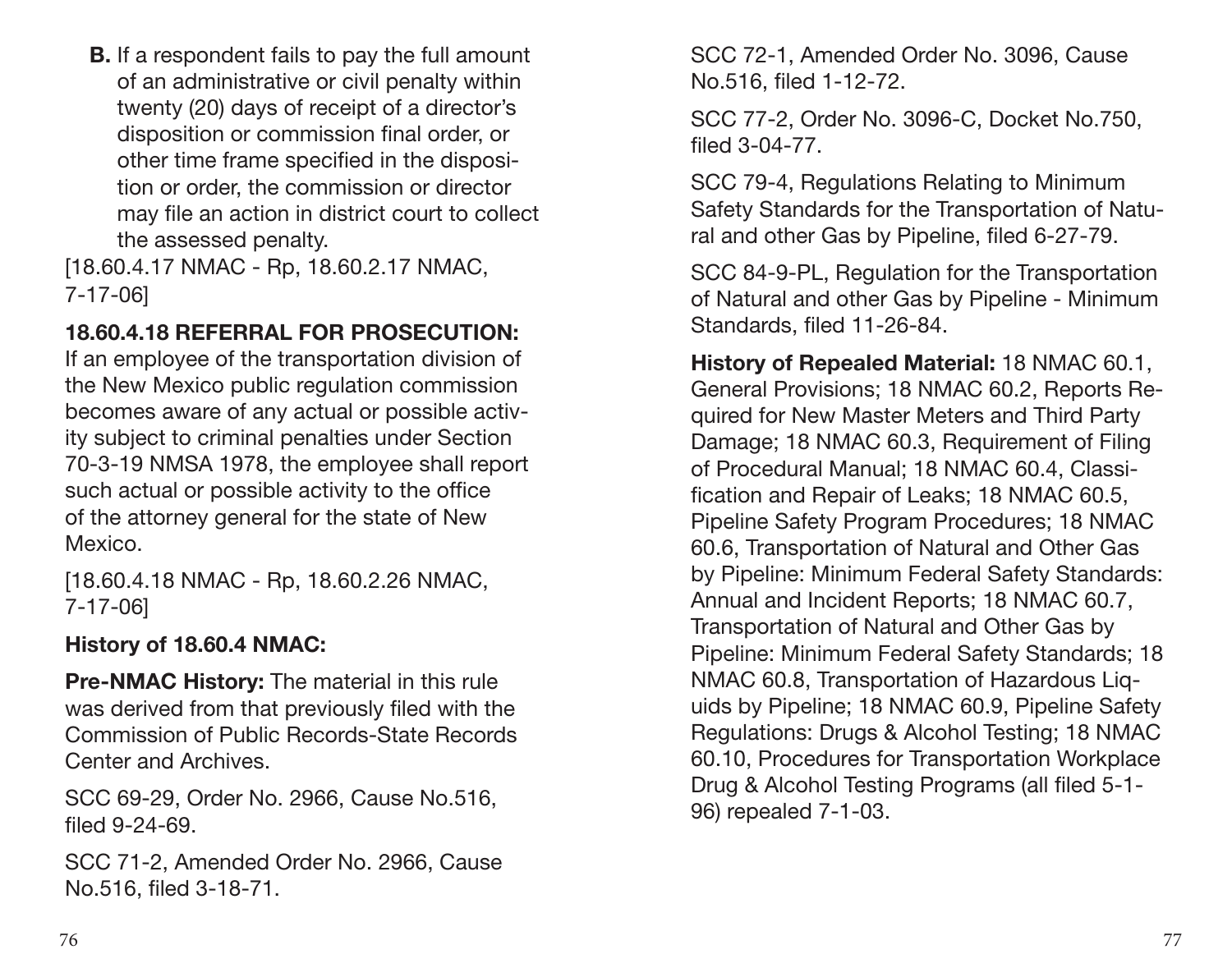**B.** If a respondent fails to pay the full amount of an administrative or civil penalty within twenty (20) days of receipt of a director's disposition or commission final order, or other time frame specified in the disposition or order, the commission or director may file an action in district court to collect the assessed penalty.

[18.60.4.17 NMAC - Rp, 18.60.2.17 NMAC, 7-17-06]

**18.60.4.18 REFERRAL FOR PROSECUTION:** If an employee of the transportation division of the New Mexico public regulation commission becomes aware of any actual or possible activity subject to criminal penalties under Section 70-3-19 NMSA 1978, the employee shall report such actual or possible activity to the office of the attorney general for the state of New Mexico.

[18.60.4.18 NMAC - Rp, 18.60.2.26 NMAC, 7-17-06]

**History of 18.60.4 NMAC:**

**Pre-NMAC History:** The material in this rule was derived from that previously filed with the Commission of Public Records-State Records Center and Archives.

SCC 69-29, Order No. 2966, Cause No.516, filed 9-24-69.

SCC 71-2, Amended Order No. 2966, Cause No.516, filed 3-18-71.

SCC 72-1, Amended Order No. 3096, Cause No.516, filed 1-12-72.

SCC 77-2, Order No. 3096-C, Docket No.750, filed 3-04-77.

SCC 79-4, Regulations Relating to Minimum Safety Standards for the Transportation of Natural and other Gas by Pipeline, filed 6-27-79.

SCC 84-9-PL, Regulation for the Transportation of Natural and other Gas by Pipeline - Minimum Standards, filed 11-26-84.

**History of Repealed Material:** 18 NMAC 60.1, General Provisions; 18 NMAC 60.2, Reports Required for New Master Meters and Third Party Damage; 18 NMAC 60.3, Requirement of Filing of Procedural Manual; 18 NMAC 60.4, Classification and Repair of Leaks; 18 NMAC 60.5, Pipeline Safety Program Procedures; 18 NMAC 60.6, Transportation of Natural and Other Gas by Pipeline: Minimum Federal Safety Standards: Annual and Incident Reports; 18 NMAC 60.7, Transportation of Natural and Other Gas by Pipeline: Minimum Federal Safety Standards; 18 NMAC 60.8, Transportation of Hazardous Liquids by Pipeline; 18 NMAC 60.9, Pipeline Safety Regulations: Drugs & Alcohol Testing; 18 NMAC 60.10, Procedures for Transportation Workplace Drug & Alcohol Testing Programs (all filed 5-1-96) repealed 7-1-03.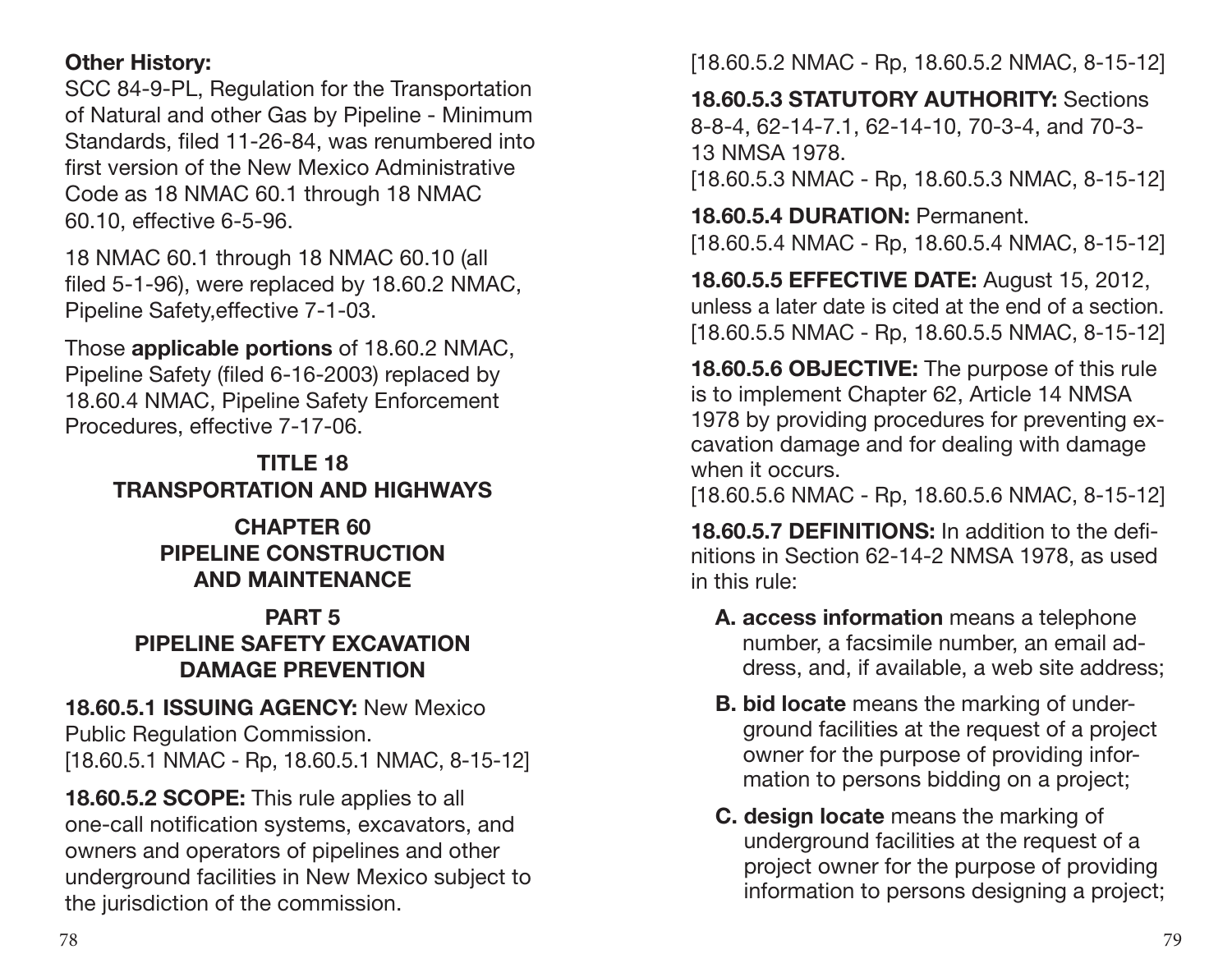**Other History:**

SCC 84-9-PL, Regulation for the Transportation of Natural and other Gas by Pipeline - Minimum Standards, filed 11-26-84, was renumbered into first version of the New Mexico Administrative Code as 18 NMAC 60.1 through 18 NMAC 60.10, effective 6-5-96.

18 NMAC 60.1 through 18 NMAC 60.10 (all filed 5-1-96), were replaced by 18.60.2 NMAC, Pipeline Safety,effective 7-1-03.

Those **applicable portions** of 18.60.2 NMAC, Pipeline Safety (filed 6-16-2003) replaced by 18.60.4 NMAC, Pipeline Safety Enforcement Procedures, effective 7-17-06.

# TITLE 18 TRANSPORTATION AND HIGHWAYS

## CHAPTER 60 PIPELINE CONSTRUCTION AND MAINTENANCE

### PART 5 PIPELINE SAFETY EXCAVATION DAMAGE PREVENTION

**18.60.5.1 ISSUING AGENCY:** New Mexico Public Regulation Commission.
[18.60.5.1 NMAC - Rp, 18.60.5.1 NMAC, 8-15-12]

**18.60.5.2 SCOPE:** This rule applies to all one-call notification systems, excavators, and owners and operators of pipelines and other underground facilities in New Mexico subject to the jurisdiction of the commission.
[18.60.5.2 NMAC - Rp, 18.60.5.2 NMAC, 8-15-12]

**18.60.5.3 STATUTORY AUTHORITY:** Sections 8-8-4, 62-14-7.1, 62-14-10, 70-3-4, and 70-3-13 NMSA 1978.
[18.60.5.3 NMAC - Rp, 18.60.5.3 NMAC, 8-15-12]

**18.60.5.4 DURATION:** Permanent.
[18.60.5.4 NMAC - Rp, 18.60.5.4 NMAC, 8-15-12]

**18.60.5.5 EFFECTIVE DATE:** August 15, 2012, unless a later date is cited at the end of a section.
[18.60.5.5 NMAC - Rp, 18.60.5.5 NMAC, 8-15-12]

**18.60.5.6 OBJECTIVE:** The purpose of this rule is to implement Chapter 62, Article 14 NMSA 1978 by providing procedures for preventing excavation damage and for dealing with damage when it occurs.
[18.60.5.6 NMAC - Rp, 18.60.5.6 NMAC, 8-15-12]

**18.60.5.7 DEFINITIONS:** In addition to the definitions in Section 62-14-2 NMSA 1978, as used in this rule:

- **A. access information** means a telephone number, a facsimile number, an email address, and, if available, a web site address;
- **B. bid locate** means the marking of underground facilities at the request of a project owner for the purpose of providing information to persons bidding on a project;
- **C. design locate** means the marking of underground facilities at the request of a project owner for the purpose of providing information to persons designing a project;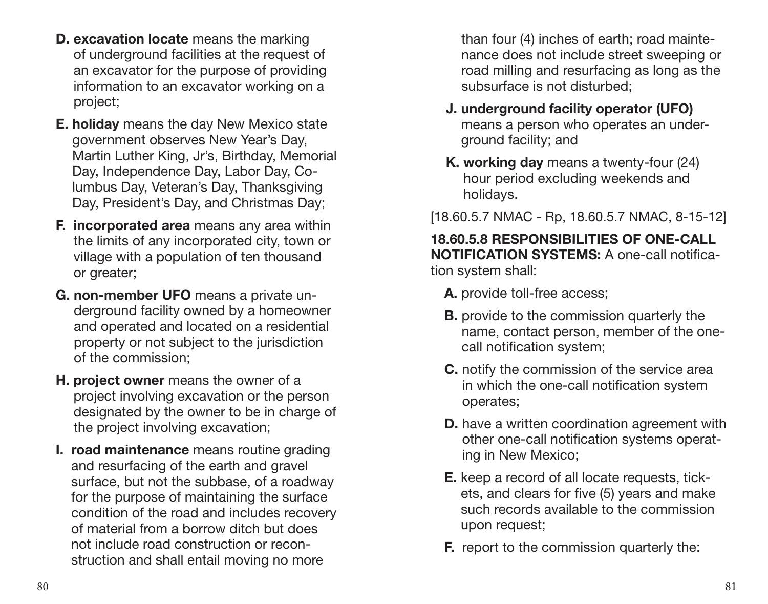**D. excavation locate** means the marking of underground facilities at the request of an excavator for the purpose of providing information to an excavator working on a project;

**E. holiday** means the day New Mexico state government observes New Year's Day, Martin Luther King, Jr's, Birthday, Memorial Day, Independence Day, Labor Day, Columbus Day, Veteran's Day, Thanksgiving Day, President's Day, and Christmas Day;

**F. incorporated area** means any area within the limits of any incorporated city, town or village with a population of ten thousand or greater;

**G. non-member UFO** means a private underground facility owned by a homeowner and operated and located on a residential property or not subject to the jurisdiction of the commission;

**H. project owner** means the owner of a project involving excavation or the person designated by the owner to be in charge of the project involving excavation;

**I. road maintenance** means routine grading and resurfacing of the earth and gravel surface, but not the subbase, of a roadway for the purpose of maintaining the surface condition of the road and includes recovery of material from a borrow ditch but does not include road construction or reconstruction and shall entail moving no more than four (4) inches of earth; road maintenance does not include street sweeping or road milling and resurfacing as long as the subsurface is not disturbed;

**J. underground facility operator (UFO)** means a person who operates an underground facility; and

**K. working day** means a twenty-four (24) hour period excluding weekends and holidays.

[18.60.5.7 NMAC - Rp, 18.60.5.7 NMAC, 8-15-12]

**18.60.5.8 RESPONSIBILITIES OF ONE-CALL NOTIFICATION SYSTEMS:** A one-call notification system shall:

**A.** provide toll-free access;

**B.** provide to the commission quarterly the name, contact person, member of the one-call notification system;

**C.** notify the commission of the service area in which the one-call notification system operates;

**D.** have a written coordination agreement with other one-call notification systems operating in New Mexico;

**E.** keep a record of all locate requests, tickets, and clears for five (5) years and make such records available to the commission upon request;

**F.** report to the commission quarterly the: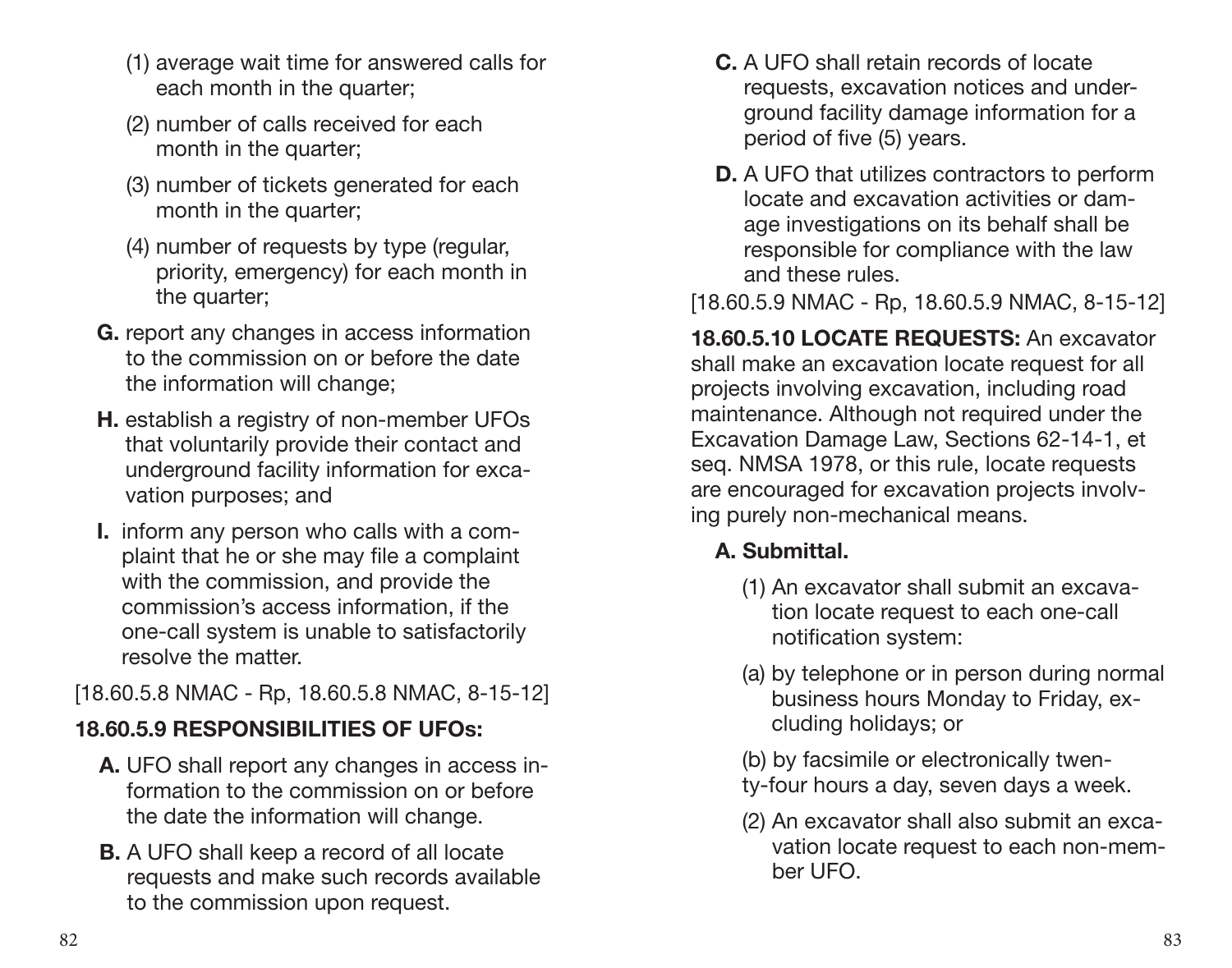(1) average wait time for answered calls for each month in the quarter;

(2) number of calls received for each month in the quarter;

(3) number of tickets generated for each month in the quarter;

(4) number of requests by type (regular, priority, emergency) for each month in the quarter;

**G.** report any changes in access information to the commission on or before the date the information will change;

**H.** establish a registry of non-member UFOs that voluntarily provide their contact and underground facility information for excavation purposes; and

**I.** inform any person who calls with a complaint that he or she may file a complaint with the commission, and provide the commission's access information, if the one-call system is unable to satisfactorily resolve the matter.

[18.60.5.8 NMAC - Rp, 18.60.5.8 NMAC, 8-15-12]

**18.60.5.9 RESPONSIBILITIES OF UFOs:**

**A.** UFO shall report any changes in access information to the commission on or before the date the information will change.

**B.** A UFO shall keep a record of all locate requests and make such records available to the commission upon request.

**C.** A UFO shall retain records of locate requests, excavation notices and underground facility damage information for a period of five (5) years.

**D.** A UFO that utilizes contractors to perform locate and excavation activities or damage investigations on its behalf shall be responsible for compliance with the law and these rules.

[18.60.5.9 NMAC - Rp, 18.60.5.9 NMAC, 8-15-12]

**18.60.5.10 LOCATE REQUESTS:** An excavator shall make an excavation locate request for all projects involving excavation, including road maintenance. Although not required under the Excavation Damage Law, Sections 62-14-1, et seq. NMSA 1978, or this rule, locate requests are encouraged for excavation projects involving purely non-mechanical means.

**A. Submittal.**

(1) An excavator shall submit an excavation locate request to each one-call notification system:

(a) by telephone or in person during normal business hours Monday to Friday, excluding holidays; or

(b) by facsimile or electronically twenty-four hours a day, seven days a week.

(2) An excavator shall also submit an excavation locate request to each non-member UFO.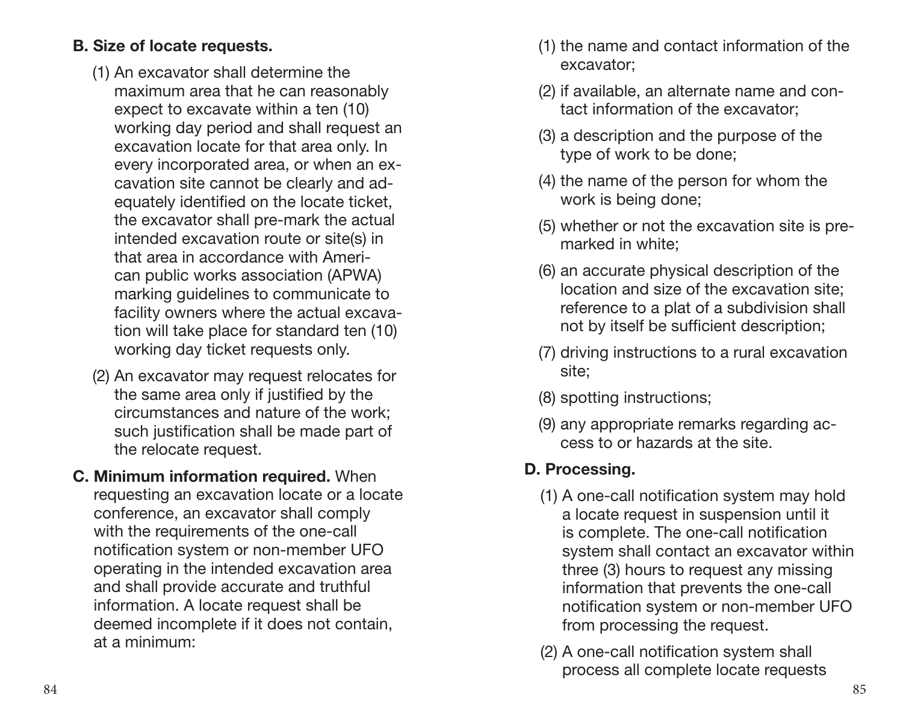**B. Size of locate requests.**

(1) An excavator shall determine the maximum area that he can reasonably expect to excavate within a ten (10) working day period and shall request an excavation locate for that area only. In every incorporated area, or when an excavation site cannot be clearly and adequately identified on the locate ticket, the excavator shall pre-mark the actual intended excavation route or site(s) in that area in accordance with American public works association (APWA) marking guidelines to communicate to facility owners where the actual excavation will take place for standard ten (10) working day ticket requests only.

(2) An excavator may request relocates for the same area only if justified by the circumstances and nature of the work; such justification shall be made part of the relocate request.

**C. Minimum information required.** When requesting an excavation locate or a locate conference, an excavator shall comply with the requirements of the one-call notification system or non-member UFO operating in the intended excavation area and shall provide accurate and truthful information. A locate request shall be deemed incomplete if it does not contain, at a minimum:

(1) the name and contact information of the excavator;

(2) if available, an alternate name and contact information of the excavator;

(3) a description and the purpose of the type of work to be done;

(4) the name of the person for whom the work is being done;

(5) whether or not the excavation site is pre-marked in white;

(6) an accurate physical description of the location and size of the excavation site; reference to a plat of a subdivision shall not by itself be sufficient description;

(7) driving instructions to a rural excavation site;

(8) spotting instructions;

(9) any appropriate remarks regarding access to or hazards at the site.

**D. Processing.**

(1) A one-call notification system may hold a locate request in suspension until it is complete. The one-call notification system shall contact an excavator within three (3) hours to request any missing information that prevents the one-call notification system or non-member UFO from processing the request.

(2) A one-call notification system shall process all complete locate requests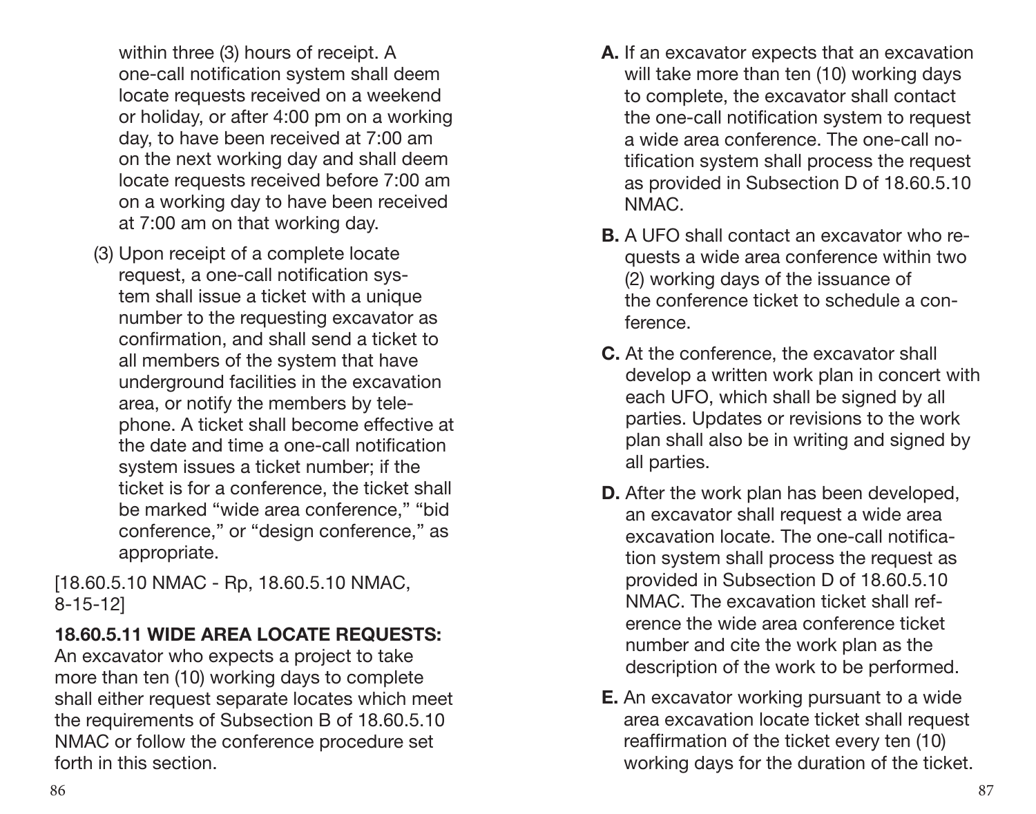within three (3) hours of receipt. A one-call notification system shall deem locate requests received on a weekend or holiday, or after 4:00 pm on a working day, to have been received at 7:00 am on the next working day and shall deem locate requests received before 7:00 am on a working day to have been received at 7:00 am on that working day.

(3) Upon receipt of a complete locate request, a one-call notification system shall issue a ticket with a unique number to the requesting excavator as confirmation, and shall send a ticket to all members of the system that have underground facilities in the excavation area, or notify the members by telephone. A ticket shall become effective at the date and time a one-call notification system issues a ticket number; if the ticket is for a conference, the ticket shall be marked "wide area conference," "bid conference," or "design conference," as appropriate.

[18.60.5.10 NMAC - Rp, 18.60.5.10 NMAC, 8-15-12]

**18.60.5.11 WIDE AREA LOCATE REQUESTS:** An excavator who expects a project to take more than ten (10) working days to complete shall either request separate locates which meet the requirements of Subsection B of 18.60.5.10 NMAC or follow the conference procedure set forth in this section.

**A.** If an excavator expects that an excavation will take more than ten (10) working days to complete, the excavator shall contact the one-call notification system to request a wide area conference. The one-call notification system shall process the request as provided in Subsection D of 18.60.5.10 NMAC.

**B.** A UFO shall contact an excavator who requests a wide area conference within two (2) working days of the issuance of the conference ticket to schedule a conference.

**C.** At the conference, the excavator shall develop a written work plan in concert with each UFO, which shall be signed by all parties. Updates or revisions to the work plan shall also be in writing and signed by all parties.

**D.** After the work plan has been developed, an excavator shall request a wide area excavation locate. The one-call notification system shall process the request as provided in Subsection D of 18.60.5.10 NMAC. The excavation ticket shall reference the wide area conference ticket number and cite the work plan as the description of the work to be performed.

**E.** An excavator working pursuant to a wide area excavation locate ticket shall request reaffirmation of the ticket every ten (10) working days for the duration of the ticket.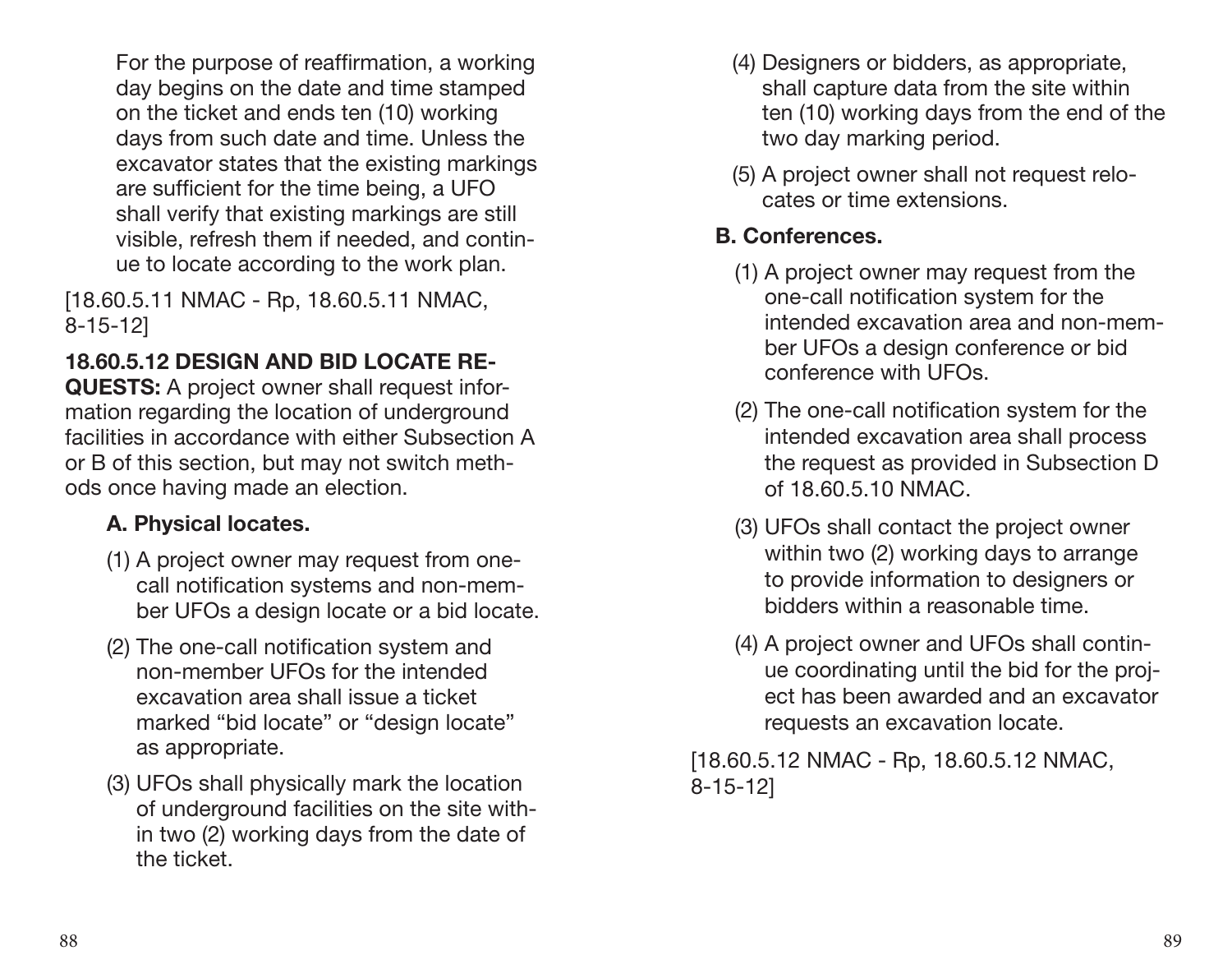For the purpose of reaffirmation, a working day begins on the date and time stamped on the ticket and ends ten (10) working days from such date and time. Unless the excavator states that the existing markings are sufficient for the time being, a UFO shall verify that existing markings are still visible, refresh them if needed, and continue to locate according to the work plan.

[18.60.5.11 NMAC - Rp, 18.60.5.11 NMAC, 8-15-12]

**18.60.5.12 DESIGN AND BID LOCATE REQUESTS:** A project owner shall request information regarding the location of underground facilities in accordance with either Subsection A or B of this section, but may not switch methods once having made an election.

**A. Physical locates.**

(1) A project owner may request from one-call notification systems and non-member UFOs a design locate or a bid locate.

(2) The one-call notification system and non-member UFOs for the intended excavation area shall issue a ticket marked “bid locate” or “design locate” as appropriate.

(3) UFOs shall physically mark the location of underground facilities on the site within two (2) working days from the date of the ticket.

(4) Designers or bidders, as appropriate, shall capture data from the site within ten (10) working days from the end of the two day marking period.

(5) A project owner shall not request relocates or time extensions.

**B. Conferences.**

(1) A project owner may request from the one-call notification system for the intended excavation area and non-member UFOs a design conference or bid conference with UFOs.

(2) The one-call notification system for the intended excavation area shall process the request as provided in Subsection D of 18.60.5.10 NMAC.

(3) UFOs shall contact the project owner within two (2) working days to arrange to provide information to designers or bidders within a reasonable time.

(4) A project owner and UFOs shall continue coordinating until the bid for the project has been awarded and an excavator requests an excavation locate.

[18.60.5.12 NMAC - Rp, 18.60.5.12 NMAC, 8-15-12]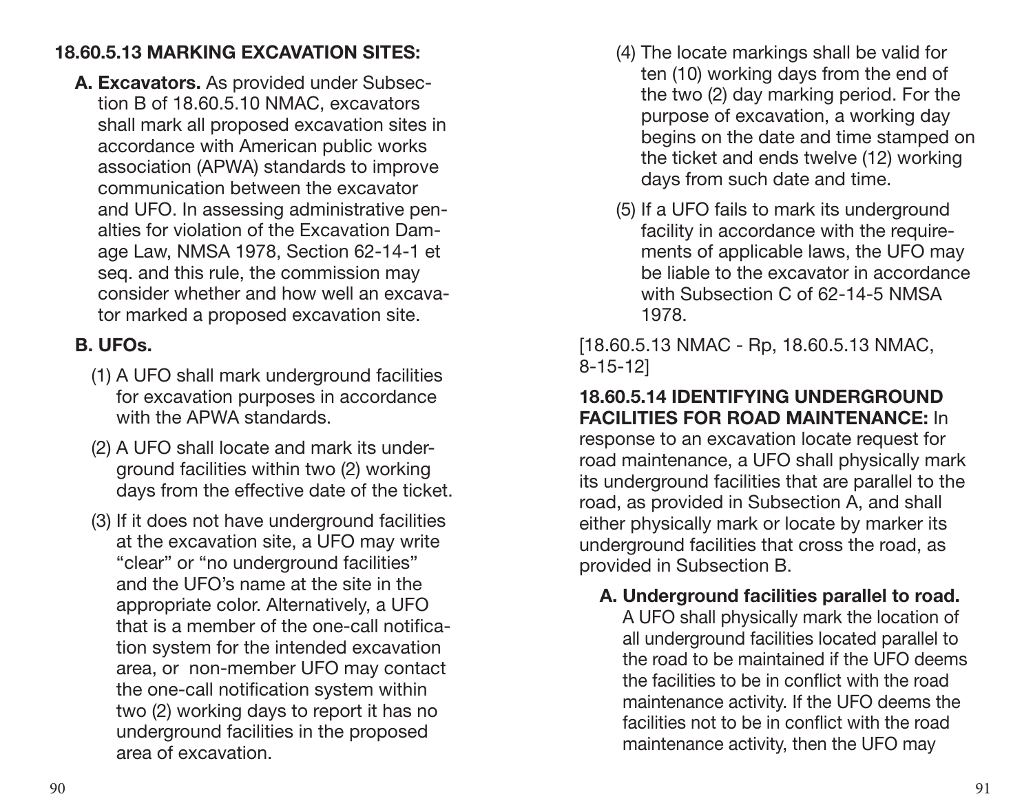**18.60.5.13 MARKING EXCAVATION SITES:**

**A. Excavators.** As provided under Subsection B of 18.60.5.10 NMAC, excavators shall mark all proposed excavation sites in accordance with American public works association (APWA) standards to improve communication between the excavator and UFO. In assessing administrative penalties for violation of the Excavation Damage Law, NMSA 1978, Section 62-14-1 et seq. and this rule, the commission may consider whether and how well an excavator marked a proposed excavation site.

**B. UFOs.**

(1) A UFO shall mark underground facilities for excavation purposes in accordance with the APWA standards.

(2) A UFO shall locate and mark its underground facilities within two (2) working days from the effective date of the ticket.

(3) If it does not have underground facilities at the excavation site, a UFO may write "clear" or "no underground facilities" and the UFO's name at the site in the appropriate color. Alternatively, a UFO that is a member of the one-call notification system for the intended excavation area, or non-member UFO may contact the one-call notification system within two (2) working days to report it has no underground facilities in the proposed area of excavation.

(4) The locate markings shall be valid for ten (10) working days from the end of the two (2) day marking period. For the purpose of excavation, a working day begins on the date and time stamped on the ticket and ends twelve (12) working days from such date and time.

(5) If a UFO fails to mark its underground facility in accordance with the requirements of applicable laws, the UFO may be liable to the excavator in accordance with Subsection C of 62-14-5 NMSA 1978.

[18.60.5.13 NMAC - Rp, 18.60.5.13 NMAC, 8-15-12]

**18.60.5.14 IDENTIFYING UNDERGROUND FACILITIES FOR ROAD MAINTENANCE:** In response to an excavation locate request for road maintenance, a UFO shall physically mark its underground facilities that are parallel to the road, as provided in Subsection A, and shall either physically mark or locate by marker its underground facilities that cross the road, as provided in Subsection B.

**A. Underground facilities parallel to road.** A UFO shall physically mark the location of all underground facilities located parallel to the road to be maintained if the UFO deems the facilities to be in conflict with the road maintenance activity. If the UFO deems the facilities not to be in conflict with the road maintenance activity, then the UFO may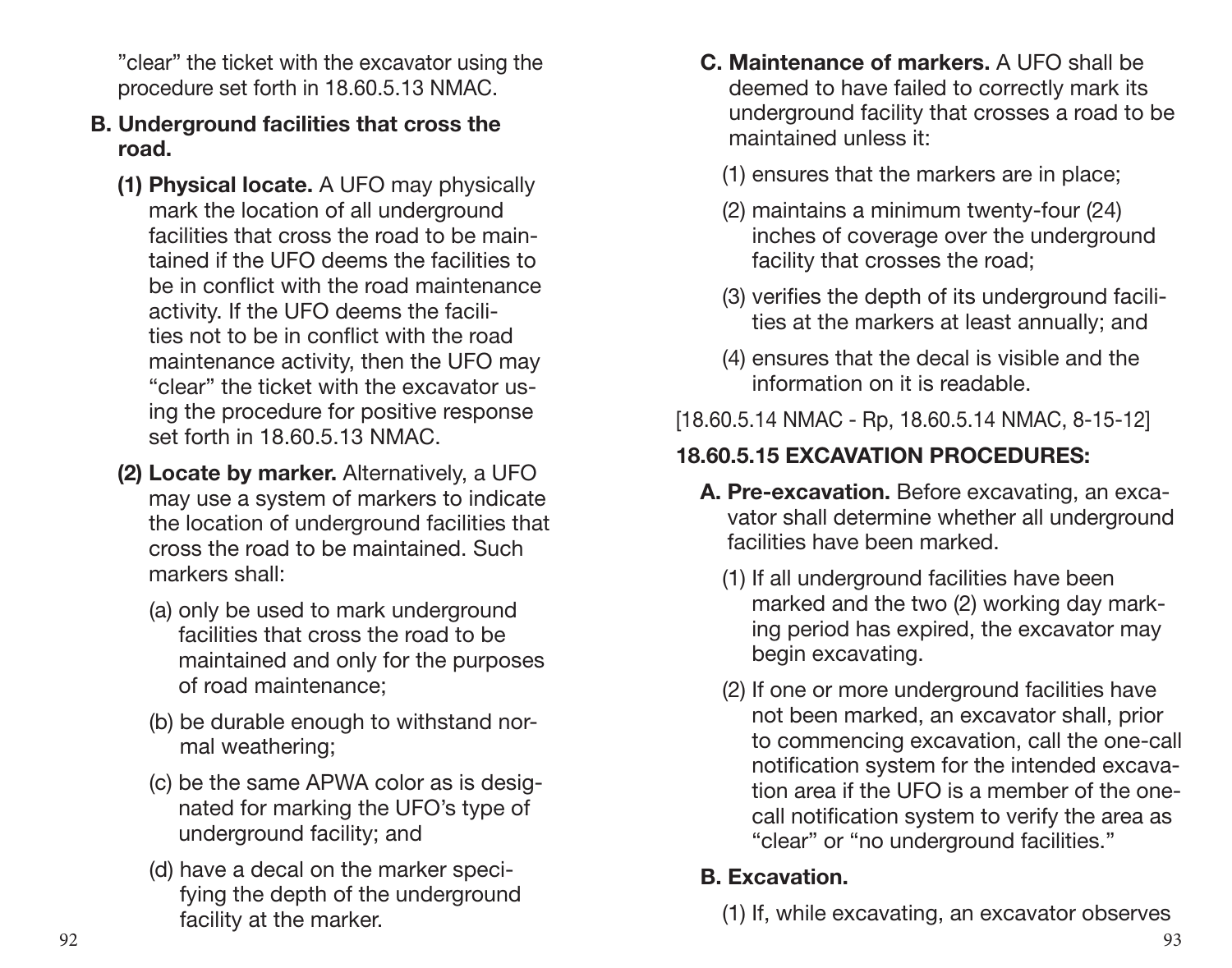"clear" the ticket with the excavator using the procedure set forth in 18.60.5.13 NMAC.

**B. Underground facilities that cross the road.**

**(1) Physical locate.** A UFO may physically mark the location of all underground facilities that cross the road to be maintained if the UFO deems the facilities to be in conflict with the road maintenance activity. If the UFO deems the facilities not to be in conflict with the road maintenance activity, then the UFO may "clear" the ticket with the excavator using the procedure for positive response set forth in 18.60.5.13 NMAC.

**(2) Locate by marker.** Alternatively, a UFO may use a system of markers to indicate the location of underground facilities that cross the road to be maintained. Such markers shall:

(a) only be used to mark underground facilities that cross the road to be maintained and only for the purposes of road maintenance;

(b) be durable enough to withstand normal weathering;

(c) be the same APWA color as is designated for marking the UFO's type of underground facility; and

(d) have a decal on the marker specifying the depth of the underground facility at the marker.

**C. Maintenance of markers.** A UFO shall be deemed to have failed to correctly mark its underground facility that crosses a road to be maintained unless it:

(1) ensures that the markers are in place;

(2) maintains a minimum twenty-four (24) inches of coverage over the underground facility that crosses the road;

(3) verifies the depth of its underground facilities at the markers at least annually; and

(4) ensures that the decal is visible and the information on it is readable.

[18.60.5.14 NMAC - Rp, 18.60.5.14 NMAC, 8-15-12]

## 18.60.5.15 EXCAVATION PROCEDURES:

**A. Pre-excavation.** Before excavating, an excavator shall determine whether all underground facilities have been marked.

(1) If all underground facilities have been marked and the two (2) working day marking period has expired, the excavator may begin excavating.

(2) If one or more underground facilities have not been marked, an excavator shall, prior to commencing excavation, call the one-call notification system for the intended excavation area if the UFO is a member of the one-call notification system to verify the area as "clear" or "no underground facilities."

**B. Excavation.**

(1) If, while excavating, an excavator observes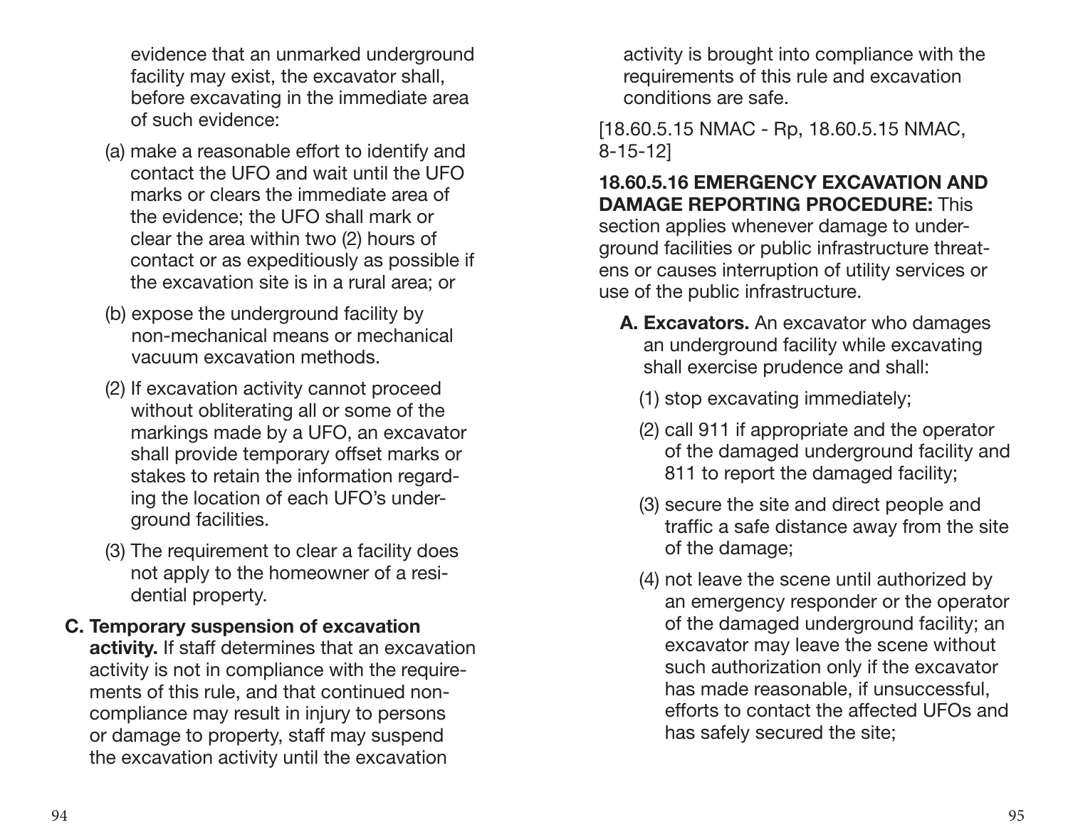evidence that an unmarked underground facility may exist, the excavator shall, before excavating in the immediate area of such evidence:

(a) make a reasonable effort to identify and contact the UFO and wait until the UFO marks or clears the immediate area of the evidence; the UFO shall mark or clear the area within two (2) hours of contact or as expeditiously as possible if the excavation site is in a rural area; or

(b) expose the underground facility by non-mechanical means or mechanical vacuum excavation methods.

(2) If excavation activity cannot proceed without obliterating all or some of the markings made by a UFO, an excavator shall provide temporary offset marks or stakes to retain the information regarding the location of each UFO's underground facilities.

(3) The requirement to clear a facility does not apply to the homeowner of a residential property.

**C. Temporary suspension of excavation activity.** If staff determines that an excavation activity is not in compliance with the requirements of this rule, and that continued noncompliance may result in injury to persons or damage to property, staff may suspend the excavation activity until the excavation activity is brought into compliance with the requirements of this rule and excavation conditions are safe.

[18.60.5.15 NMAC - Rp, 18.60.5.15 NMAC, 8-15-12]

**18.60.5.16 EMERGENCY EXCAVATION AND DAMAGE REPORTING PROCEDURE:** This section applies whenever damage to underground facilities or public infrastructure threatens or causes interruption of utility services or use of the public infrastructure.

**A. Excavators.** An excavator who damages an underground facility while excavating shall exercise prudence and shall:

(1) stop excavating immediately;

(2) call 911 if appropriate and the operator of the damaged underground facility and 811 to report the damaged facility;

(3) secure the site and direct people and traffic a safe distance away from the site of the damage;

(4) not leave the scene until authorized by an emergency responder or the operator of the damaged underground facility; an excavator may leave the scene without such authorization only if the excavator has made reasonable, if unsuccessful, efforts to contact the affected UFOs and has safely secured the site;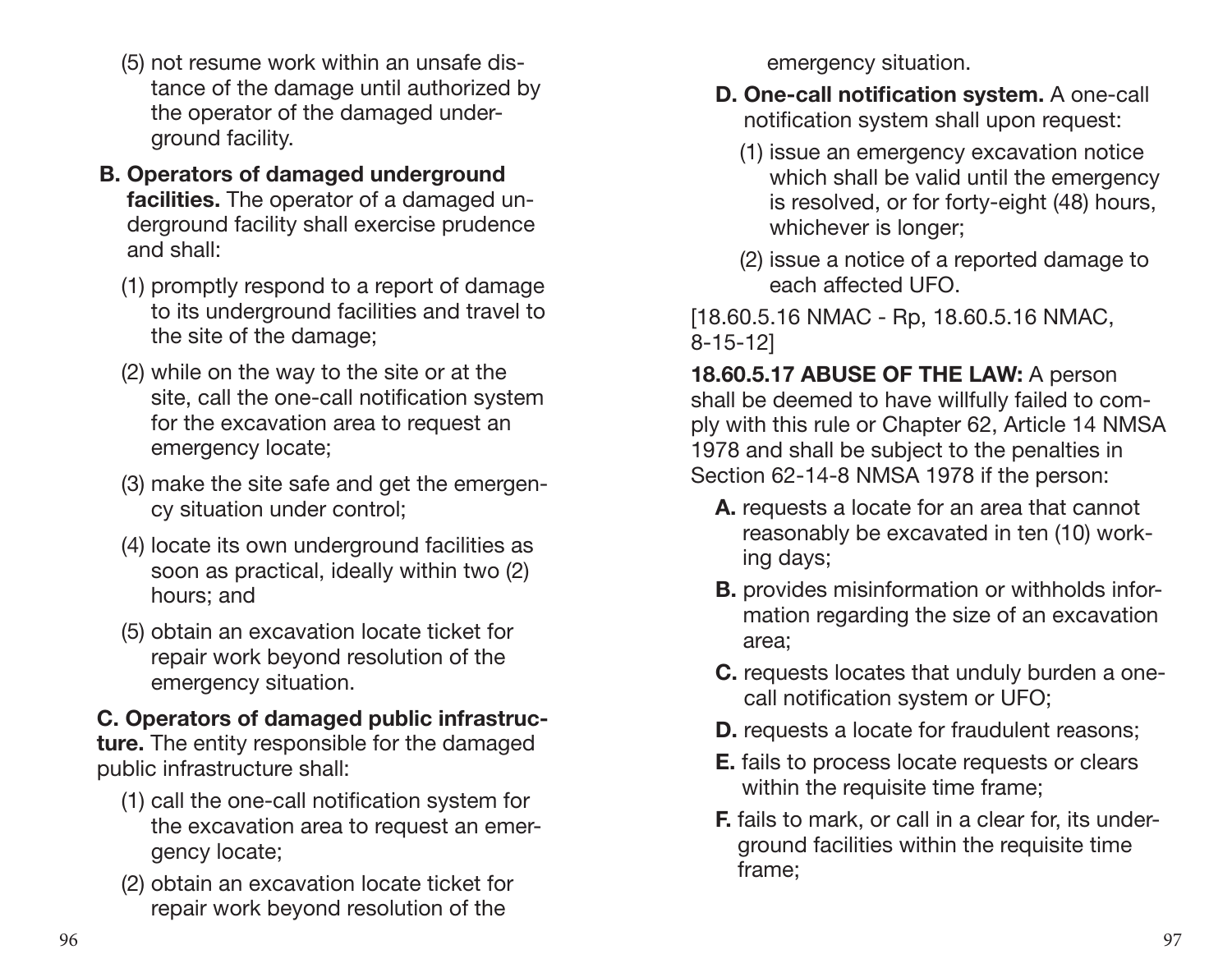(5) not resume work within an unsafe distance of the damage until authorized by the operator of the damaged underground facility.

**B. Operators of damaged underground facilities.** The operator of a damaged underground facility shall exercise prudence and shall:

(1) promptly respond to a report of damage to its underground facilities and travel to the site of the damage;

(2) while on the way to the site or at the site, call the one-call notification system for the excavation area to request an emergency locate;

(3) make the site safe and get the emergency situation under control;

(4) locate its own underground facilities as soon as practical, ideally within two (2) hours; and

(5) obtain an excavation locate ticket for repair work beyond resolution of the emergency situation.

**C. Operators of damaged public infrastructure.** The entity responsible for the damaged public infrastructure shall:

(1) call the one-call notification system for the excavation area to request an emergency locate;

(2) obtain an excavation locate ticket for repair work beyond resolution of the emergency situation.

**D. One-call notification system.** A one-call notification system shall upon request:

(1) issue an emergency excavation notice which shall be valid until the emergency is resolved, or for forty-eight (48) hours, whichever is longer;

(2) issue a notice of a reported damage to each affected UFO.

[18.60.5.16 NMAC - Rp, 18.60.5.16 NMAC, 8-15-12]

**18.60.5.17 ABUSE OF THE LAW:** A person shall be deemed to have willfully failed to comply with this rule or Chapter 62, Article 14 NMSA 1978 and shall be subject to the penalties in Section 62-14-8 NMSA 1978 if the person:

**A.** requests a locate for an area that cannot reasonably be excavated in ten (10) working days;

**B.** provides misinformation or withholds information regarding the size of an excavation area;

**C.** requests locates that unduly burden a one-call notification system or UFO;

**D.** requests a locate for fraudulent reasons;

**E.** fails to process locate requests or clears within the requisite time frame;

**F.** fails to mark, or call in a clear for, its underground facilities within the requisite time frame;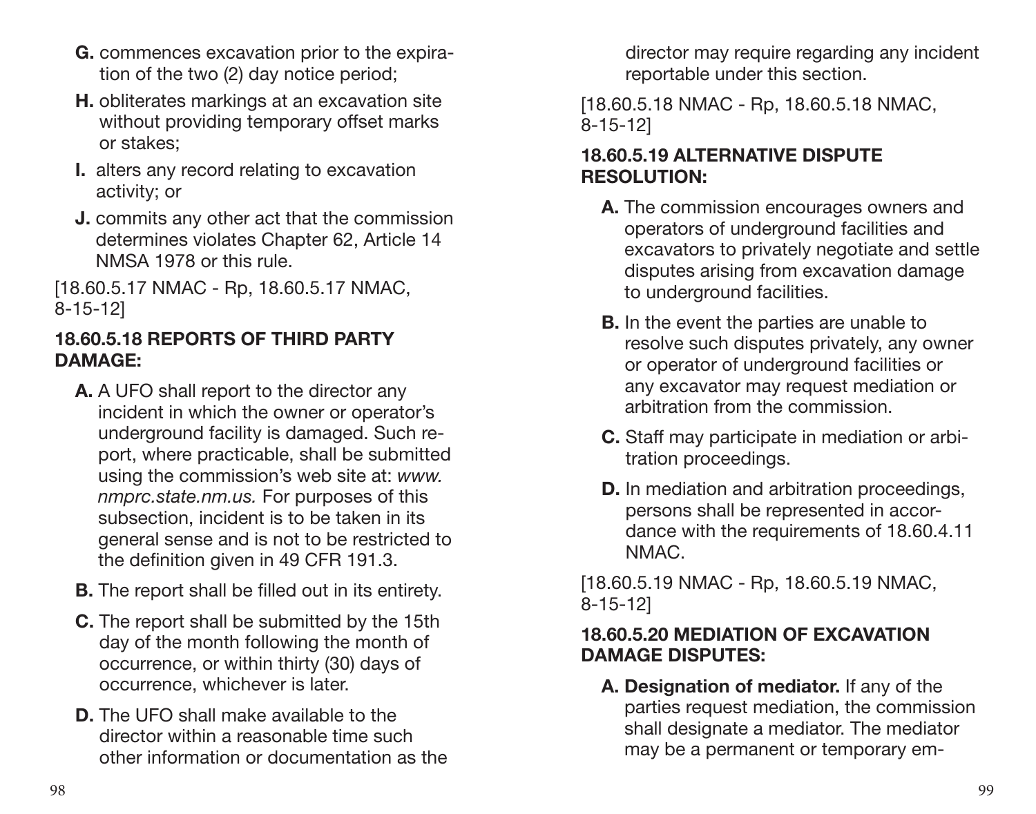**G.** commences excavation prior to the expiration of the two (2) day notice period;

**H.** obliterates markings at an excavation site without providing temporary offset marks or stakes;

**I.** alters any record relating to excavation activity; or

**J.** commits any other act that the commission determines violates Chapter 62, Article 14 NMSA 1978 or this rule.

[18.60.5.17 NMAC - Rp, 18.60.5.17 NMAC, 8-15-12]

**18.60.5.18 REPORTS OF THIRD PARTY DAMAGE:**

**A.** A UFO shall report to the director any incident in which the owner or operator's underground facility is damaged. Such report, where practicable, shall be submitted using the commission's web site at: *www.nmprc.state.nm.us.* For purposes of this subsection, incident is to be taken in its general sense and is not to be restricted to the definition given in 49 CFR 191.3.

**B.** The report shall be filled out in its entirety.

**C.** The report shall be submitted by the 15th day of the month following the month of occurrence, or within thirty (30) days of occurrence, whichever is later.

**D.** The UFO shall make available to the director within a reasonable time such other information or documentation as the director may require regarding any incident reportable under this section.

[18.60.5.18 NMAC - Rp, 18.60.5.18 NMAC, 8-15-12]

**18.60.5.19 ALTERNATIVE DISPUTE RESOLUTION:**

**A.** The commission encourages owners and operators of underground facilities and excavators to privately negotiate and settle disputes arising from excavation damage to underground facilities.

**B.** In the event the parties are unable to resolve such disputes privately, any owner or operator of underground facilities or any excavator may request mediation or arbitration from the commission.

**C.** Staff may participate in mediation or arbitration proceedings.

**D.** In mediation and arbitration proceedings, persons shall be represented in accordance with the requirements of 18.60.4.11 NMAC.

[18.60.5.19 NMAC - Rp, 18.60.5.19 NMAC, 8-15-12]

**18.60.5.20 MEDIATION OF EXCAVATION DAMAGE DISPUTES:**

**A. Designation of mediator.** If any of the parties request mediation, the commission shall designate a mediator. The mediator may be a permanent or temporary em-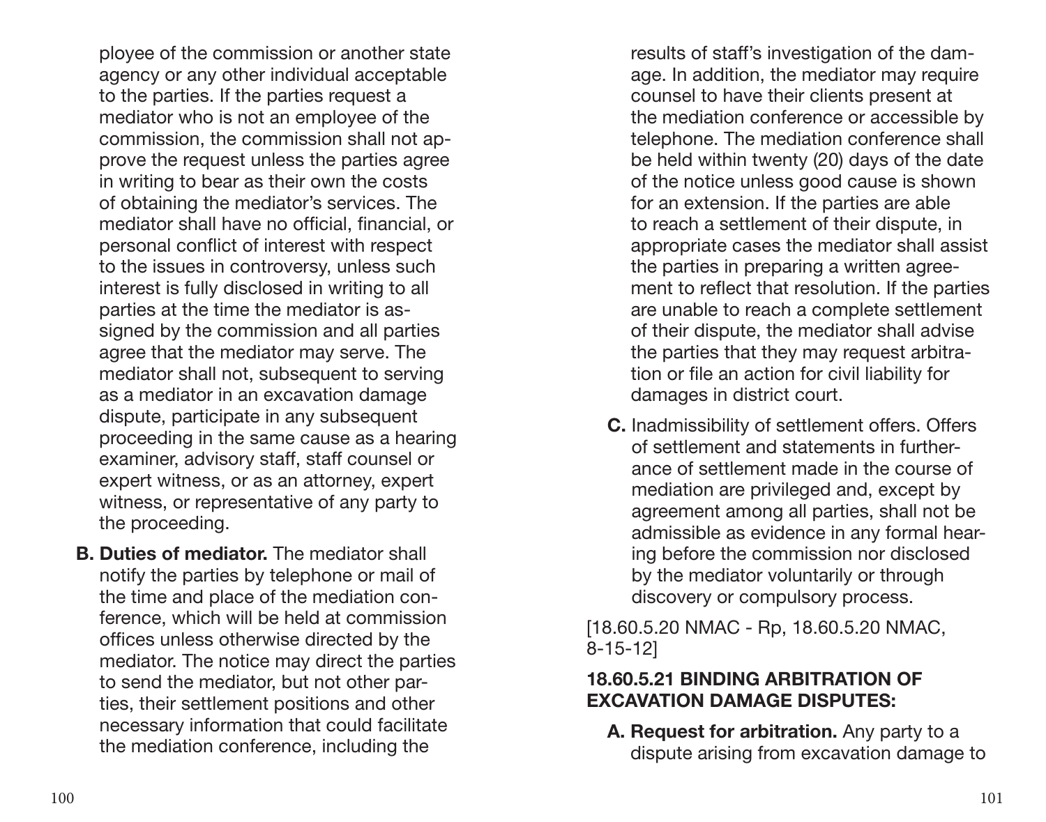ployee of the commission or another state agency or any other individual acceptable to the parties. If the parties request a mediator who is not an employee of the commission, the commission shall not approve the request unless the parties agree in writing to bear as their own the costs of obtaining the mediator's services. The mediator shall have no official, financial, or personal conflict of interest with respect to the issues in controversy, unless such interest is fully disclosed in writing to all parties at the time the mediator is assigned by the commission and all parties agree that the mediator may serve. The mediator shall not, subsequent to serving as a mediator in an excavation damage dispute, participate in any subsequent proceeding in the same cause as a hearing examiner, advisory staff, staff counsel or expert witness, or as an attorney, expert witness, or representative of any party to the proceeding.

**B. Duties of mediator.** The mediator shall notify the parties by telephone or mail of the time and place of the mediation conference, which will be held at commission offices unless otherwise directed by the mediator. The notice may direct the parties to send the mediator, but not other parties, their settlement positions and other necessary information that could facilitate the mediation conference, including the results of staff's investigation of the damage. In addition, the mediator may require counsel to have their clients present at the mediation conference or accessible by telephone. The mediation conference shall be held within twenty (20) days of the date of the notice unless good cause is shown for an extension. If the parties are able to reach a settlement of their dispute, in appropriate cases the mediator shall assist the parties in preparing a written agreement to reflect that resolution. If the parties are unable to reach a complete settlement of their dispute, the mediator shall advise the parties that they may request arbitration or file an action for civil liability for damages in district court.

**C.** Inadmissibility of settlement offers. Offers of settlement and statements in furtherance of settlement made in the course of mediation are privileged and, except by agreement among all parties, shall not be admissible as evidence in any formal hearing before the commission nor disclosed by the mediator voluntarily or through discovery or compulsory process.

[18.60.5.20 NMAC - Rp, 18.60.5.20 NMAC, 8-15-12]

### 18.60.5.21 BINDING ARBITRATION OF EXCAVATION DAMAGE DISPUTES:

**A. Request for arbitration.** Any party to a dispute arising from excavation damage to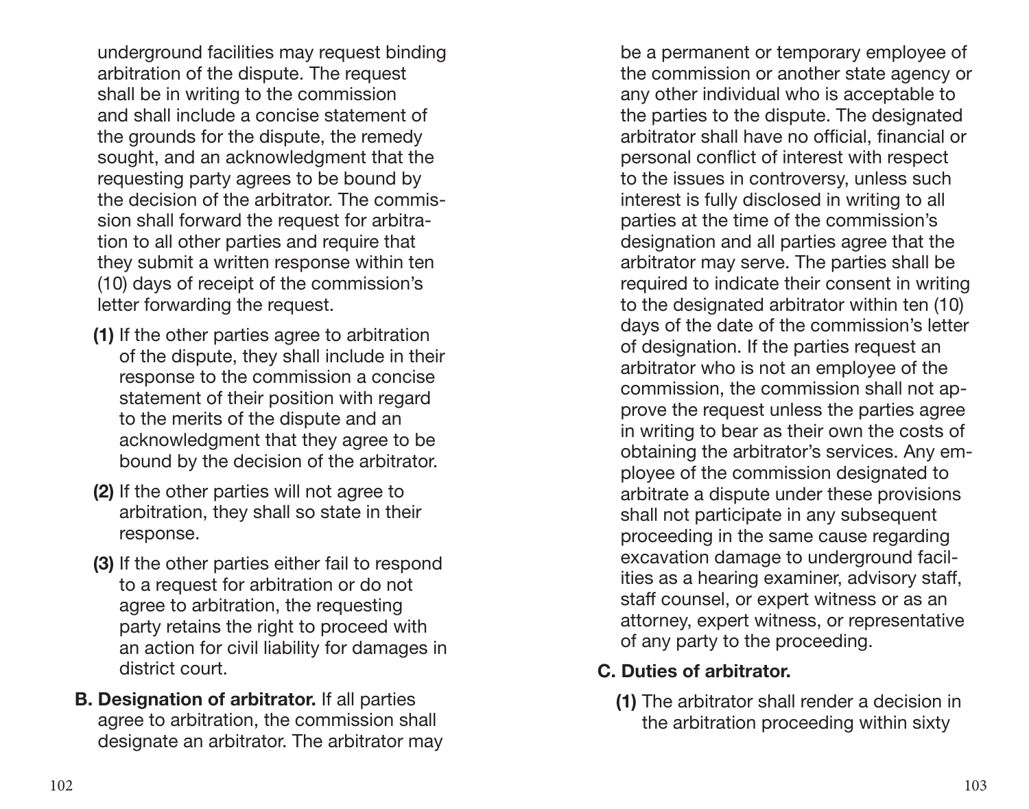underground facilities may request binding arbitration of the dispute. The request shall be in writing to the commission and shall include a concise statement of the grounds for the dispute, the remedy sought, and an acknowledgment that the requesting party agrees to be bound by the decision of the arbitrator. The commission shall forward the request for arbitration to all other parties and require that they submit a written response within ten (10) days of receipt of the commission's letter forwarding the request.

**(1)** If the other parties agree to arbitration of the dispute, they shall include in their response to the commission a concise statement of their position with regard to the merits of the dispute and an acknowledgment that they agree to be bound by the decision of the arbitrator.

**(2)** If the other parties will not agree to arbitration, they shall so state in their response.

**(3)** If the other parties either fail to respond to a request for arbitration or do not agree to arbitration, the requesting party retains the right to proceed with an action for civil liability for damages in district court.

**B. Designation of arbitrator.** If all parties agree to arbitration, the commission shall designate an arbitrator. The arbitrator may be a permanent or temporary employee of the commission or another state agency or any other individual who is acceptable to the parties to the dispute. The designated arbitrator shall have no official, financial or personal conflict of interest with respect to the issues in controversy, unless such interest is fully disclosed in writing to all parties at the time of the commission's designation and all parties agree that the arbitrator may serve. The parties shall be required to indicate their consent in writing to the designated arbitrator within ten (10) days of the date of the commission's letter of designation. If the parties request an arbitrator who is not an employee of the commission, the commission shall not approve the request unless the parties agree in writing to bear as their own the costs of obtaining the arbitrator's services. Any employee of the commission designated to arbitrate a dispute under these provisions shall not participate in any subsequent proceeding in the same cause regarding excavation damage to underground facilities as a hearing examiner, advisory staff, staff counsel, or expert witness or as an attorney, expert witness, or representative of any party to the proceeding.

**C. Duties of arbitrator.**

**(1)** The arbitrator shall render a decision in the arbitration proceeding within sixty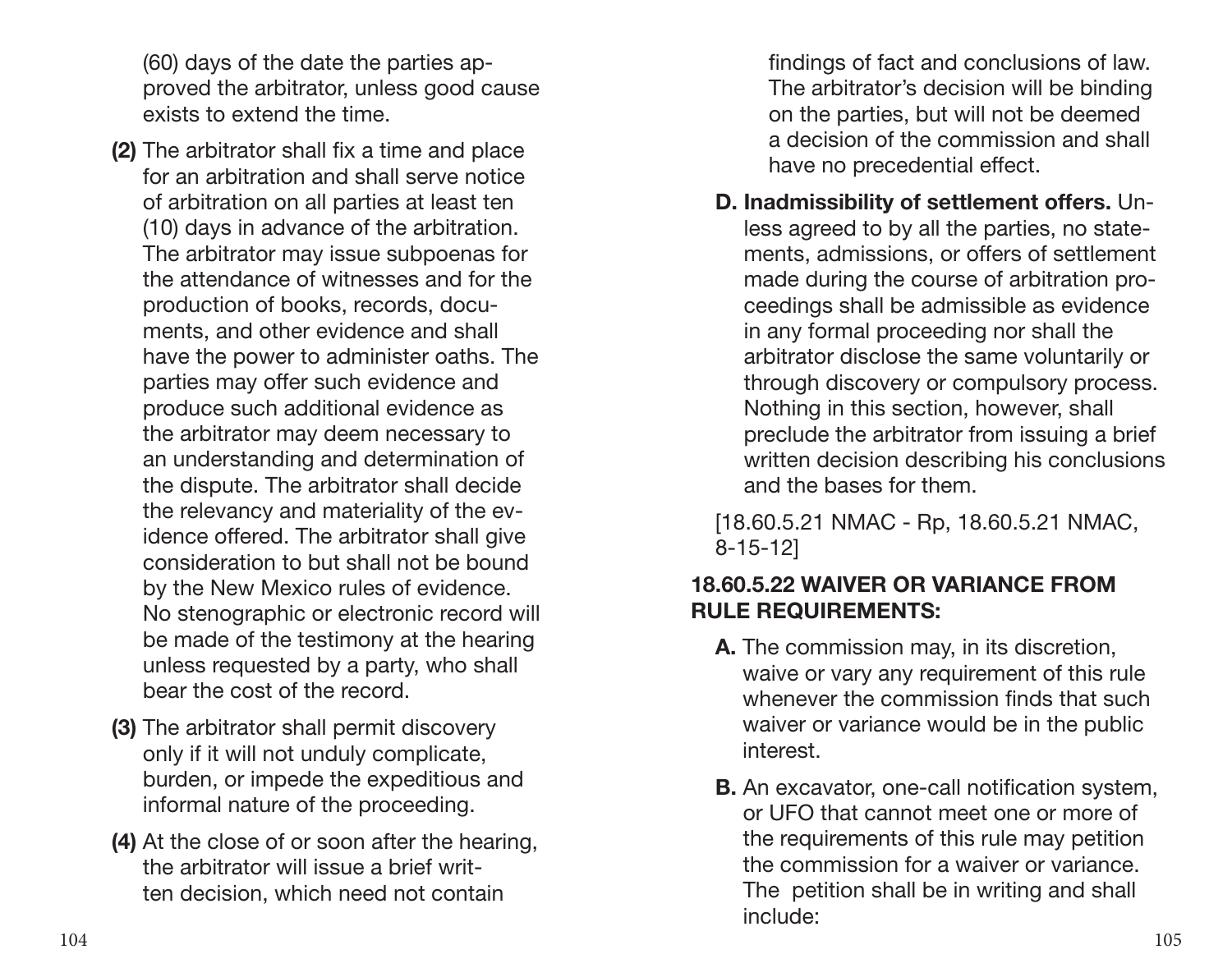(60) days of the date the parties approved the arbitrator, unless good cause exists to extend the time.

**(2)** The arbitrator shall fix a time and place for an arbitration and shall serve notice of arbitration on all parties at least ten (10) days in advance of the arbitration. The arbitrator may issue subpoenas for the attendance of witnesses and for the production of books, records, documents, and other evidence and shall have the power to administer oaths. The parties may offer such evidence and produce such additional evidence as the arbitrator may deem necessary to an understanding and determination of the dispute. The arbitrator shall decide the relevancy and materiality of the evidence offered. The arbitrator shall give consideration to but shall not be bound by the New Mexico rules of evidence. No stenographic or electronic record will be made of the testimony at the hearing unless requested by a party, who shall bear the cost of the record.

**(3)** The arbitrator shall permit discovery only if it will not unduly complicate, burden, or impede the expeditious and informal nature of the proceeding.

**(4)** At the close of or soon after the hearing, the arbitrator will issue a brief written decision, which need not contain findings of fact and conclusions of law. The arbitrator's decision will be binding on the parties, but will not be deemed a decision of the commission and shall have no precedential effect.

**D. Inadmissibility of settlement offers.** Unless agreed to by all the parties, no statements, admissions, or offers of settlement made during the course of arbitration proceedings shall be admissible as evidence in any formal proceeding nor shall the arbitrator disclose the same voluntarily or through discovery or compulsory process. Nothing in this section, however, shall preclude the arbitrator from issuing a brief written decision describing his conclusions and the bases for them.

[18.60.5.21 NMAC - Rp, 18.60.5.21 NMAC, 8-15-12]

### 18.60.5.22 WAIVER OR VARIANCE FROM RULE REQUIREMENTS:

**A.** The commission may, in its discretion, waive or vary any requirement of this rule whenever the commission finds that such waiver or variance would be in the public interest.

**B.** An excavator, one-call notification system, or UFO that cannot meet one or more of the requirements of this rule may petition the commission for a waiver or variance. The petition shall be in writing and shall include: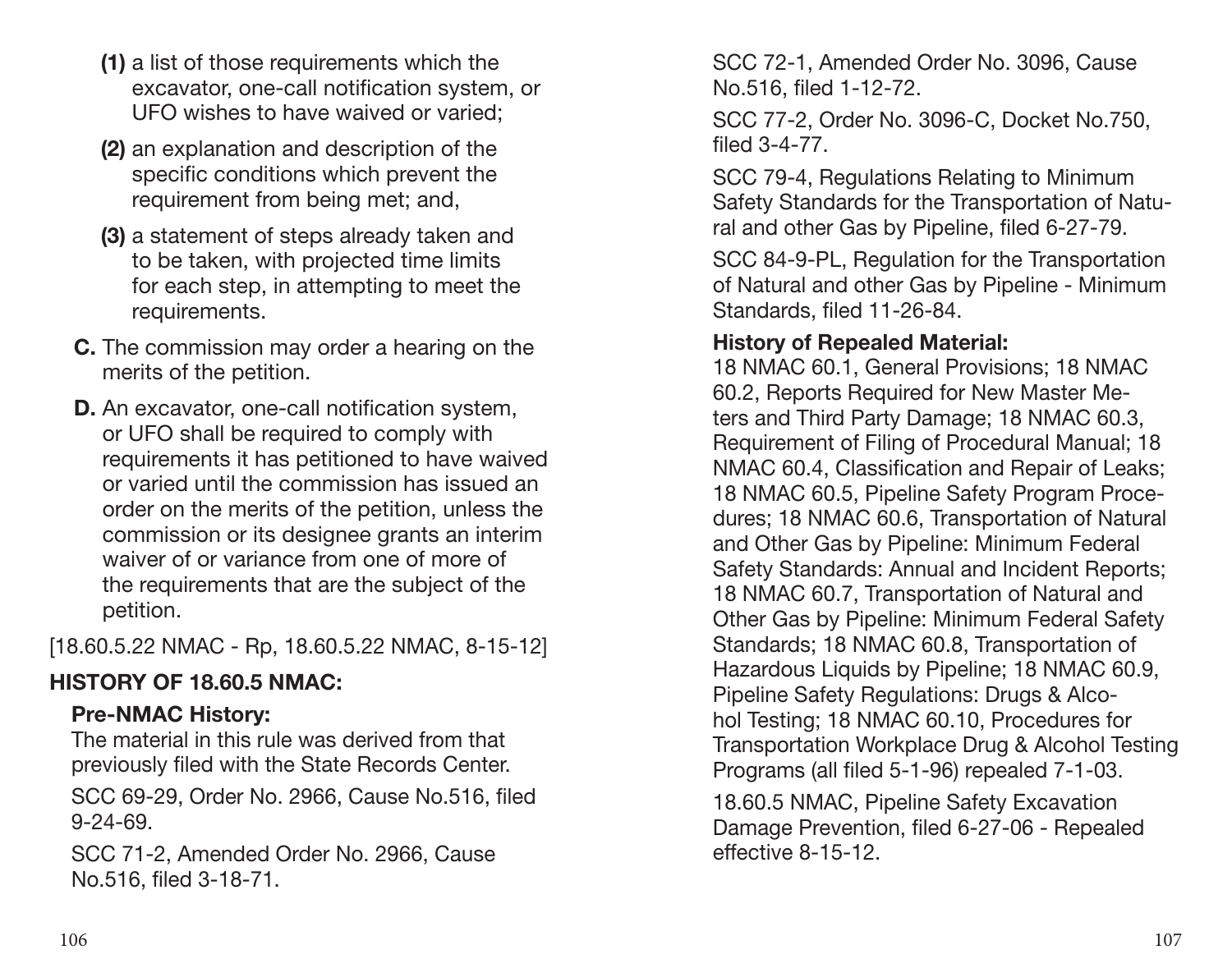**(1)** a list of those requirements which the excavator, one-call notification system, or UFO wishes to have waived or varied;

**(2)** an explanation and description of the specific conditions which prevent the requirement from being met; and,

**(3)** a statement of steps already taken and to be taken, with projected time limits for each step, in attempting to meet the requirements.

**C.** The commission may order a hearing on the merits of the petition.

**D.** An excavator, one-call notification system, or UFO shall be required to comply with requirements it has petitioned to have waived or varied until the commission has issued an order on the merits of the petition, unless the commission or its designee grants an interim waiver of or variance from one of more of the requirements that are the subject of the petition.

[18.60.5.22 NMAC - Rp, 18.60.5.22 NMAC, 8-15-12]

**HISTORY OF 18.60.5 NMAC:**

**Pre-NMAC History:**
The material in this rule was derived from that previously filed with the State Records Center.

SCC 69-29, Order No. 2966, Cause No.516, filed 9-24-69.

SCC 71-2, Amended Order No. 2966, Cause No.516, filed 3-18-71.

SCC 72-1, Amended Order No. 3096, Cause No.516, filed 1-12-72.

SCC 77-2, Order No. 3096-C, Docket No.750, filed 3-4-77.

SCC 79-4, Regulations Relating to Minimum Safety Standards for the Transportation of Natural and other Gas by Pipeline, filed 6-27-79.

SCC 84-9-PL, Regulation for the Transportation of Natural and other Gas by Pipeline - Minimum Standards, filed 11-26-84.

**History of Repealed Material:**
18 NMAC 60.1, General Provisions; 18 NMAC 60.2, Reports Required for New Master Meters and Third Party Damage; 18 NMAC 60.3, Requirement of Filing of Procedural Manual; 18 NMAC 60.4, Classification and Repair of Leaks; 18 NMAC 60.5, Pipeline Safety Program Procedures; 18 NMAC 60.6, Transportation of Natural and Other Gas by Pipeline: Minimum Federal Safety Standards: Annual and Incident Reports; 18 NMAC 60.7, Transportation of Natural and Other Gas by Pipeline: Minimum Federal Safety Standards; 18 NMAC 60.8, Transportation of Hazardous Liquids by Pipeline; 18 NMAC 60.9, Pipeline Safety Regulations: Drugs & Alcohol Testing; 18 NMAC 60.10, Procedures for Transportation Workplace Drug & Alcohol Testing Programs (all filed 5-1-96) repealed 7-1-03.

18.60.5 NMAC, Pipeline Safety Excavation Damage Prevention, filed 6-27-06 - Repealed effective 8-15-12.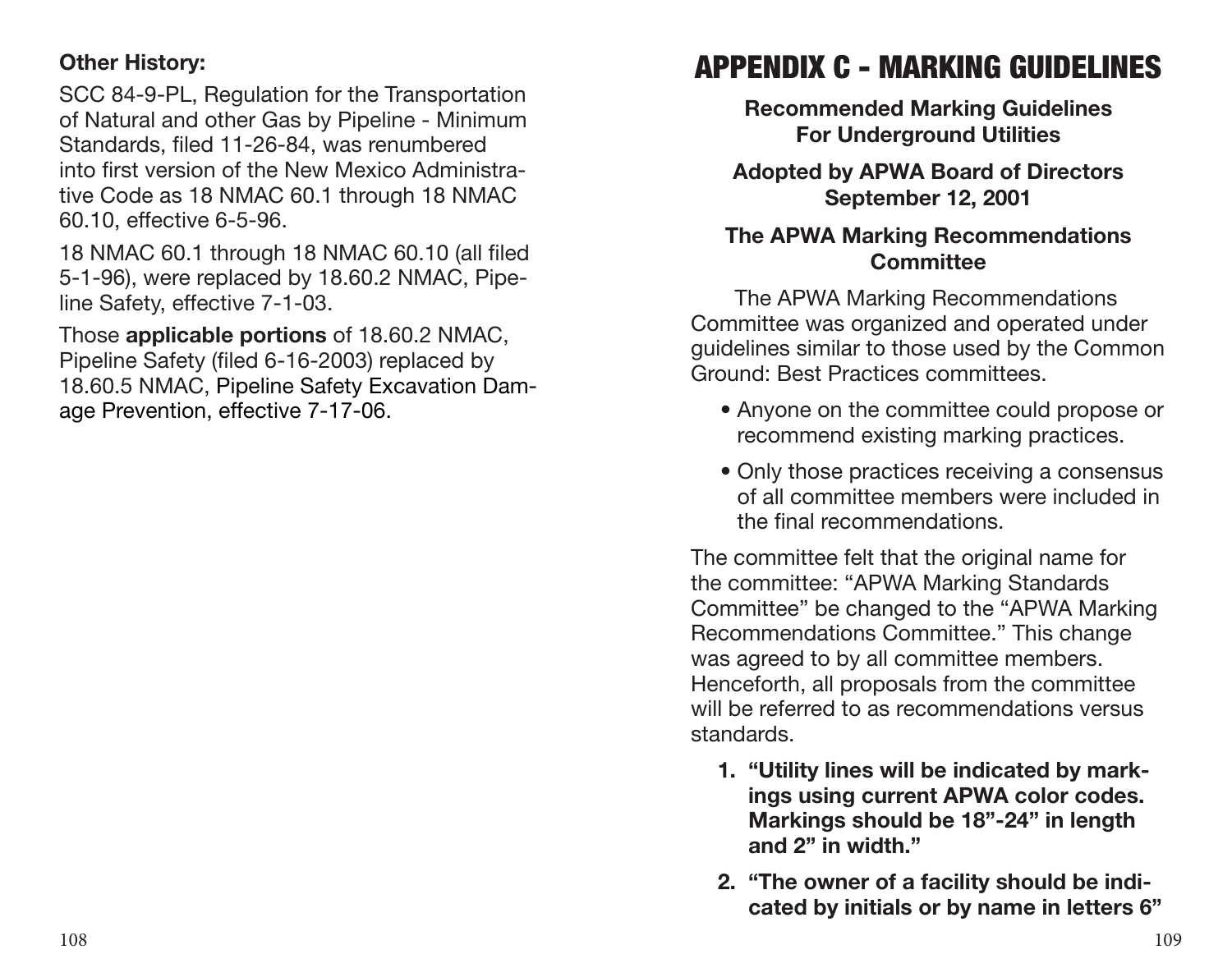**Other History:**

SCC 84-9-PL, Regulation for the Transportation of Natural and other Gas by Pipeline - Minimum Standards, filed 11-26-84, was renumbered into first version of the New Mexico Administrative Code as 18 NMAC 60.1 through 18 NMAC 60.10, effective 6-5-96.

18 NMAC 60.1 through 18 NMAC 60.10 (all filed 5-1-96), were replaced by 18.60.2 NMAC, Pipeline Safety, effective 7-1-03.

Those **applicable portions** of 18.60.2 NMAC, Pipeline Safety (filed 6-16-2003) replaced by 18.60.5 NMAC, Pipeline Safety Excavation Damage Prevention, effective 7-17-06.

# APPENDIX C - MARKING GUIDELINES

**Recommended Marking Guidelines For Underground Utilities**

**Adopted by APWA Board of Directors September 12, 2001**

**The APWA Marking Recommendations Committee**

The APWA Marking Recommendations Committee was organized and operated under guidelines similar to those used by the Common Ground: Best Practices committees.

- Anyone on the committee could propose or recommend existing marking practices.
- Only those practices receiving a consensus of all committee members were included in the final recommendations.

The committee felt that the original name for the committee: "APWA Marking Standards Committee" be changed to the "APWA Marking Recommendations Committee." This change was agreed to by all committee members. Henceforth, all proposals from the committee will be referred to as recommendations versus standards.

1. **"Utility lines will be indicated by markings using current APWA color codes. Markings should be 18"-24" in length and 2" in width."**
2. **"The owner of a facility should be indicated by initials or by name in letters 6"**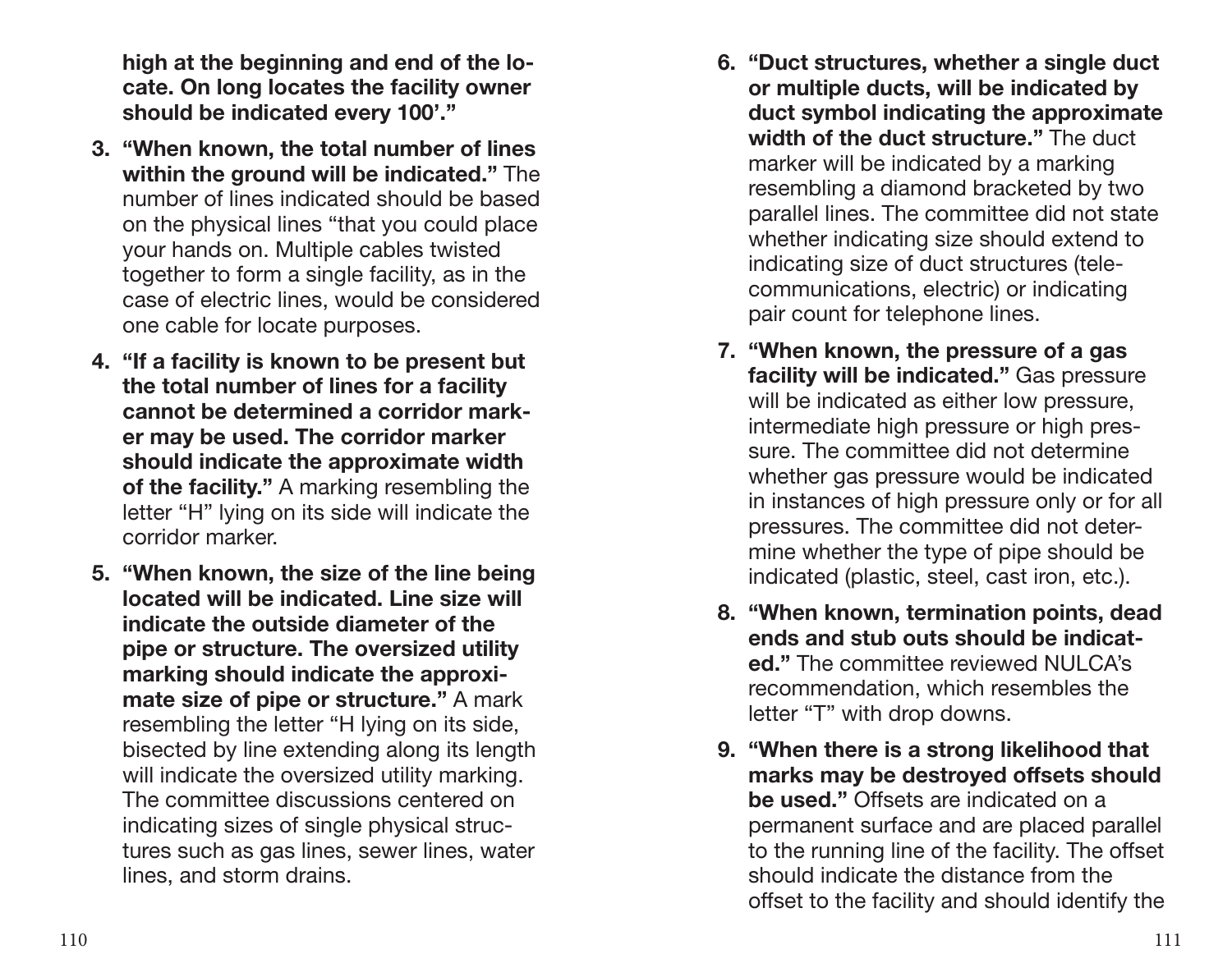**high at the beginning and end of the locate. On long locates the facility owner should be indicated every 100'."**

3. **"When known, the total number of lines within the ground will be indicated."** The number of lines indicated should be based on the physical lines "that you could place your hands on. Multiple cables twisted together to form a single facility, as in the case of electric lines, would be considered one cable for locate purposes.

4. **"If a facility is known to be present but the total number of lines for a facility cannot be determined a corridor marker may be used. The corridor marker should indicate the approximate width of the facility."** A marking resembling the letter "H" lying on its side will indicate the corridor marker.

5. **"When known, the size of the line being located will be indicated. Line size will indicate the outside diameter of the pipe or structure. The oversized utility marking should indicate the approximate size of pipe or structure."** A mark resembling the letter "H lying on its side, bisected by line extending along its length will indicate the oversized utility marking. The committee discussions centered on indicating sizes of single physical structures such as gas lines, sewer lines, water lines, and storm drains.

6. **"Duct structures, whether a single duct or multiple ducts, will be indicated by duct symbol indicating the approximate width of the duct structure."** The duct marker will be indicated by a marking resembling a diamond bracketed by two parallel lines. The committee did not state whether indicating size should extend to indicating size of duct structures (telecommunications, electric) or indicating pair count for telephone lines.

7. **"When known, the pressure of a gas facility will be indicated."** Gas pressure will be indicated as either low pressure, intermediate high pressure or high pressure. The committee did not determine whether gas pressure would be indicated in instances of high pressure only or for all pressures. The committee did not determine whether the type of pipe should be indicated (plastic, steel, cast iron, etc.).

8. **"When known, termination points, dead ends and stub outs should be indicated."** The committee reviewed NULCA's recommendation, which resembles the letter "T" with drop downs.

9. **"When there is a strong likelihood that marks may be destroyed offsets should be used."** Offsets are indicated on a permanent surface and are placed parallel to the running line of the facility. The offset should indicate the distance from the offset to the facility and should identify the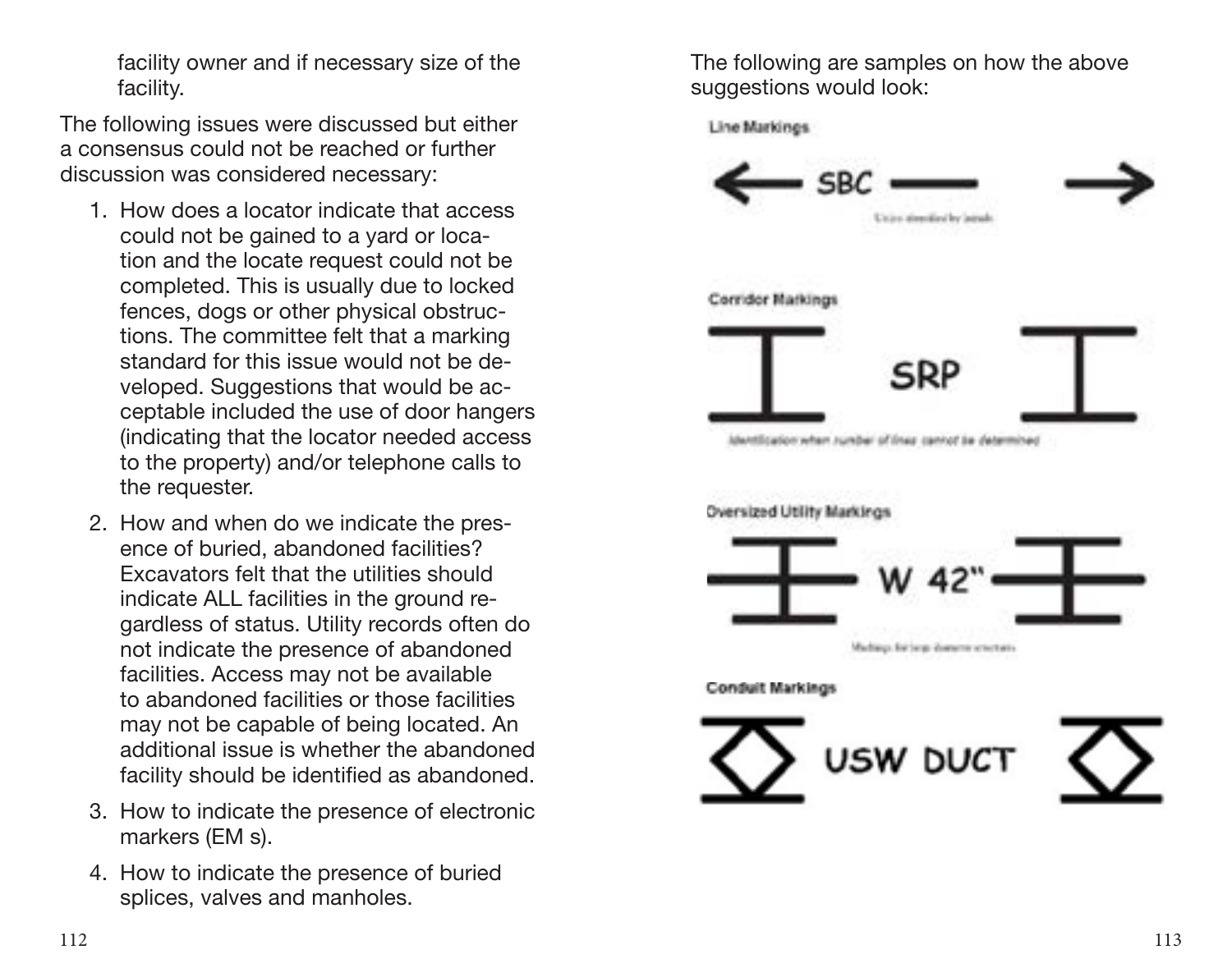facility owner and if necessary size of the facility.

The following issues were discussed but either a consensus could not be reached or further discussion was considered necessary:

1. How does a locator indicate that access could not be gained to a yard or location and the locate request could not be completed. This is usually due to locked fences, dogs or other physical obstructions. The committee felt that a marking standard for this issue would not be developed. Suggestions that would be acceptable included the use of door hangers (indicating that the locator needed access to the property) and/or telephone calls to the requester.
2. How and when do we indicate the presence of buried, abandoned facilities? Excavators felt that the utilities should indicate ALL facilities in the ground regardless of status. Utility records often do not indicate the presence of abandoned facilities. Access may not be available to abandoned facilities or those facilities may not be capable of being located. An additional issue is whether the abandoned facility should be identified as abandoned.
3. How to indicate the presence of electronic markers (EM s).
4. How to indicate the presence of buried splices, valves and manholes.

The following are samples on how the above suggestions would look:

**Line Markings**

← SBC —— →

**Corridor Markings**

SRP

Identification when number of lines cannot be determined

**Oversized Utility Markings**

W 42"

Markings for large diameter structures

**Conduit Markings**

USW DUCT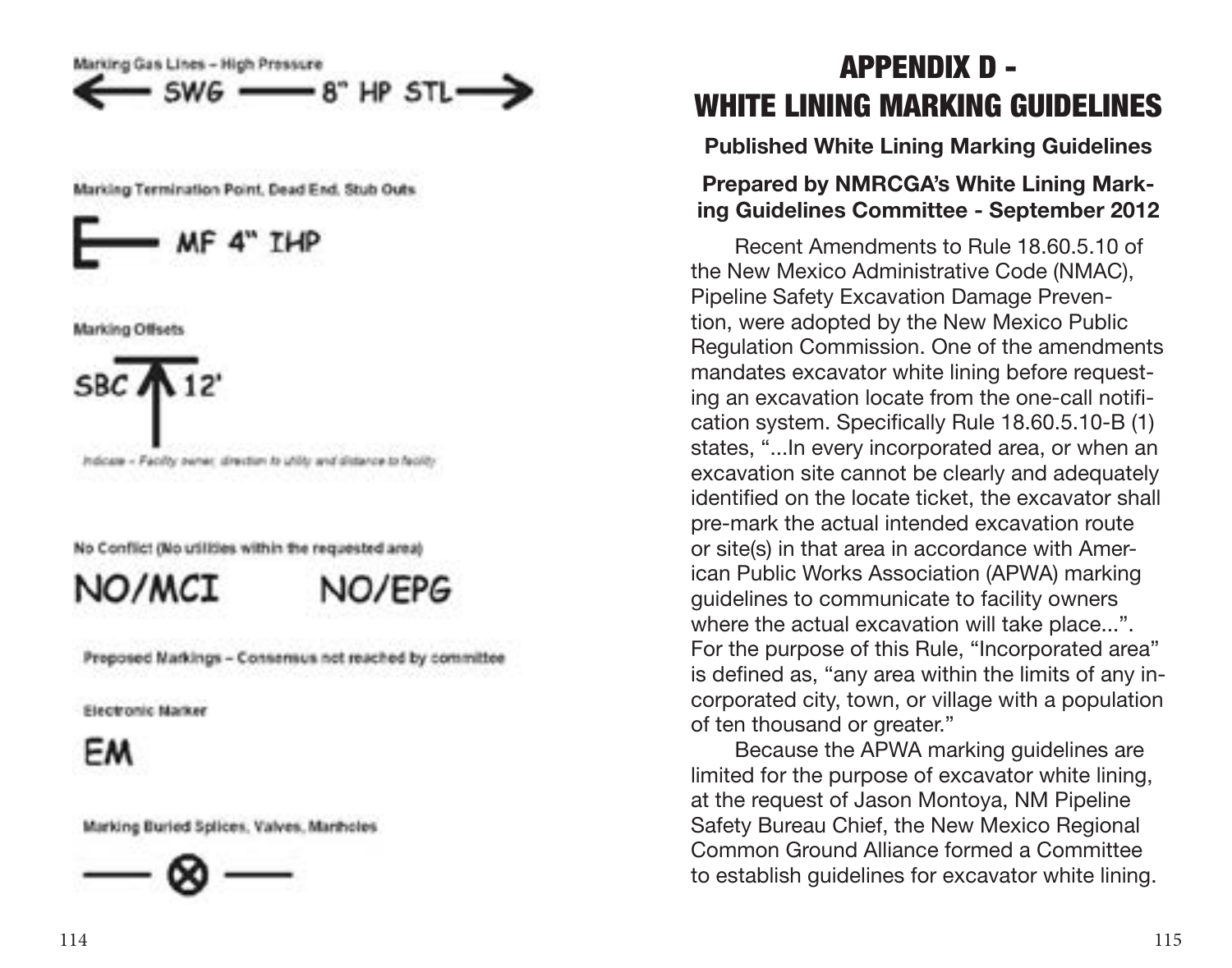Marking Gas Lines – High Pressure

← SWG —— 8" HP STL →

Marking Termination Point, Dead End, Stub Outs

MF 4" IHP

Marking Offsets

SBC 12'

Indicate – Facility owner, direction to utility and distance to facility

No Conflict (No utilities within the requested area)

NO/MCI NO/EPG

Proposed Markings – Consensus not reached by committee

Electronic Marker

EM

Marking Buried Splices, Valves, Manholes

—— ⊗ ——

# APPENDIX D - WHITE LINING MARKING GUIDELINES

**Published White Lining Marking Guidelines**

**Prepared by NMRCGA's White Lining Marking Guidelines Committee - September 2012**

Recent Amendments to Rule 18.60.5.10 of the New Mexico Administrative Code (NMAC), Pipeline Safety Excavation Damage Prevention, were adopted by the New Mexico Public Regulation Commission. One of the amendments mandates excavator white lining before requesting an excavation locate from the one-call notification system. Specifically Rule 18.60.5.10-B (1) states, "...In every incorporated area, or when an excavation site cannot be clearly and adequately identified on the locate ticket, the excavator shall pre-mark the actual intended excavation route or site(s) in that area in accordance with American Public Works Association (APWA) marking guidelines to communicate to facility owners where the actual excavation will take place...". For the purpose of this Rule, "Incorporated area" is defined as, "any area within the limits of any incorporated city, town, or village with a population of ten thousand or greater."

Because the APWA marking guidelines are limited for the purpose of excavator white lining, at the request of Jason Montoya, NM Pipeline Safety Bureau Chief, the New Mexico Regional Common Ground Alliance formed a Committee to establish guidelines for excavator white lining.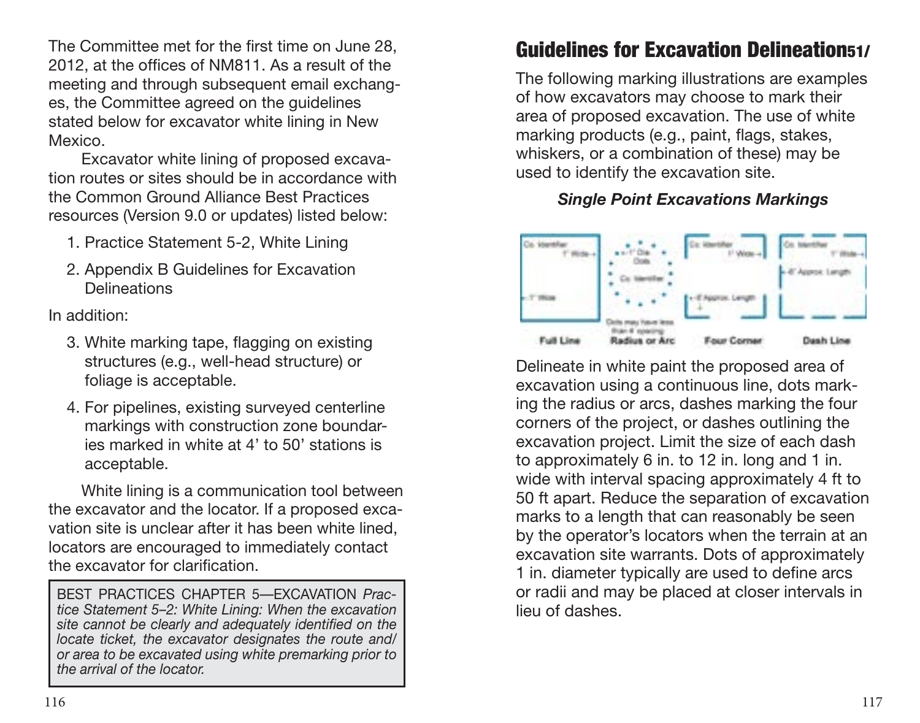The Committee met for the first time on June 28, 2012, at the offices of NM811. As a result of the meeting and through subsequent email exchanges, the Committee agreed on the guidelines stated below for excavator white lining in New Mexico.

Excavator white lining of proposed excavation routes or sites should be in accordance with the Common Ground Alliance Best Practices resources (Version 9.0 or updates) listed below:

1. Practice Statement 5-2, White Lining
2. Appendix B Guidelines for Excavation Delineations

In addition:

3. White marking tape, flagging on existing structures (e.g., well-head structure) or foliage is acceptable.
4. For pipelines, existing surveyed centerline markings with construction zone boundaries marked in white at 4' to 50' stations is acceptable.

White lining is a communication tool between the excavator and the locator. If a proposed excavation site is unclear after it has been white lined, locators are encouraged to immediately contact the excavator for clarification.

> BEST PRACTICES CHAPTER 5—EXCAVATION *Practice Statement 5–2: White Lining: When the excavation site cannot be clearly and adequately identified on the locate ticket, the excavator designates the route and/or area to be excavated using white premarking prior to the arrival of the locator.*

## Guidelines for Excavation Delineation51/

The following marking illustrations are examples of how excavators may choose to mark their area of proposed excavation. The use of white marking products (e.g., paint, flags, stakes, whiskers, or a combination of these) may be used to identify the excavation site.

***Single Point Excavations Markings***

Co. Identifier 1" Wide 1" Wide — Full Line

1" Dia. Dots Co. Identifier Dots may have less than 4' spacing — Radius or Arc

Co. Identifier 1" Wide 6' Approx. Length — Four Corner

Co. Identifier 1" Wide 6' Approx. Length — Dash Line

Delineate in white paint the proposed area of excavation using a continuous line, dots marking the radius or arcs, dashes marking the four corners of the project, or dashes outlining the excavation project. Limit the size of each dash to approximately 6 in. to 12 in. long and 1 in. wide with interval spacing approximately 4 ft to 50 ft apart. Reduce the separation of excavation marks to a length that can reasonably be seen by the operator's locators when the terrain at an excavation site warrants. Dots of approximately 1 in. diameter typically are used to define arcs or radii and may be placed at closer intervals in lieu of dashes.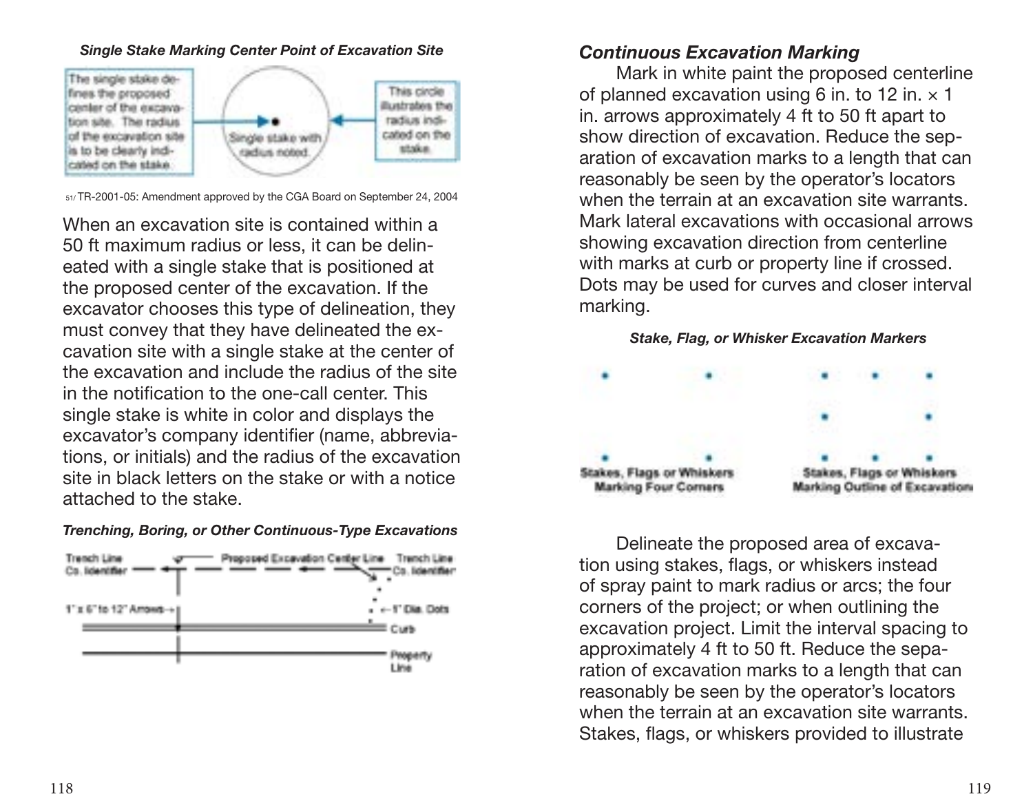***Single Stake Marking Center Point of Excavation Site***

The single stake defines the proposed center of the excavation site. The radius of the excavation site is to be clearly indicated on the stake.

Single stake with radius noted

This circle illustrates the radius indicated on the stake.

[51] TR-2001-05: Amendment approved by the CGA Board on September 24, 2004

When an excavation site is contained within a 50 ft maximum radius or less, it can be delineated with a single stake that is positioned at the proposed center of the excavation. If the excavator chooses this type of delineation, they must convey that they have delineated the excavation site with a single stake at the center of the excavation and include the radius of the site in the notification to the one-call center. This single stake is white in color and displays the excavator's company identifier (name, abbreviations, or initials) and the radius of the excavation site in black letters on the stake or with a notice attached to the stake.

***Trenching, Boring, or Other Continuous-Type Excavations***

Trench Line Co. Identifier — Proposed Excavation Center Line — Trench Line Co. Identifier

1" x 6" to 12" Arrows — 1" Dia. Dots — Curb — Property Line

### *Continuous Excavation Marking*

Mark in white paint the proposed centerline of planned excavation using 6 in. to 12 in. × 1 in. arrows approximately 4 ft to 50 ft apart to show direction of excavation. Reduce the separation of excavation marks to a length that can reasonably be seen by the operator's locators when the terrain at an excavation site warrants. Mark lateral excavations with occasional arrows showing excavation direction from centerline with marks at curb or property line if crossed. Dots may be used for curves and closer interval marking.

***Stake, Flag, or Whisker Excavation Markers***

Stakes, Flags or Whiskers Marking Four Corners

Stakes, Flags or Whiskers Marking Outline of Excavation

Delineate the proposed area of excavation using stakes, flags, or whiskers instead of spray paint to mark radius or arcs; the four corners of the project; or when outlining the excavation project. Limit the interval spacing to approximately 4 ft to 50 ft. Reduce the separation of excavation marks to a length that can reasonably be seen by the operator's locators when the terrain at an excavation site warrants. Stakes, flags, or whiskers provided to illustrate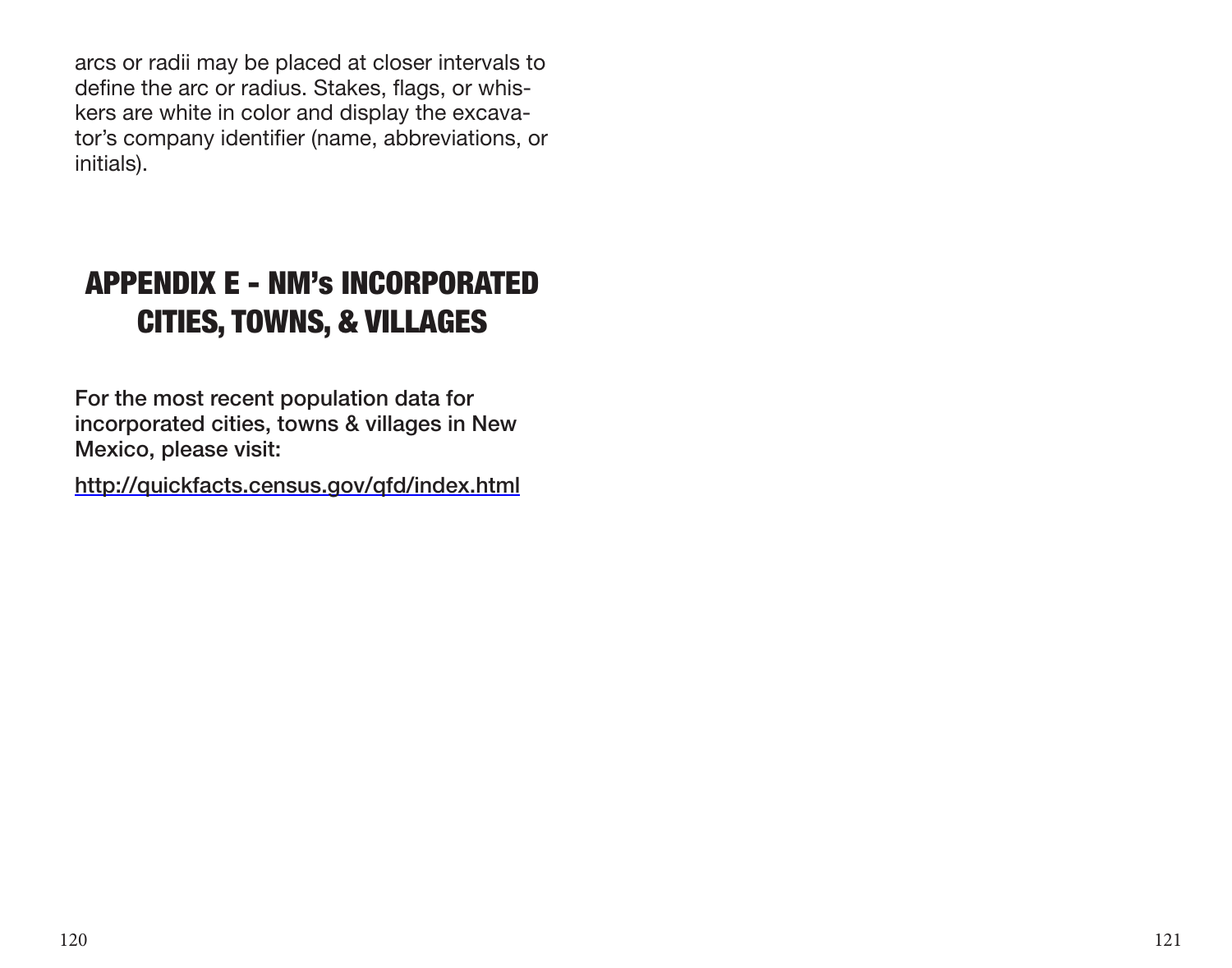arcs or radii may be placed at closer intervals to define the arc or radius. Stakes, flags, or whiskers are white in color and display the excavator's company identifier (name, abbreviations, or initials).

# APPENDIX E - NM's INCORPORATED CITIES, TOWNS, & VILLAGES

**For the most recent population data for incorporated cities, towns & villages in New Mexico, please visit:**

**http://quickfacts.census.gov/qfd/index.html**